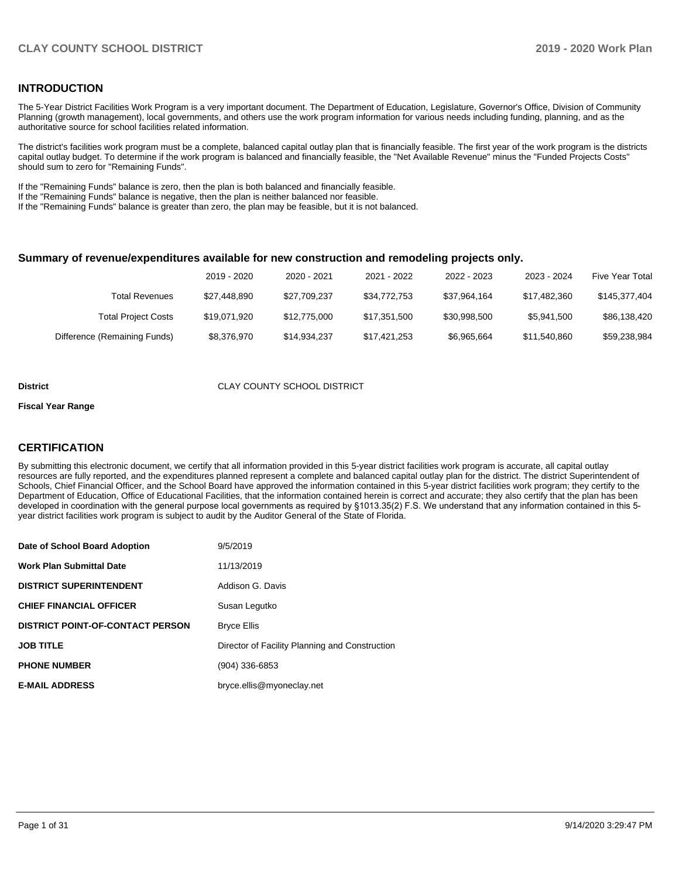## INTRODUCTION

The 5-Year District Facilities Work Program is a very important document. The Department of Education, Legislature, Governor's Office, Division of Community Planning (growth management), local governments, and others use the work program information for various needs including funding, planning, and as the authoritative source for school facilities related information.

The district's facilities work program must be a complete, balanced capital outlay plan that is financially feasible. The first year of the work program is the districts capital outlay budget. To determine if the work program is balanced and financially feasible, the "Net Available Revenue" minus the "Funded Projects Costs" should sum to zero for "Remaining Funds".

If the "Remaining Funds" balance is zero, then the plan is both balanced and financially feasible.
If the "Remaining Funds" balance is negative, then the plan is neither balanced nor feasible.
If the "Remaining Funds" balance is greater than zero, the plan may be feasible, but it is not balanced.

### Summary of revenue/expenditures available for new construction and remodeling projects only.

| | 2019 - 2020 | 2020 - 2021 | 2021 - 2022 | 2022 - 2023 | 2023 - 2024 | Five Year Total |
|---|---|---|---|---|---|---|
| Total Revenues | $27,448,890 | $27,709,237 | $34,772,753 | $37,964,164 | $17,482,360 | $145,377,404 |
| Total Project Costs | $19,071,920 | $12,775,000 | $17,351,500 | $30,998,500 | $5,941,500 | $86,138,420 |
| Difference (Remaining Funds) | $8,376,970 | $14,934,237 | $17,421,253 | $6,965,664 | $11,540,860 | $59,238,984 |

**District** CLAY COUNTY SCHOOL DISTRICT

**Fiscal Year Range**

## CERTIFICATION

By submitting this electronic document, we certify that all information provided in this 5-year district facilities work program is accurate, all capital outlay resources are fully reported, and the expenditures planned represent a complete and balanced capital outlay plan for the district. The district Superintendent of Schools, Chief Financial Officer, and the School Board have approved the information contained in this 5-year district facilities work program; they certify to the Department of Education, Office of Educational Facilities, that the information contained herein is correct and accurate; they also certify that the plan has been developed in coordination with the general purpose local governments as required by §1013.35(2) F.S. We understand that any information contained in this 5-year district facilities work program is subject to audit by the Auditor General of the State of Florida.

| | |
|---|---|
| **Date of School Board Adoption** | 9/5/2019 |
| **Work Plan Submittal Date** | 11/13/2019 |
| **DISTRICT SUPERINTENDENT** | Addison G. Davis |
| **CHIEF FINANCIAL OFFICER** | Susan Legutko |
| **DISTRICT POINT-OF-CONTACT PERSON** | Bryce Ellis |
| **JOB TITLE** | Director of Facility Planning and Construction |
| **PHONE NUMBER** | (904) 336-6853 |
| **E-MAIL ADDRESS** | bryce.ellis@myoneclay.net |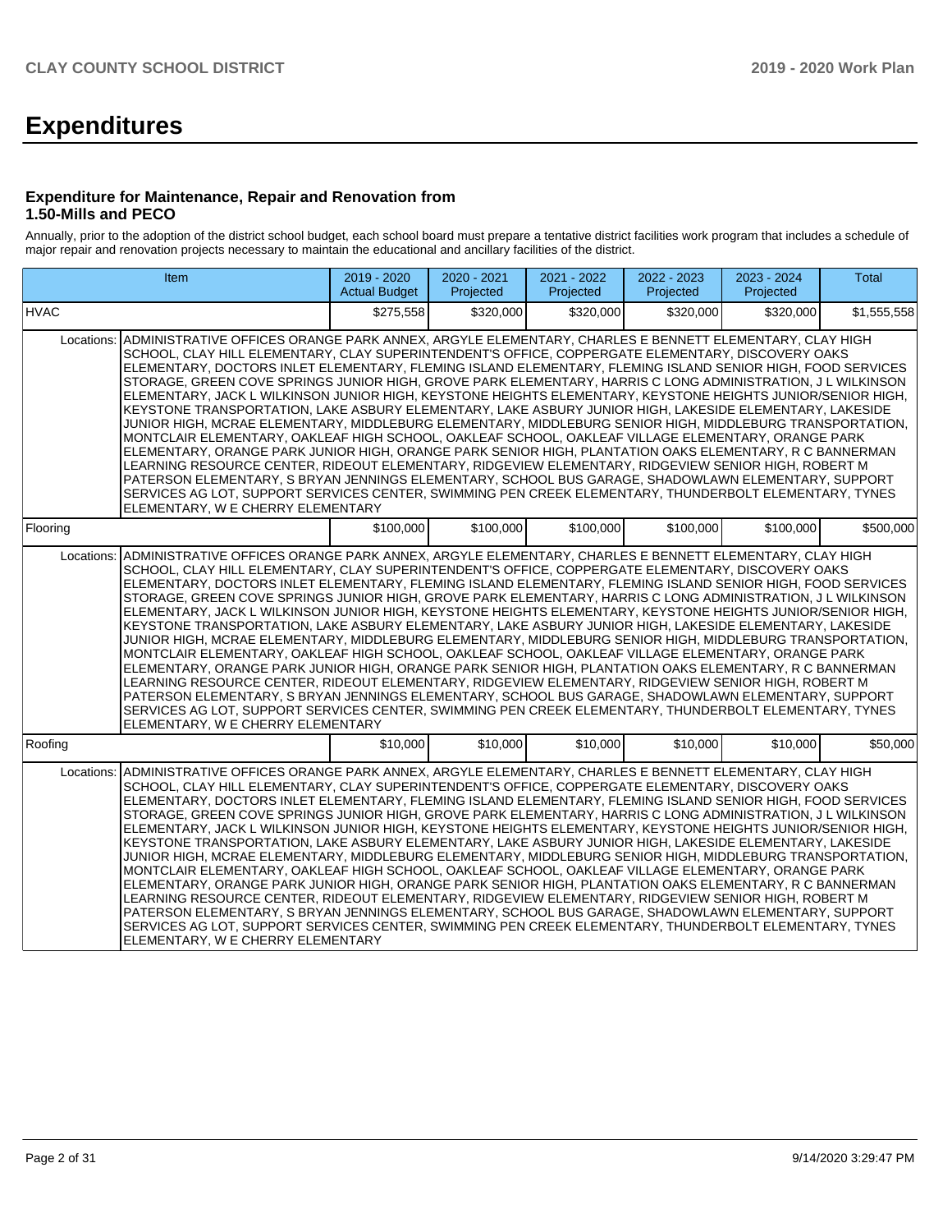# Expenditures

### Expenditure for Maintenance, Repair and Renovation from 1.50-Mills and PECO

Annually, prior to the adoption of the district school budget, each school board must prepare a tentative district facilities work program that includes a schedule of major repair and renovation projects necessary to maintain the educational and ancillary facilities of the district.

| Item | | 2019 - 2020 Actual Budget | 2020 - 2021 Projected | 2021 - 2022 Projected | 2022 - 2023 Projected | 2023 - 2024 Projected | Total |
|---|---|---|---|---|---|---|---|
| HVAC | | $275,558 | $320,000 | $320,000 | $320,000 | $320,000 | $1,555,558 |
| Locations: | ADMINISTRATIVE OFFICES ORANGE PARK ANNEX, ARGYLE ELEMENTARY, CHARLES E BENNETT ELEMENTARY, CLAY HIGH SCHOOL, CLAY HILL ELEMENTARY, CLAY SUPERINTENDENT'S OFFICE, COPPERGATE ELEMENTARY, DISCOVERY OAKS ELEMENTARY, DOCTORS INLET ELEMENTARY, FLEMING ISLAND ELEMENTARY, FLEMING ISLAND SENIOR HIGH, FOOD SERVICES STORAGE, GREEN COVE SPRINGS JUNIOR HIGH, GROVE PARK ELEMENTARY, HARRIS C LONG ADMINISTRATION, J L WILKINSON ELEMENTARY, JACK L WILKINSON JUNIOR HIGH, KEYSTONE HEIGHTS ELEMENTARY, KEYSTONE HEIGHTS JUNIOR/SENIOR HIGH, KEYSTONE TRANSPORTATION, LAKE ASBURY ELEMENTARY, LAKE ASBURY JUNIOR HIGH, LAKESIDE ELEMENTARY, LAKESIDE JUNIOR HIGH, MCRAE ELEMENTARY, MIDDLEBURG ELEMENTARY, MIDDLEBURG SENIOR HIGH, MIDDLEBURG TRANSPORTATION, MONTCLAIR ELEMENTARY, OAKLEAF HIGH SCHOOL, OAKLEAF SCHOOL, OAKLEAF VILLAGE ELEMENTARY, ORANGE PARK ELEMENTARY, ORANGE PARK JUNIOR HIGH, ORANGE PARK SENIOR HIGH, PLANTATION OAKS ELEMENTARY, R C BANNERMAN LEARNING RESOURCE CENTER, RIDEOUT ELEMENTARY, RIDGEVIEW ELEMENTARY, RIDGEVIEW SENIOR HIGH, ROBERT M PATERSON ELEMENTARY, S BRYAN JENNINGS ELEMENTARY, SCHOOL BUS GARAGE, SHADOWLAWN ELEMENTARY, SUPPORT SERVICES AG LOT, SUPPORT SERVICES CENTER, SWIMMING PEN CREEK ELEMENTARY, THUNDERBOLT ELEMENTARY, TYNES ELEMENTARY, W E CHERRY ELEMENTARY | | | | | | |
| Flooring | | $100,000 | $100,000 | $100,000 | $100,000 | $100,000 | $500,000 |
| Locations: | ADMINISTRATIVE OFFICES ORANGE PARK ANNEX, ARGYLE ELEMENTARY, CHARLES E BENNETT ELEMENTARY, CLAY HIGH SCHOOL, CLAY HILL ELEMENTARY, CLAY SUPERINTENDENT'S OFFICE, COPPERGATE ELEMENTARY, DISCOVERY OAKS ELEMENTARY, DOCTORS INLET ELEMENTARY, FLEMING ISLAND ELEMENTARY, FLEMING ISLAND SENIOR HIGH, FOOD SERVICES STORAGE, GREEN COVE SPRINGS JUNIOR HIGH, GROVE PARK ELEMENTARY, HARRIS C LONG ADMINISTRATION, J L WILKINSON ELEMENTARY, JACK L WILKINSON JUNIOR HIGH, KEYSTONE HEIGHTS ELEMENTARY, KEYSTONE HEIGHTS JUNIOR/SENIOR HIGH, KEYSTONE TRANSPORTATION, LAKE ASBURY ELEMENTARY, LAKE ASBURY JUNIOR HIGH, LAKESIDE ELEMENTARY, LAKESIDE JUNIOR HIGH, MCRAE ELEMENTARY, MIDDLEBURG ELEMENTARY, MIDDLEBURG SENIOR HIGH, MIDDLEBURG TRANSPORTATION, MONTCLAIR ELEMENTARY, OAKLEAF HIGH SCHOOL, OAKLEAF SCHOOL, OAKLEAF VILLAGE ELEMENTARY, ORANGE PARK ELEMENTARY, ORANGE PARK JUNIOR HIGH, ORANGE PARK SENIOR HIGH, PLANTATION OAKS ELEMENTARY, R C BANNERMAN LEARNING RESOURCE CENTER, RIDEOUT ELEMENTARY, RIDGEVIEW ELEMENTARY, RIDGEVIEW SENIOR HIGH, ROBERT M PATERSON ELEMENTARY, S BRYAN JENNINGS ELEMENTARY, SCHOOL BUS GARAGE, SHADOWLAWN ELEMENTARY, SUPPORT SERVICES AG LOT, SUPPORT SERVICES CENTER, SWIMMING PEN CREEK ELEMENTARY, THUNDERBOLT ELEMENTARY, TYNES ELEMENTARY, W E CHERRY ELEMENTARY | | | | | | |
| Roofing | | $10,000 | $10,000 | $10,000 | $10,000 | $10,000 | $50,000 |
| Locations: | ADMINISTRATIVE OFFICES ORANGE PARK ANNEX, ARGYLE ELEMENTARY, CHARLES E BENNETT ELEMENTARY, CLAY HIGH SCHOOL, CLAY HILL ELEMENTARY, CLAY SUPERINTENDENT'S OFFICE, COPPERGATE ELEMENTARY, DISCOVERY OAKS ELEMENTARY, DOCTORS INLET ELEMENTARY, FLEMING ISLAND ELEMENTARY, FLEMING ISLAND SENIOR HIGH, FOOD SERVICES STORAGE, GREEN COVE SPRINGS JUNIOR HIGH, GROVE PARK ELEMENTARY, HARRIS C LONG ADMINISTRATION, J L WILKINSON ELEMENTARY, JACK L WILKINSON JUNIOR HIGH, KEYSTONE HEIGHTS ELEMENTARY, KEYSTONE HEIGHTS JUNIOR/SENIOR HIGH, KEYSTONE TRANSPORTATION, LAKE ASBURY ELEMENTARY, LAKE ASBURY JUNIOR HIGH, LAKESIDE ELEMENTARY, LAKESIDE JUNIOR HIGH, MCRAE ELEMENTARY, MIDDLEBURG ELEMENTARY, MIDDLEBURG SENIOR HIGH, MIDDLEBURG TRANSPORTATION, MONTCLAIR ELEMENTARY, OAKLEAF HIGH SCHOOL, OAKLEAF SCHOOL, OAKLEAF VILLAGE ELEMENTARY, ORANGE PARK ELEMENTARY, ORANGE PARK JUNIOR HIGH, ORANGE PARK SENIOR HIGH, PLANTATION OAKS ELEMENTARY, R C BANNERMAN LEARNING RESOURCE CENTER, RIDEOUT ELEMENTARY, RIDGEVIEW ELEMENTARY, RIDGEVIEW SENIOR HIGH, ROBERT M PATERSON ELEMENTARY, S BRYAN JENNINGS ELEMENTARY, SCHOOL BUS GARAGE, SHADOWLAWN ELEMENTARY, SUPPORT SERVICES AG LOT, SUPPORT SERVICES CENTER, SWIMMING PEN CREEK ELEMENTARY, THUNDERBOLT ELEMENTARY, TYNES ELEMENTARY, W E CHERRY ELEMENTARY | | | | | | |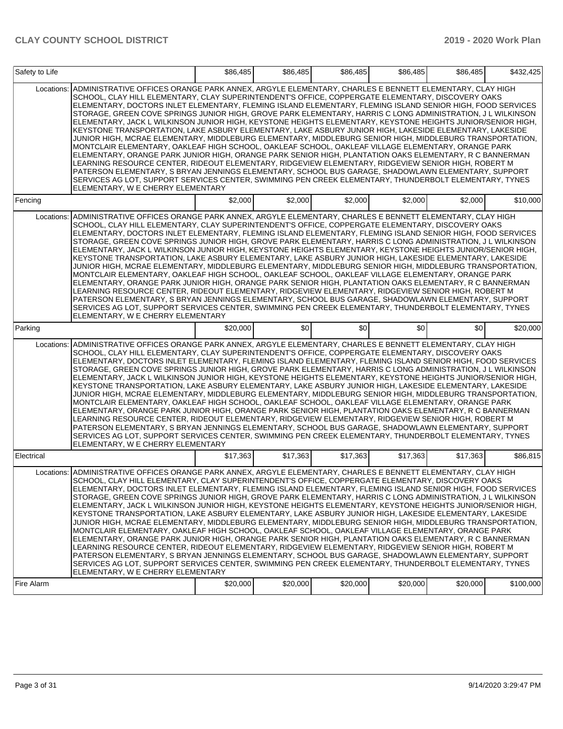| | | | | | | |
|---|---|---|---|---|---|---|
| Safety to Life | | $86,485 | $86,485 | $86,485 | $86,485 | $86,485 | $432,425 |
| Locations: | ADMINISTRATIVE OFFICES ORANGE PARK ANNEX, ARGYLE ELEMENTARY, CHARLES E BENNETT ELEMENTARY, CLAY HIGH SCHOOL, CLAY HILL ELEMENTARY, CLAY SUPERINTENDENT'S OFFICE, COPPERGATE ELEMENTARY, DISCOVERY OAKS ELEMENTARY, DOCTORS INLET ELEMENTARY, FLEMING ISLAND ELEMENTARY, FLEMING ISLAND SENIOR HIGH, FOOD SERVICES STORAGE, GREEN COVE SPRINGS JUNIOR HIGH, GROVE PARK ELEMENTARY, HARRIS C LONG ADMINISTRATION, J L WILKINSON ELEMENTARY, JACK L WILKINSON JUNIOR HIGH, KEYSTONE HEIGHTS ELEMENTARY, KEYSTONE HEIGHTS JUNIOR/SENIOR HIGH, KEYSTONE TRANSPORTATION, LAKE ASBURY ELEMENTARY, LAKE ASBURY JUNIOR HIGH, LAKESIDE ELEMENTARY, LAKESIDE JUNIOR HIGH, MCRAE ELEMENTARY, MIDDLEBURG ELEMENTARY, MIDDLEBURG SENIOR HIGH, MIDDLEBURG TRANSPORTATION, MONTCLAIR ELEMENTARY, OAKLEAF HIGH SCHOOL, OAKLEAF SCHOOL, OAKLEAF VILLAGE ELEMENTARY, ORANGE PARK ELEMENTARY, ORANGE PARK JUNIOR HIGH, ORANGE PARK SENIOR HIGH, PLANTATION OAKS ELEMENTARY, R C BANNERMAN LEARNING RESOURCE CENTER, RIDEOUT ELEMENTARY, RIDGEVIEW ELEMENTARY, RIDGEVIEW SENIOR HIGH, ROBERT M PATERSON ELEMENTARY, S BRYAN JENNINGS ELEMENTARY, SCHOOL BUS GARAGE, SHADOWLAWN ELEMENTARY, SUPPORT SERVICES AG LOT, SUPPORT SERVICES CENTER, SWIMMING PEN CREEK ELEMENTARY, THUNDERBOLT ELEMENTARY, TYNES ELEMENTARY, W E CHERRY ELEMENTARY | | | | | | |
| Fencing | | $2,000 | $2,000 | $2,000 | $2,000 | $2,000 | $10,000 |
| Locations: | ADMINISTRATIVE OFFICES ORANGE PARK ANNEX, ARGYLE ELEMENTARY, CHARLES E BENNETT ELEMENTARY, CLAY HIGH SCHOOL, CLAY HILL ELEMENTARY, CLAY SUPERINTENDENT'S OFFICE, COPPERGATE ELEMENTARY, DISCOVERY OAKS ELEMENTARY, DOCTORS INLET ELEMENTARY, FLEMING ISLAND ELEMENTARY, FLEMING ISLAND SENIOR HIGH, FOOD SERVICES STORAGE, GREEN COVE SPRINGS JUNIOR HIGH, GROVE PARK ELEMENTARY, HARRIS C LONG ADMINISTRATION, J L WILKINSON ELEMENTARY, JACK L WILKINSON JUNIOR HIGH, KEYSTONE HEIGHTS ELEMENTARY, KEYSTONE HEIGHTS JUNIOR/SENIOR HIGH, KEYSTONE TRANSPORTATION, LAKE ASBURY ELEMENTARY, LAKE ASBURY JUNIOR HIGH, LAKESIDE ELEMENTARY, LAKESIDE JUNIOR HIGH, MCRAE ELEMENTARY, MIDDLEBURG ELEMENTARY, MIDDLEBURG SENIOR HIGH, MIDDLEBURG TRANSPORTATION, MONTCLAIR ELEMENTARY, OAKLEAF HIGH SCHOOL, OAKLEAF SCHOOL, OAKLEAF VILLAGE ELEMENTARY, ORANGE PARK ELEMENTARY, ORANGE PARK JUNIOR HIGH, ORANGE PARK SENIOR HIGH, PLANTATION OAKS ELEMENTARY, R C BANNERMAN LEARNING RESOURCE CENTER, RIDEOUT ELEMENTARY, RIDGEVIEW ELEMENTARY, RIDGEVIEW SENIOR HIGH, ROBERT M PATERSON ELEMENTARY, S BRYAN JENNINGS ELEMENTARY, SCHOOL BUS GARAGE, SHADOWLAWN ELEMENTARY, SUPPORT SERVICES AG LOT, SUPPORT SERVICES CENTER, SWIMMING PEN CREEK ELEMENTARY, THUNDERBOLT ELEMENTARY, TYNES ELEMENTARY, W E CHERRY ELEMENTARY | | | | | | |
| Parking | | $20,000 | $0 | $0 | $0 | $0 | $20,000 |
| Locations: | ADMINISTRATIVE OFFICES ORANGE PARK ANNEX, ARGYLE ELEMENTARY, CHARLES E BENNETT ELEMENTARY, CLAY HIGH SCHOOL, CLAY HILL ELEMENTARY, CLAY SUPERINTENDENT'S OFFICE, COPPERGATE ELEMENTARY, DISCOVERY OAKS ELEMENTARY, DOCTORS INLET ELEMENTARY, FLEMING ISLAND ELEMENTARY, FLEMING ISLAND SENIOR HIGH, FOOD SERVICES STORAGE, GREEN COVE SPRINGS JUNIOR HIGH, GROVE PARK ELEMENTARY, HARRIS C LONG ADMINISTRATION, J L WILKINSON ELEMENTARY, JACK L WILKINSON JUNIOR HIGH, KEYSTONE HEIGHTS ELEMENTARY, KEYSTONE HEIGHTS JUNIOR/SENIOR HIGH, KEYSTONE TRANSPORTATION, LAKE ASBURY ELEMENTARY, LAKE ASBURY JUNIOR HIGH, LAKESIDE ELEMENTARY, LAKESIDE JUNIOR HIGH, MCRAE ELEMENTARY, MIDDLEBURG ELEMENTARY, MIDDLEBURG SENIOR HIGH, MIDDLEBURG TRANSPORTATION, MONTCLAIR ELEMENTARY, OAKLEAF HIGH SCHOOL, OAKLEAF SCHOOL, OAKLEAF VILLAGE ELEMENTARY, ORANGE PARK ELEMENTARY, ORANGE PARK JUNIOR HIGH, ORANGE PARK SENIOR HIGH, PLANTATION OAKS ELEMENTARY, R C BANNERMAN LEARNING RESOURCE CENTER, RIDEOUT ELEMENTARY, RIDGEVIEW ELEMENTARY, RIDGEVIEW SENIOR HIGH, ROBERT M PATERSON ELEMENTARY, S BRYAN JENNINGS ELEMENTARY, SCHOOL BUS GARAGE, SHADOWLAWN ELEMENTARY, SUPPORT SERVICES AG LOT, SUPPORT SERVICES CENTER, SWIMMING PEN CREEK ELEMENTARY, THUNDERBOLT ELEMENTARY, TYNES ELEMENTARY, W E CHERRY ELEMENTARY | | | | | | |
| Electrical | | $17,363 | $17,363 | $17,363 | $17,363 | $17,363 | $86,815 |
| Locations: | ADMINISTRATIVE OFFICES ORANGE PARK ANNEX, ARGYLE ELEMENTARY, CHARLES E BENNETT ELEMENTARY, CLAY HIGH SCHOOL, CLAY HILL ELEMENTARY, CLAY SUPERINTENDENT'S OFFICE, COPPERGATE ELEMENTARY, DISCOVERY OAKS ELEMENTARY, DOCTORS INLET ELEMENTARY, FLEMING ISLAND ELEMENTARY, FLEMING ISLAND SENIOR HIGH, FOOD SERVICES STORAGE, GREEN COVE SPRINGS JUNIOR HIGH, GROVE PARK ELEMENTARY, HARRIS C LONG ADMINISTRATION, J L WILKINSON ELEMENTARY, JACK L WILKINSON JUNIOR HIGH, KEYSTONE HEIGHTS ELEMENTARY, KEYSTONE HEIGHTS JUNIOR/SENIOR HIGH, KEYSTONE TRANSPORTATION, LAKE ASBURY ELEMENTARY, LAKE ASBURY JUNIOR HIGH, LAKESIDE ELEMENTARY, LAKESIDE JUNIOR HIGH, MCRAE ELEMENTARY, MIDDLEBURG ELEMENTARY, MIDDLEBURG SENIOR HIGH, MIDDLEBURG TRANSPORTATION, MONTCLAIR ELEMENTARY, OAKLEAF HIGH SCHOOL, OAKLEAF SCHOOL, OAKLEAF VILLAGE ELEMENTARY, ORANGE PARK ELEMENTARY, ORANGE PARK JUNIOR HIGH, ORANGE PARK SENIOR HIGH, PLANTATION OAKS ELEMENTARY, R C BANNERMAN LEARNING RESOURCE CENTER, RIDEOUT ELEMENTARY, RIDGEVIEW ELEMENTARY, RIDGEVIEW SENIOR HIGH, ROBERT M PATERSON ELEMENTARY, S BRYAN JENNINGS ELEMENTARY, SCHOOL BUS GARAGE, SHADOWLAWN ELEMENTARY, SUPPORT SERVICES AG LOT, SUPPORT SERVICES CENTER, SWIMMING PEN CREEK ELEMENTARY, THUNDERBOLT ELEMENTARY, TYNES ELEMENTARY, W E CHERRY ELEMENTARY | | | | | | |
| Fire Alarm | | $20,000 | $20,000 | $20,000 | $20,000 | $20,000 | $100,000 |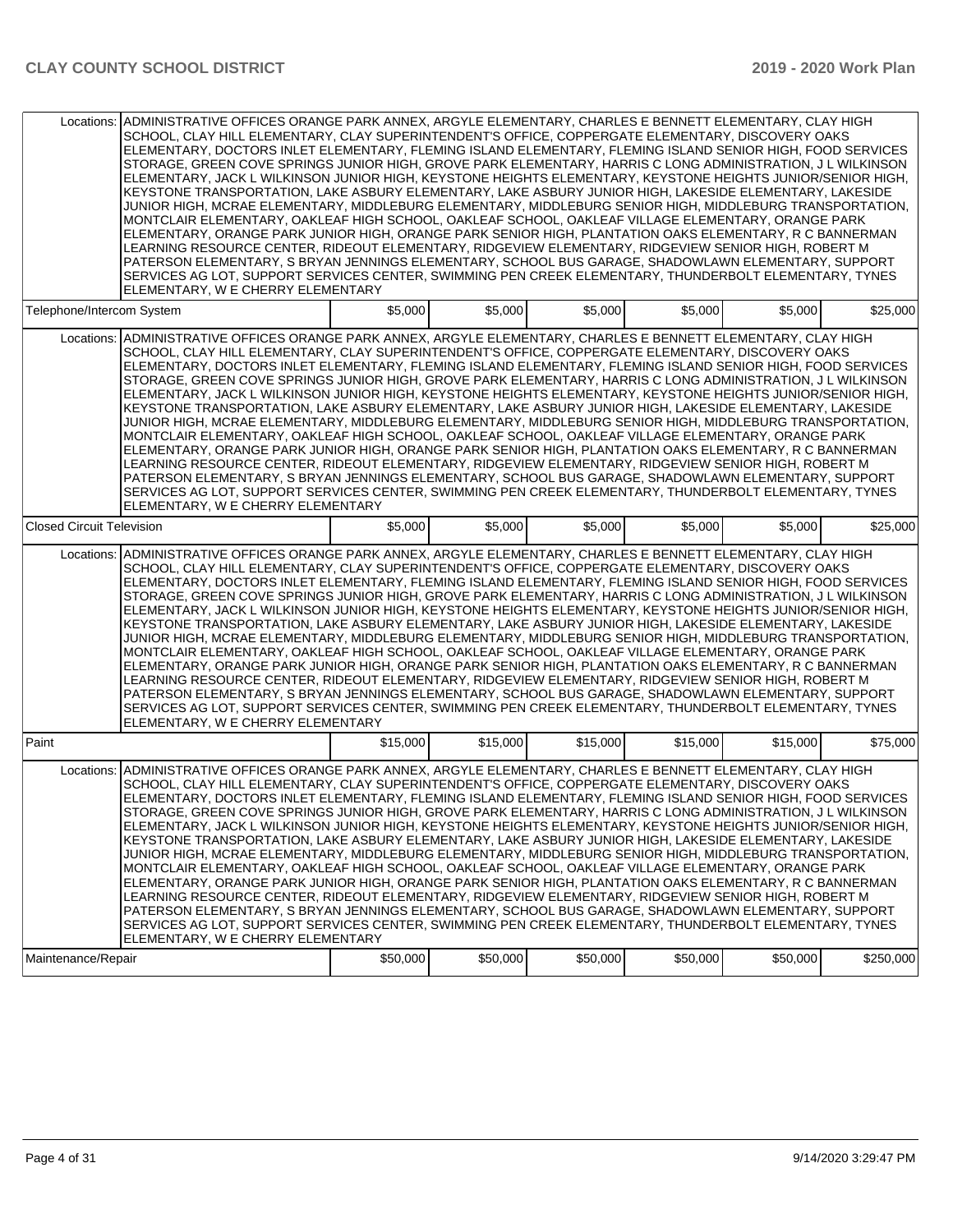| | | | | | | |
|---|---|---|---|---|---|---|
| Locations: | ADMINISTRATIVE OFFICES ORANGE PARK ANNEX, ARGYLE ELEMENTARY, CHARLES E BENNETT ELEMENTARY, CLAY HIGH SCHOOL, CLAY HILL ELEMENTARY, CLAY SUPERINTENDENT'S OFFICE, COPPERGATE ELEMENTARY, DISCOVERY OAKS ELEMENTARY, DOCTORS INLET ELEMENTARY, FLEMING ISLAND ELEMENTARY, FLEMING ISLAND SENIOR HIGH, FOOD SERVICES STORAGE, GREEN COVE SPRINGS JUNIOR HIGH, GROVE PARK ELEMENTARY, HARRIS C LONG ADMINISTRATION, J L WILKINSON ELEMENTARY, JACK L WILKINSON JUNIOR HIGH, KEYSTONE HEIGHTS ELEMENTARY, KEYSTONE HEIGHTS JUNIOR/SENIOR HIGH, KEYSTONE TRANSPORTATION, LAKE ASBURY ELEMENTARY, LAKE ASBURY JUNIOR HIGH, LAKESIDE ELEMENTARY, LAKESIDE JUNIOR HIGH, MCRAE ELEMENTARY, MIDDLEBURG ELEMENTARY, MIDDLEBURG SENIOR HIGH, MIDDLEBURG TRANSPORTATION, MONTCLAIR ELEMENTARY, OAKLEAF HIGH SCHOOL, OAKLEAF SCHOOL, OAKLEAF VILLAGE ELEMENTARY, ORANGE PARK ELEMENTARY, ORANGE PARK JUNIOR HIGH, ORANGE PARK SENIOR HIGH, PLANTATION OAKS ELEMENTARY, R C BANNERMAN LEARNING RESOURCE CENTER, RIDEOUT ELEMENTARY, RIDGEVIEW ELEMENTARY, RIDGEVIEW SENIOR HIGH, ROBERT M PATERSON ELEMENTARY, S BRYAN JENNINGS ELEMENTARY, SCHOOL BUS GARAGE, SHADOWLAWN ELEMENTARY, SUPPORT SERVICES AG LOT, SUPPORT SERVICES CENTER, SWIMMING PEN CREEK ELEMENTARY, THUNDERBOLT ELEMENTARY, TYNES ELEMENTARY, W E CHERRY ELEMENTARY | | | | | |
| Telephone/Intercom System | | $5,000 | $5,000 | $5,000 | $5,000 | $5,000 | $25,000 |
| Locations: | ADMINISTRATIVE OFFICES ORANGE PARK ANNEX, ARGYLE ELEMENTARY, CHARLES E BENNETT ELEMENTARY, CLAY HIGH SCHOOL, CLAY HILL ELEMENTARY, CLAY SUPERINTENDENT'S OFFICE, COPPERGATE ELEMENTARY, DISCOVERY OAKS ELEMENTARY, DOCTORS INLET ELEMENTARY, FLEMING ISLAND ELEMENTARY, FLEMING ISLAND SENIOR HIGH, FOOD SERVICES STORAGE, GREEN COVE SPRINGS JUNIOR HIGH, GROVE PARK ELEMENTARY, HARRIS C LONG ADMINISTRATION, J L WILKINSON ELEMENTARY, JACK L WILKINSON JUNIOR HIGH, KEYSTONE HEIGHTS ELEMENTARY, KEYSTONE HEIGHTS JUNIOR/SENIOR HIGH, KEYSTONE TRANSPORTATION, LAKE ASBURY ELEMENTARY, LAKE ASBURY JUNIOR HIGH, LAKESIDE ELEMENTARY, LAKESIDE JUNIOR HIGH, MCRAE ELEMENTARY, MIDDLEBURG ELEMENTARY, MIDDLEBURG SENIOR HIGH, MIDDLEBURG TRANSPORTATION, MONTCLAIR ELEMENTARY, OAKLEAF HIGH SCHOOL, OAKLEAF SCHOOL, OAKLEAF VILLAGE ELEMENTARY, ORANGE PARK ELEMENTARY, ORANGE PARK JUNIOR HIGH, ORANGE PARK SENIOR HIGH, PLANTATION OAKS ELEMENTARY, R C BANNERMAN LEARNING RESOURCE CENTER, RIDEOUT ELEMENTARY, RIDGEVIEW ELEMENTARY, RIDGEVIEW SENIOR HIGH, ROBERT M PATERSON ELEMENTARY, S BRYAN JENNINGS ELEMENTARY, SCHOOL BUS GARAGE, SHADOWLAWN ELEMENTARY, SUPPORT SERVICES AG LOT, SUPPORT SERVICES CENTER, SWIMMING PEN CREEK ELEMENTARY, THUNDERBOLT ELEMENTARY, TYNES ELEMENTARY, W E CHERRY ELEMENTARY | | | | | |
| Closed Circuit Television | | $5,000 | $5,000 | $5,000 | $5,000 | $5,000 | $25,000 |
| Locations: | ADMINISTRATIVE OFFICES ORANGE PARK ANNEX, ARGYLE ELEMENTARY, CHARLES E BENNETT ELEMENTARY, CLAY HIGH SCHOOL, CLAY HILL ELEMENTARY, CLAY SUPERINTENDENT'S OFFICE, COPPERGATE ELEMENTARY, DISCOVERY OAKS ELEMENTARY, DOCTORS INLET ELEMENTARY, FLEMING ISLAND ELEMENTARY, FLEMING ISLAND SENIOR HIGH, FOOD SERVICES STORAGE, GREEN COVE SPRINGS JUNIOR HIGH, GROVE PARK ELEMENTARY, HARRIS C LONG ADMINISTRATION, J L WILKINSON ELEMENTARY, JACK L WILKINSON JUNIOR HIGH, KEYSTONE HEIGHTS ELEMENTARY, KEYSTONE HEIGHTS JUNIOR/SENIOR HIGH, KEYSTONE TRANSPORTATION, LAKE ASBURY ELEMENTARY, LAKE ASBURY JUNIOR HIGH, LAKESIDE ELEMENTARY, LAKESIDE JUNIOR HIGH, MCRAE ELEMENTARY, MIDDLEBURG ELEMENTARY, MIDDLEBURG SENIOR HIGH, MIDDLEBURG TRANSPORTATION, MONTCLAIR ELEMENTARY, OAKLEAF HIGH SCHOOL, OAKLEAF SCHOOL, OAKLEAF VILLAGE ELEMENTARY, ORANGE PARK ELEMENTARY, ORANGE PARK JUNIOR HIGH, ORANGE PARK SENIOR HIGH, PLANTATION OAKS ELEMENTARY, R C BANNERMAN LEARNING RESOURCE CENTER, RIDEOUT ELEMENTARY, RIDGEVIEW ELEMENTARY, RIDGEVIEW SENIOR HIGH, ROBERT M PATERSON ELEMENTARY, S BRYAN JENNINGS ELEMENTARY, SCHOOL BUS GARAGE, SHADOWLAWN ELEMENTARY, SUPPORT SERVICES AG LOT, SUPPORT SERVICES CENTER, SWIMMING PEN CREEK ELEMENTARY, THUNDERBOLT ELEMENTARY, TYNES ELEMENTARY, W E CHERRY ELEMENTARY | | | | | |
| Paint | | $15,000 | $15,000 | $15,000 | $15,000 | $15,000 | $75,000 |
| Locations: | ADMINISTRATIVE OFFICES ORANGE PARK ANNEX, ARGYLE ELEMENTARY, CHARLES E BENNETT ELEMENTARY, CLAY HIGH SCHOOL, CLAY HILL ELEMENTARY, CLAY SUPERINTENDENT'S OFFICE, COPPERGATE ELEMENTARY, DISCOVERY OAKS ELEMENTARY, DOCTORS INLET ELEMENTARY, FLEMING ISLAND ELEMENTARY, FLEMING ISLAND SENIOR HIGH, FOOD SERVICES STORAGE, GREEN COVE SPRINGS JUNIOR HIGH, GROVE PARK ELEMENTARY, HARRIS C LONG ADMINISTRATION, J L WILKINSON ELEMENTARY, JACK L WILKINSON JUNIOR HIGH, KEYSTONE HEIGHTS ELEMENTARY, KEYSTONE HEIGHTS JUNIOR/SENIOR HIGH, KEYSTONE TRANSPORTATION, LAKE ASBURY ELEMENTARY, LAKE ASBURY JUNIOR HIGH, LAKESIDE ELEMENTARY, LAKESIDE JUNIOR HIGH, MCRAE ELEMENTARY, MIDDLEBURG ELEMENTARY, MIDDLEBURG SENIOR HIGH, MIDDLEBURG TRANSPORTATION, MONTCLAIR ELEMENTARY, OAKLEAF HIGH SCHOOL, OAKLEAF SCHOOL, OAKLEAF VILLAGE ELEMENTARY, ORANGE PARK ELEMENTARY, ORANGE PARK JUNIOR HIGH, ORANGE PARK SENIOR HIGH, PLANTATION OAKS ELEMENTARY, R C BANNERMAN LEARNING RESOURCE CENTER, RIDEOUT ELEMENTARY, RIDGEVIEW ELEMENTARY, RIDGEVIEW SENIOR HIGH, ROBERT M PATERSON ELEMENTARY, S BRYAN JENNINGS ELEMENTARY, SCHOOL BUS GARAGE, SHADOWLAWN ELEMENTARY, SUPPORT SERVICES AG LOT, SUPPORT SERVICES CENTER, SWIMMING PEN CREEK ELEMENTARY, THUNDERBOLT ELEMENTARY, TYNES ELEMENTARY, W E CHERRY ELEMENTARY | | | | | |
| Maintenance/Repair | | $50,000 | $50,000 | $50,000 | $50,000 | $50,000 | $250,000 |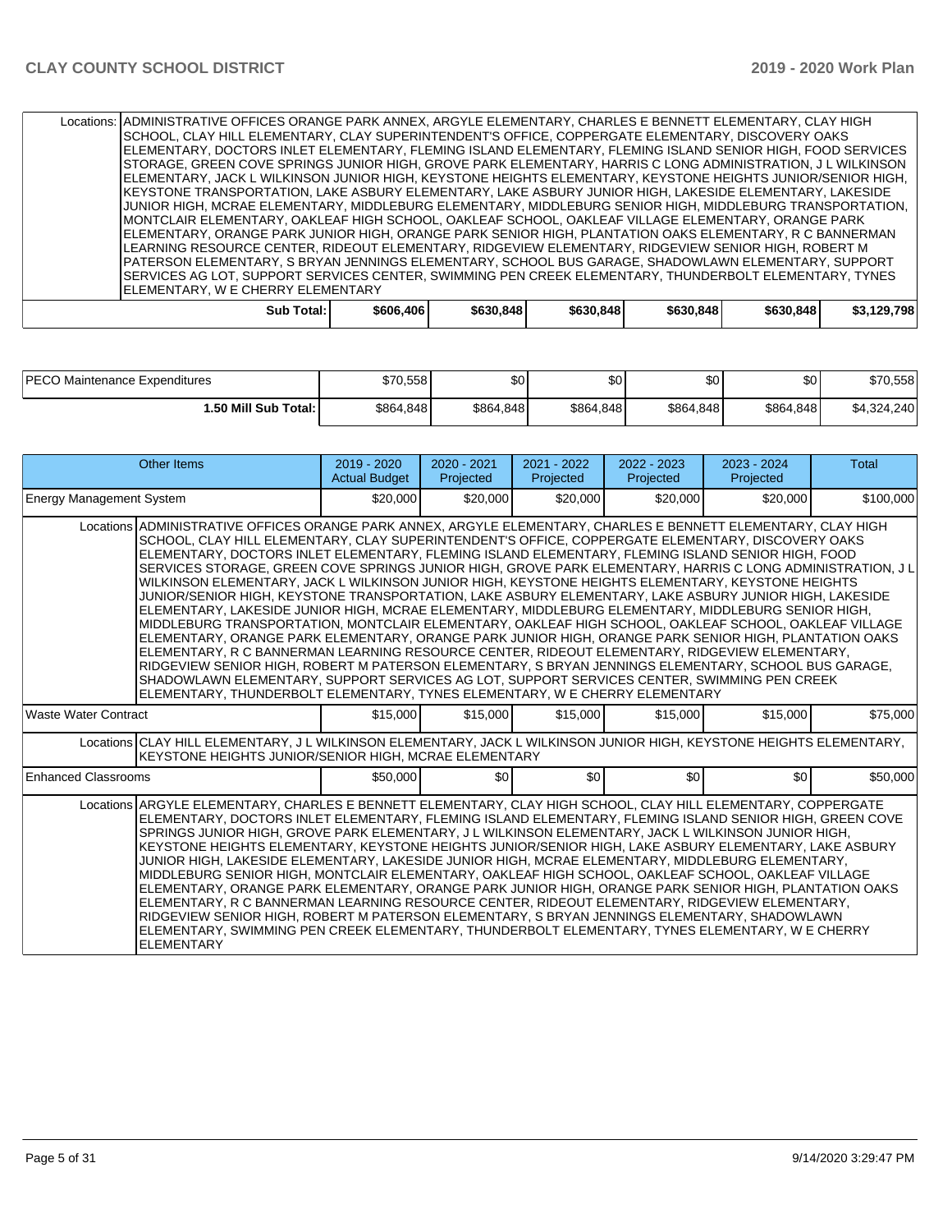| | | | | | | |
|---|---|---|---|---|---|---|
| Locations: | ADMINISTRATIVE OFFICES ORANGE PARK ANNEX, ARGYLE ELEMENTARY, CHARLES E BENNETT ELEMENTARY, CLAY HIGH SCHOOL, CLAY HILL ELEMENTARY, CLAY SUPERINTENDENT'S OFFICE, COPPERGATE ELEMENTARY, DISCOVERY OAKS ELEMENTARY, DOCTORS INLET ELEMENTARY, FLEMING ISLAND ELEMENTARY, FLEMING ISLAND SENIOR HIGH, FOOD SERVICES STORAGE, GREEN COVE SPRINGS JUNIOR HIGH, GROVE PARK ELEMENTARY, HARRIS C LONG ADMINISTRATION, J L WILKINSON ELEMENTARY, JACK L WILKINSON JUNIOR HIGH, KEYSTONE HEIGHTS ELEMENTARY, KEYSTONE HEIGHTS JUNIOR/SENIOR HIGH, KEYSTONE TRANSPORTATION, LAKE ASBURY ELEMENTARY, LAKE ASBURY JUNIOR HIGH, LAKESIDE ELEMENTARY, LAKESIDE JUNIOR HIGH, MCRAE ELEMENTARY, MIDDLEBURG ELEMENTARY, MIDDLEBURG SENIOR HIGH, MIDDLEBURG TRANSPORTATION, MONTCLAIR ELEMENTARY, OAKLEAF HIGH SCHOOL, OAKLEAF SCHOOL, OAKLEAF VILLAGE ELEMENTARY, ORANGE PARK ELEMENTARY, ORANGE PARK JUNIOR HIGH, ORANGE PARK SENIOR HIGH, PLANTATION OAKS ELEMENTARY, R C BANNERMAN LEARNING RESOURCE CENTER, RIDEOUT ELEMENTARY, RIDGEVIEW ELEMENTARY, RIDGEVIEW SENIOR HIGH, ROBERT M PATERSON ELEMENTARY, S BRYAN JENNINGS ELEMENTARY, SCHOOL BUS GARAGE, SHADOWLAWN ELEMENTARY, SUPPORT SERVICES AG LOT, SUPPORT SERVICES CENTER, SWIMMING PEN CREEK ELEMENTARY, THUNDERBOLT ELEMENTARY, TYNES ELEMENTARY, W E CHERRY ELEMENTARY | | | | | |
| **Sub Total:** | $606,406 | $630,848 | $630,848 | $630,848 | $630,848 | $3,129,798 |

| | | | | | | |
|---|---|---|---|---|---|---|
| PECO Maintenance Expenditures | $70,558 | $0 | $0 | $0 | $0 | $70,558 |
| **1.50 Mill Sub Total:** | $864,848 | $864,848 | $864,848 | $864,848 | $864,848 | $4,324,240 |

| Other Items | 2019 - 2020 Actual Budget | 2020 - 2021 Projected | 2021 - 2022 Projected | 2022 - 2023 Projected | 2023 - 2024 Projected | Total |
|---|---|---|---|---|---|---|
| Energy Management System | $20,000 | $20,000 | $20,000 | $20,000 | $20,000 | $100,000 |
| Locations | ADMINISTRATIVE OFFICES ORANGE PARK ANNEX, ARGYLE ELEMENTARY, CHARLES E BENNETT ELEMENTARY, CLAY HIGH SCHOOL, CLAY HILL ELEMENTARY, CLAY SUPERINTENDENT'S OFFICE, COPPERGATE ELEMENTARY, DISCOVERY OAKS ELEMENTARY, DOCTORS INLET ELEMENTARY, FLEMING ISLAND ELEMENTARY, FLEMING ISLAND SENIOR HIGH, FOOD SERVICES STORAGE, GREEN COVE SPRINGS JUNIOR HIGH, GROVE PARK ELEMENTARY, HARRIS C LONG ADMINISTRATION, J L WILKINSON ELEMENTARY, JACK L WILKINSON JUNIOR HIGH, KEYSTONE HEIGHTS ELEMENTARY, KEYSTONE HEIGHTS JUNIOR/SENIOR HIGH, KEYSTONE TRANSPORTATION, LAKE ASBURY ELEMENTARY, LAKE ASBURY JUNIOR HIGH, LAKESIDE ELEMENTARY, LAKESIDE JUNIOR HIGH, MCRAE ELEMENTARY, MIDDLEBURG ELEMENTARY, MIDDLEBURG SENIOR HIGH, MIDDLEBURG TRANSPORTATION, MONTCLAIR ELEMENTARY, OAKLEAF HIGH SCHOOL, OAKLEAF SCHOOL, OAKLEAF VILLAGE ELEMENTARY, ORANGE PARK ELEMENTARY, ORANGE PARK JUNIOR HIGH, ORANGE PARK SENIOR HIGH, PLANTATION OAKS ELEMENTARY, R C BANNERMAN LEARNING RESOURCE CENTER, RIDEOUT ELEMENTARY, RIDGEVIEW ELEMENTARY, RIDGEVIEW SENIOR HIGH, ROBERT M PATERSON ELEMENTARY, S BRYAN JENNINGS ELEMENTARY, SCHOOL BUS GARAGE, SHADOWLAWN ELEMENTARY, SUPPORT SERVICES AG LOT, SUPPORT SERVICES CENTER, SWIMMING PEN CREEK ELEMENTARY, THUNDERBOLT ELEMENTARY, TYNES ELEMENTARY, W E CHERRY ELEMENTARY | | | | | |
| Waste Water Contract | $15,000 | $15,000 | $15,000 | $15,000 | $15,000 | $75,000 |
| Locations | CLAY HILL ELEMENTARY, J L WILKINSON ELEMENTARY, JACK L WILKINSON JUNIOR HIGH, KEYSTONE HEIGHTS ELEMENTARY, KEYSTONE HEIGHTS JUNIOR/SENIOR HIGH, MCRAE ELEMENTARY | | | | | |
| Enhanced Classrooms | $50,000 | $0 | $0 | $0 | $0 | $50,000 |
| Locations | ARGYLE ELEMENTARY, CHARLES E BENNETT ELEMENTARY, CLAY HIGH SCHOOL, CLAY HILL ELEMENTARY, COPPERGATE ELEMENTARY, DOCTORS INLET ELEMENTARY, FLEMING ISLAND ELEMENTARY, FLEMING ISLAND SENIOR HIGH, GREEN COVE SPRINGS JUNIOR HIGH, GROVE PARK ELEMENTARY, J L WILKINSON ELEMENTARY, JACK L WILKINSON JUNIOR HIGH, KEYSTONE HEIGHTS ELEMENTARY, KEYSTONE HEIGHTS JUNIOR/SENIOR HIGH, LAKE ASBURY ELEMENTARY, LAKE ASBURY JUNIOR HIGH, LAKESIDE ELEMENTARY, LAKESIDE JUNIOR HIGH, MCRAE ELEMENTARY, MIDDLEBURG ELEMENTARY, MIDDLEBURG SENIOR HIGH, MONTCLAIR ELEMENTARY, OAKLEAF HIGH SCHOOL, OAKLEAF SCHOOL, OAKLEAF VILLAGE ELEMENTARY, ORANGE PARK ELEMENTARY, ORANGE PARK JUNIOR HIGH, ORANGE PARK SENIOR HIGH, PLANTATION OAKS ELEMENTARY, R C BANNERMAN LEARNING RESOURCE CENTER, RIDEOUT ELEMENTARY, RIDGEVIEW ELEMENTARY, RIDGEVIEW SENIOR HIGH, ROBERT M PATERSON ELEMENTARY, S BRYAN JENNINGS ELEMENTARY, SHADOWLAWN ELEMENTARY, SWIMMING PEN CREEK ELEMENTARY, THUNDERBOLT ELEMENTARY, TYNES ELEMENTARY, W E CHERRY ELEMENTARY | | | | | |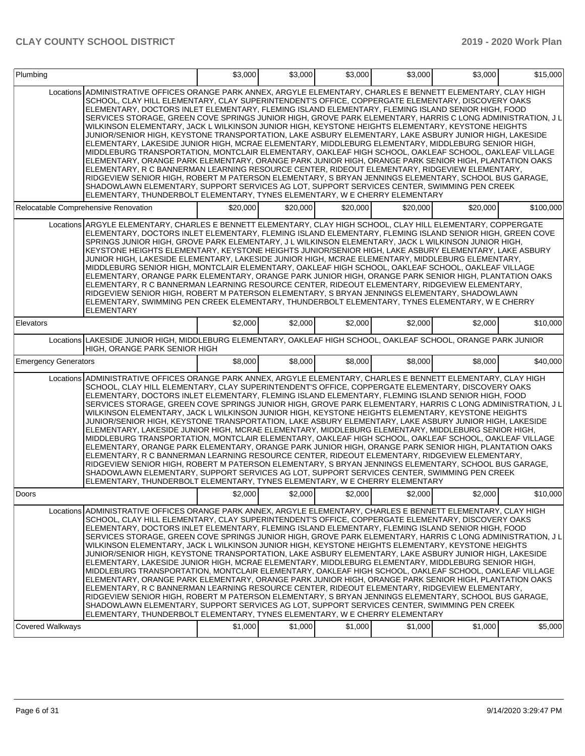| | | | | | | |
|---|---|---|---|---|---|---|
| Plumbing | | $3,000 | $3,000 | $3,000 | $3,000 | $3,000 | $15,000 |
| Locations | ADMINISTRATIVE OFFICES ORANGE PARK ANNEX, ARGYLE ELEMENTARY, CHARLES E BENNETT ELEMENTARY, CLAY HIGH SCHOOL, CLAY HILL ELEMENTARY, CLAY SUPERINTENDENT'S OFFICE, COPPERGATE ELEMENTARY, DISCOVERY OAKS ELEMENTARY, DOCTORS INLET ELEMENTARY, FLEMING ISLAND ELEMENTARY, FLEMING ISLAND SENIOR HIGH, FOOD SERVICES STORAGE, GREEN COVE SPRINGS JUNIOR HIGH, GROVE PARK ELEMENTARY, HARRIS C LONG ADMINISTRATION, J L WILKINSON ELEMENTARY, JACK L WILKINSON JUNIOR HIGH, KEYSTONE HEIGHTS ELEMENTARY, KEYSTONE HEIGHTS JUNIOR/SENIOR HIGH, KEYSTONE TRANSPORTATION, LAKE ASBURY ELEMENTARY, LAKE ASBURY JUNIOR HIGH, LAKESIDE ELEMENTARY, LAKESIDE JUNIOR HIGH, MCRAE ELEMENTARY, MIDDLEBURG ELEMENTARY, MIDDLEBURG SENIOR HIGH, MIDDLEBURG TRANSPORTATION, MONTCLAIR ELEMENTARY, OAKLEAF HIGH SCHOOL, OAKLEAF SCHOOL, OAKLEAF VILLAGE ELEMENTARY, ORANGE PARK ELEMENTARY, ORANGE PARK JUNIOR HIGH, ORANGE PARK SENIOR HIGH, PLANTATION OAKS ELEMENTARY, R C BANNERMAN LEARNING RESOURCE CENTER, RIDEOUT ELEMENTARY, RIDGEVIEW ELEMENTARY, RIDGEVIEW SENIOR HIGH, ROBERT M PATERSON ELEMENTARY, S BRYAN JENNINGS ELEMENTARY, SCHOOL BUS GARAGE, SHADOWLAWN ELEMENTARY, SUPPORT SERVICES AG LOT, SUPPORT SERVICES CENTER, SWIMMING PEN CREEK ELEMENTARY, THUNDERBOLT ELEMENTARY, TYNES ELEMENTARY, W E CHERRY ELEMENTARY | | | | | | |
| Relocatable Comprehensive Renovation | | $20,000 | $20,000 | $20,000 | $20,000 | $20,000 | $100,000 |
| Locations | ARGYLE ELEMENTARY, CHARLES E BENNETT ELEMENTARY, CLAY HIGH SCHOOL, CLAY HILL ELEMENTARY, COPPERGATE ELEMENTARY, DOCTORS INLET ELEMENTARY, FLEMING ISLAND ELEMENTARY, FLEMING ISLAND SENIOR HIGH, GREEN COVE SPRINGS JUNIOR HIGH, GROVE PARK ELEMENTARY, J L WILKINSON ELEMENTARY, JACK L WILKINSON JUNIOR HIGH, KEYSTONE HEIGHTS ELEMENTARY, KEYSTONE HEIGHTS JUNIOR/SENIOR HIGH, LAKE ASBURY ELEMENTARY, LAKE ASBURY JUNIOR HIGH, LAKESIDE ELEMENTARY, LAKESIDE JUNIOR HIGH, MCRAE ELEMENTARY, MIDDLEBURG ELEMENTARY, MIDDLEBURG SENIOR HIGH, MONTCLAIR ELEMENTARY, OAKLEAF HIGH SCHOOL, OAKLEAF SCHOOL, OAKLEAF VILLAGE ELEMENTARY, ORANGE PARK ELEMENTARY, ORANGE PARK JUNIOR HIGH, ORANGE PARK SENIOR HIGH, PLANTATION OAKS ELEMENTARY, R C BANNERMAN LEARNING RESOURCE CENTER, RIDEOUT ELEMENTARY, RIDGEVIEW ELEMENTARY, RIDGEVIEW SENIOR HIGH, ROBERT M PATERSON ELEMENTARY, S BRYAN JENNINGS ELEMENTARY, SHADOWLAWN ELEMENTARY, SWIMMING PEN CREEK ELEMENTARY, THUNDERBOLT ELEMENTARY, TYNES ELEMENTARY, W E CHERRY ELEMENTARY | | | | | | |
| Elevators | | $2,000 | $2,000 | $2,000 | $2,000 | $2,000 | $10,000 |
| Locations | LAKESIDE JUNIOR HIGH, MIDDLEBURG ELEMENTARY, OAKLEAF HIGH SCHOOL, OAKLEAF SCHOOL, ORANGE PARK JUNIOR HIGH, ORANGE PARK SENIOR HIGH | | | | | | |
| Emergency Generators | | $8,000 | $8,000 | $8,000 | $8,000 | $8,000 | $40,000 |
| Locations | ADMINISTRATIVE OFFICES ORANGE PARK ANNEX, ARGYLE ELEMENTARY, CHARLES E BENNETT ELEMENTARY, CLAY HIGH SCHOOL, CLAY HILL ELEMENTARY, CLAY SUPERINTENDENT'S OFFICE, COPPERGATE ELEMENTARY, DISCOVERY OAKS ELEMENTARY, DOCTORS INLET ELEMENTARY, FLEMING ISLAND ELEMENTARY, FLEMING ISLAND SENIOR HIGH, FOOD SERVICES STORAGE, GREEN COVE SPRINGS JUNIOR HIGH, GROVE PARK ELEMENTARY, HARRIS C LONG ADMINISTRATION, J L WILKINSON ELEMENTARY, JACK L WILKINSON JUNIOR HIGH, KEYSTONE HEIGHTS ELEMENTARY, KEYSTONE HEIGHTS JUNIOR/SENIOR HIGH, KEYSTONE TRANSPORTATION, LAKE ASBURY ELEMENTARY, LAKE ASBURY JUNIOR HIGH, LAKESIDE ELEMENTARY, LAKESIDE JUNIOR HIGH, MCRAE ELEMENTARY, MIDDLEBURG ELEMENTARY, MIDDLEBURG SENIOR HIGH, MIDDLEBURG TRANSPORTATION, MONTCLAIR ELEMENTARY, OAKLEAF HIGH SCHOOL, OAKLEAF SCHOOL, OAKLEAF VILLAGE ELEMENTARY, ORANGE PARK ELEMENTARY, ORANGE PARK JUNIOR HIGH, ORANGE PARK SENIOR HIGH, PLANTATION OAKS ELEMENTARY, R C BANNERMAN LEARNING RESOURCE CENTER, RIDEOUT ELEMENTARY, RIDGEVIEW ELEMENTARY, RIDGEVIEW SENIOR HIGH, ROBERT M PATERSON ELEMENTARY, S BRYAN JENNINGS ELEMENTARY, SCHOOL BUS GARAGE, SHADOWLAWN ELEMENTARY, SUPPORT SERVICES AG LOT, SUPPORT SERVICES CENTER, SWIMMING PEN CREEK ELEMENTARY, THUNDERBOLT ELEMENTARY, TYNES ELEMENTARY, W E CHERRY ELEMENTARY | | | | | | |
| Doors | | $2,000 | $2,000 | $2,000 | $2,000 | $2,000 | $10,000 |
| Locations | ADMINISTRATIVE OFFICES ORANGE PARK ANNEX, ARGYLE ELEMENTARY, CHARLES E BENNETT ELEMENTARY, CLAY HIGH SCHOOL, CLAY HILL ELEMENTARY, CLAY SUPERINTENDENT'S OFFICE, COPPERGATE ELEMENTARY, DISCOVERY OAKS ELEMENTARY, DOCTORS INLET ELEMENTARY, FLEMING ISLAND ELEMENTARY, FLEMING ISLAND SENIOR HIGH, FOOD SERVICES STORAGE, GREEN COVE SPRINGS JUNIOR HIGH, GROVE PARK ELEMENTARY, HARRIS C LONG ADMINISTRATION, J L WILKINSON ELEMENTARY, JACK L WILKINSON JUNIOR HIGH, KEYSTONE HEIGHTS ELEMENTARY, KEYSTONE HEIGHTS JUNIOR/SENIOR HIGH, KEYSTONE TRANSPORTATION, LAKE ASBURY ELEMENTARY, LAKE ASBURY JUNIOR HIGH, LAKESIDE ELEMENTARY, LAKESIDE JUNIOR HIGH, MCRAE ELEMENTARY, MIDDLEBURG ELEMENTARY, MIDDLEBURG SENIOR HIGH, MIDDLEBURG TRANSPORTATION, MONTCLAIR ELEMENTARY, OAKLEAF HIGH SCHOOL, OAKLEAF SCHOOL, OAKLEAF VILLAGE ELEMENTARY, ORANGE PARK ELEMENTARY, ORANGE PARK JUNIOR HIGH, ORANGE PARK SENIOR HIGH, PLANTATION OAKS ELEMENTARY, R C BANNERMAN LEARNING RESOURCE CENTER, RIDEOUT ELEMENTARY, RIDGEVIEW ELEMENTARY, RIDGEVIEW SENIOR HIGH, ROBERT M PATERSON ELEMENTARY, S BRYAN JENNINGS ELEMENTARY, SCHOOL BUS GARAGE, SHADOWLAWN ELEMENTARY, SUPPORT SERVICES AG LOT, SUPPORT SERVICES CENTER, SWIMMING PEN CREEK ELEMENTARY, THUNDERBOLT ELEMENTARY, TYNES ELEMENTARY, W E CHERRY ELEMENTARY | | | | | | |
| Covered Walkways | | $1,000 | $1,000 | $1,000 | $1,000 | $1,000 | $5,000 |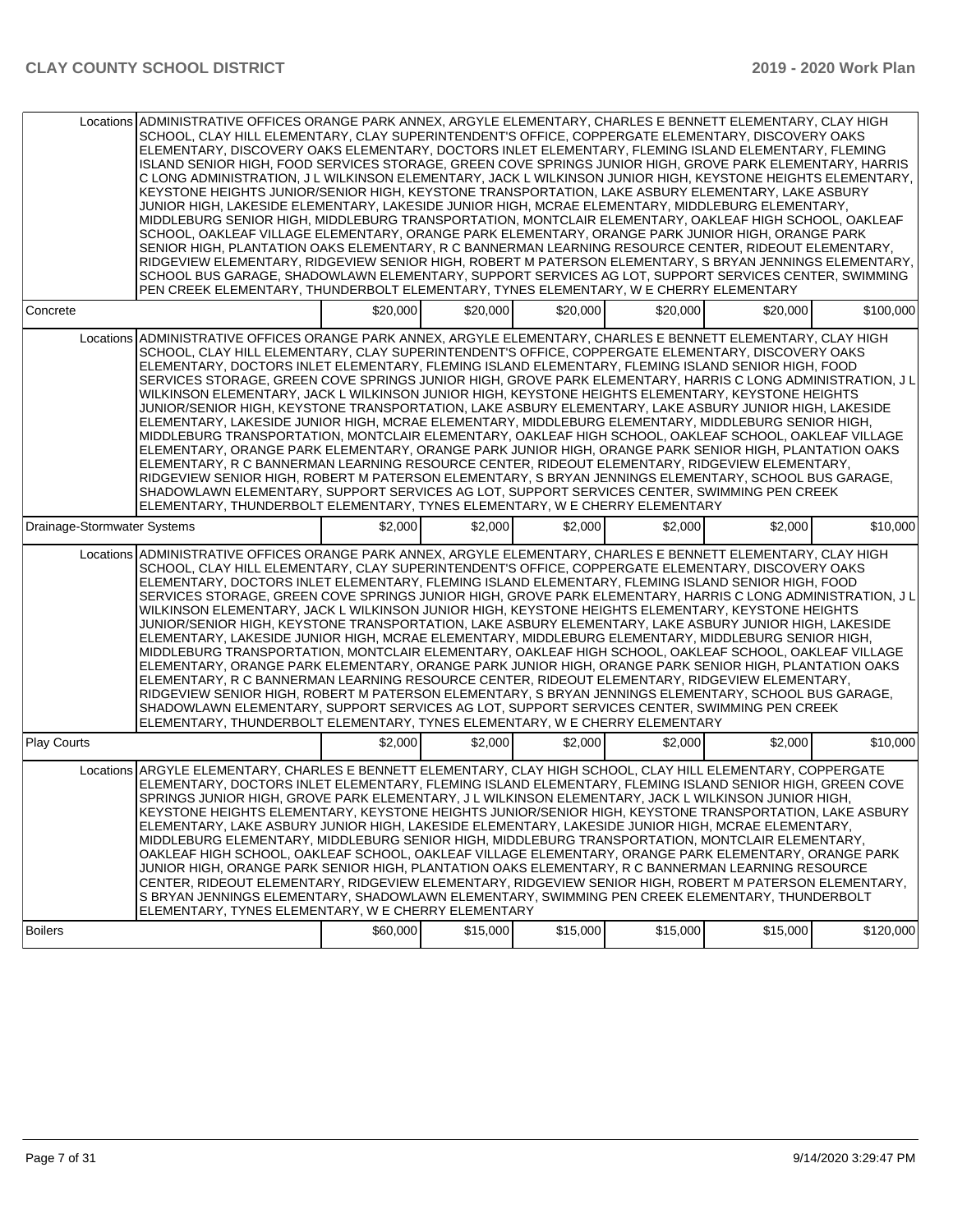| | | | | | | |
|---|---|---|---|---|---|---|
| Locations | ADMINISTRATIVE OFFICES ORANGE PARK ANNEX, ARGYLE ELEMENTARY, CHARLES E BENNETT ELEMENTARY, CLAY HIGH SCHOOL, CLAY HILL ELEMENTARY, CLAY SUPERINTENDENT'S OFFICE, COPPERGATE ELEMENTARY, DISCOVERY OAKS ELEMENTARY, DISCOVERY OAKS ELEMENTARY, DOCTORS INLET ELEMENTARY, FLEMING ISLAND ELEMENTARY, FLEMING ISLAND SENIOR HIGH, FOOD SERVICES STORAGE, GREEN COVE SPRINGS JUNIOR HIGH, GROVE PARK ELEMENTARY, HARRIS C LONG ADMINISTRATION, J L WILKINSON ELEMENTARY, JACK L WILKINSON JUNIOR HIGH, KEYSTONE HEIGHTS ELEMENTARY, KEYSTONE HEIGHTS JUNIOR/SENIOR HIGH, KEYSTONE TRANSPORTATION, LAKE ASBURY ELEMENTARY, LAKE ASBURY JUNIOR HIGH, LAKESIDE ELEMENTARY, LAKESIDE JUNIOR HIGH, MCRAE ELEMENTARY, MIDDLEBURG ELEMENTARY, MIDDLEBURG SENIOR HIGH, MIDDLEBURG TRANSPORTATION, MONTCLAIR ELEMENTARY, OAKLEAF HIGH SCHOOL, OAKLEAF SCHOOL, OAKLEAF VILLAGE ELEMENTARY, ORANGE PARK ELEMENTARY, ORANGE PARK JUNIOR HIGH, ORANGE PARK SENIOR HIGH, PLANTATION OAKS ELEMENTARY, R C BANNERMAN LEARNING RESOURCE CENTER, RIDEOUT ELEMENTARY, RIDGEVIEW ELEMENTARY, RIDGEVIEW SENIOR HIGH, ROBERT M PATERSON ELEMENTARY, S BRYAN JENNINGS ELEMENTARY, SCHOOL BUS GARAGE, SHADOWLAWN ELEMENTARY, SUPPORT SERVICES AG LOT, SUPPORT SERVICES CENTER, SWIMMING PEN CREEK ELEMENTARY, THUNDERBOLT ELEMENTARY, TYNES ELEMENTARY, W E CHERRY ELEMENTARY | | | | | |
| Concrete | $20,000 | $20,000 | $20,000 | $20,000 | $20,000 | $100,000 |
| Locations | ADMINISTRATIVE OFFICES ORANGE PARK ANNEX, ARGYLE ELEMENTARY, CHARLES E BENNETT ELEMENTARY, CLAY HIGH SCHOOL, CLAY HILL ELEMENTARY, CLAY SUPERINTENDENT'S OFFICE, COPPERGATE ELEMENTARY, DISCOVERY OAKS ELEMENTARY, DOCTORS INLET ELEMENTARY, FLEMING ISLAND ELEMENTARY, FLEMING ISLAND SENIOR HIGH, FOOD SERVICES STORAGE, GREEN COVE SPRINGS JUNIOR HIGH, GROVE PARK ELEMENTARY, HARRIS C LONG ADMINISTRATION, J L WILKINSON ELEMENTARY, JACK L WILKINSON JUNIOR HIGH, KEYSTONE HEIGHTS ELEMENTARY, KEYSTONE HEIGHTS JUNIOR/SENIOR HIGH, KEYSTONE TRANSPORTATION, LAKE ASBURY ELEMENTARY, LAKE ASBURY JUNIOR HIGH, LAKESIDE ELEMENTARY, LAKESIDE JUNIOR HIGH, MCRAE ELEMENTARY, MIDDLEBURG ELEMENTARY, MIDDLEBURG SENIOR HIGH, MIDDLEBURG TRANSPORTATION, MONTCLAIR ELEMENTARY, OAKLEAF HIGH SCHOOL, OAKLEAF SCHOOL, OAKLEAF VILLAGE ELEMENTARY, ORANGE PARK ELEMENTARY, ORANGE PARK JUNIOR HIGH, ORANGE PARK SENIOR HIGH, PLANTATION OAKS ELEMENTARY, R C BANNERMAN LEARNING RESOURCE CENTER, RIDEOUT ELEMENTARY, RIDGEVIEW ELEMENTARY, RIDGEVIEW SENIOR HIGH, ROBERT M PATERSON ELEMENTARY, S BRYAN JENNINGS ELEMENTARY, SCHOOL BUS GARAGE, SHADOWLAWN ELEMENTARY, SUPPORT SERVICES AG LOT, SUPPORT SERVICES CENTER, SWIMMING PEN CREEK ELEMENTARY, THUNDERBOLT ELEMENTARY, TYNES ELEMENTARY, W E CHERRY ELEMENTARY | | | | | |
| Drainage-Stormwater Systems | $2,000 | $2,000 | $2,000 | $2,000 | $2,000 | $10,000 |
| Locations | ADMINISTRATIVE OFFICES ORANGE PARK ANNEX, ARGYLE ELEMENTARY, CHARLES E BENNETT ELEMENTARY, CLAY HIGH SCHOOL, CLAY HILL ELEMENTARY, CLAY SUPERINTENDENT'S OFFICE, COPPERGATE ELEMENTARY, DISCOVERY OAKS ELEMENTARY, DOCTORS INLET ELEMENTARY, FLEMING ISLAND ELEMENTARY, FLEMING ISLAND SENIOR HIGH, FOOD SERVICES STORAGE, GREEN COVE SPRINGS JUNIOR HIGH, GROVE PARK ELEMENTARY, HARRIS C LONG ADMINISTRATION, J L WILKINSON ELEMENTARY, JACK L WILKINSON JUNIOR HIGH, KEYSTONE HEIGHTS ELEMENTARY, KEYSTONE HEIGHTS JUNIOR/SENIOR HIGH, KEYSTONE TRANSPORTATION, LAKE ASBURY ELEMENTARY, LAKE ASBURY JUNIOR HIGH, LAKESIDE ELEMENTARY, LAKESIDE JUNIOR HIGH, MCRAE ELEMENTARY, MIDDLEBURG ELEMENTARY, MIDDLEBURG SENIOR HIGH, MIDDLEBURG TRANSPORTATION, MONTCLAIR ELEMENTARY, OAKLEAF HIGH SCHOOL, OAKLEAF SCHOOL, OAKLEAF VILLAGE ELEMENTARY, ORANGE PARK ELEMENTARY, ORANGE PARK JUNIOR HIGH, ORANGE PARK SENIOR HIGH, PLANTATION OAKS ELEMENTARY, R C BANNERMAN LEARNING RESOURCE CENTER, RIDEOUT ELEMENTARY, RIDGEVIEW ELEMENTARY, RIDGEVIEW SENIOR HIGH, ROBERT M PATERSON ELEMENTARY, S BRYAN JENNINGS ELEMENTARY, SCHOOL BUS GARAGE, SHADOWLAWN ELEMENTARY, SUPPORT SERVICES AG LOT, SUPPORT SERVICES CENTER, SWIMMING PEN CREEK ELEMENTARY, THUNDERBOLT ELEMENTARY, TYNES ELEMENTARY, W E CHERRY ELEMENTARY | | | | | |
| Play Courts | $2,000 | $2,000 | $2,000 | $2,000 | $2,000 | $10,000 |
| Locations | ARGYLE ELEMENTARY, CHARLES E BENNETT ELEMENTARY, CLAY HIGH SCHOOL, CLAY HILL ELEMENTARY, COPPERGATE ELEMENTARY, DOCTORS INLET ELEMENTARY, FLEMING ISLAND ELEMENTARY, FLEMING ISLAND SENIOR HIGH, GREEN COVE SPRINGS JUNIOR HIGH, GROVE PARK ELEMENTARY, J L WILKINSON ELEMENTARY, JACK L WILKINSON JUNIOR HIGH, KEYSTONE HEIGHTS ELEMENTARY, KEYSTONE HEIGHTS JUNIOR/SENIOR HIGH, KEYSTONE TRANSPORTATION, LAKE ASBURY ELEMENTARY, LAKE ASBURY JUNIOR HIGH, LAKESIDE ELEMENTARY, LAKESIDE JUNIOR HIGH, MCRAE ELEMENTARY, MIDDLEBURG ELEMENTARY, MIDDLEBURG SENIOR HIGH, MIDDLEBURG TRANSPORTATION, MONTCLAIR ELEMENTARY, OAKLEAF HIGH SCHOOL, OAKLEAF SCHOOL, OAKLEAF VILLAGE ELEMENTARY, ORANGE PARK ELEMENTARY, ORANGE PARK JUNIOR HIGH, ORANGE PARK SENIOR HIGH, PLANTATION OAKS ELEMENTARY, R C BANNERMAN LEARNING RESOURCE CENTER, RIDEOUT ELEMENTARY, RIDGEVIEW ELEMENTARY, RIDGEVIEW SENIOR HIGH, ROBERT M PATERSON ELEMENTARY, S BRYAN JENNINGS ELEMENTARY, SHADOWLAWN ELEMENTARY, SWIMMING PEN CREEK ELEMENTARY, THUNDERBOLT ELEMENTARY, TYNES ELEMENTARY, W E CHERRY ELEMENTARY | | | | | |
| Boilers | $60,000 | $15,000 | $15,000 | $15,000 | $15,000 | $120,000 |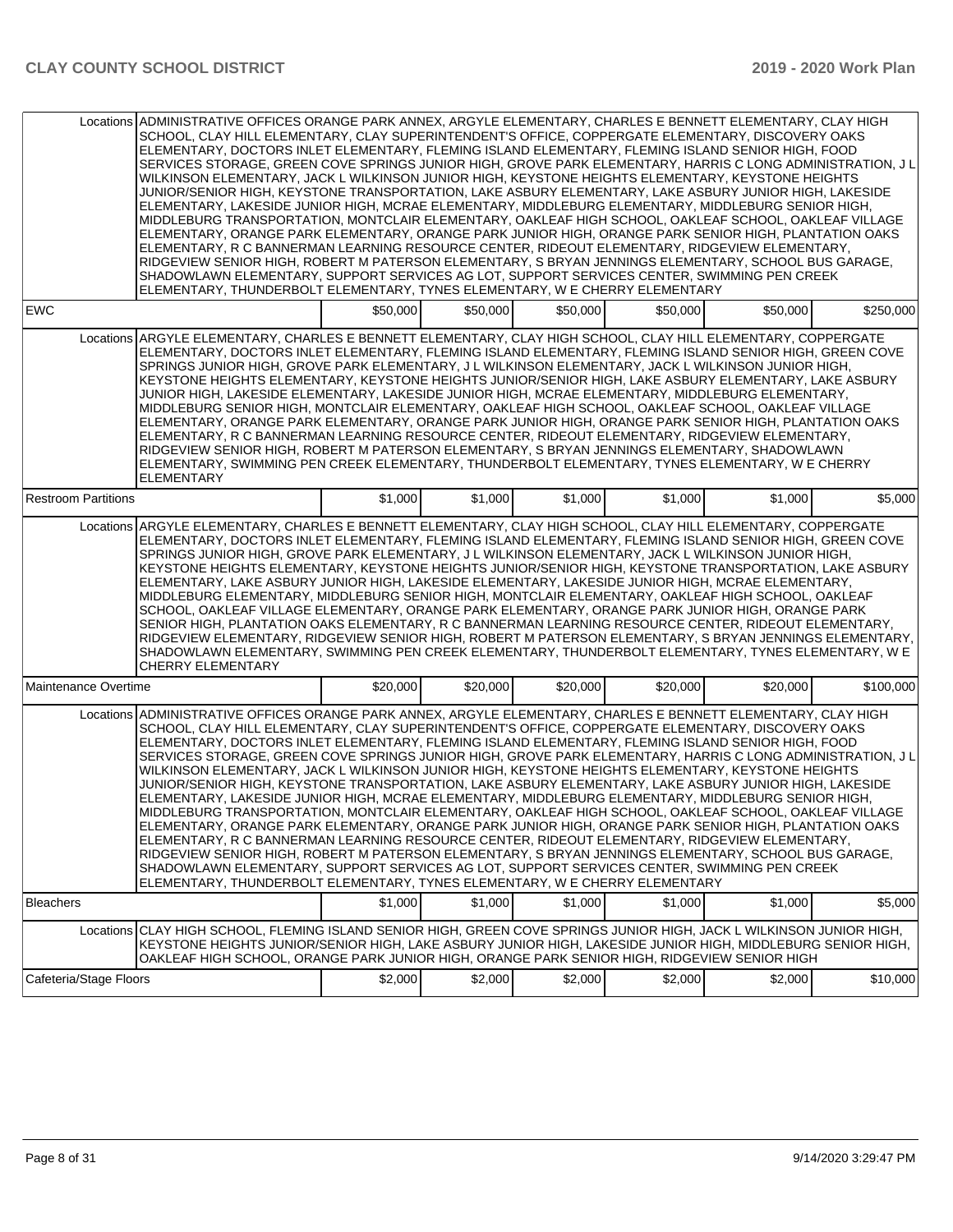| | | | | | | |
|---|---|---|---|---|---|---|
| Locations | ADMINISTRATIVE OFFICES ORANGE PARK ANNEX, ARGYLE ELEMENTARY, CHARLES E BENNETT ELEMENTARY, CLAY HIGH SCHOOL, CLAY HILL ELEMENTARY, CLAY SUPERINTENDENT'S OFFICE, COPPERGATE ELEMENTARY, DISCOVERY OAKS ELEMENTARY, DOCTORS INLET ELEMENTARY, FLEMING ISLAND ELEMENTARY, FLEMING ISLAND SENIOR HIGH, FOOD SERVICES STORAGE, GREEN COVE SPRINGS JUNIOR HIGH, GROVE PARK ELEMENTARY, HARRIS C LONG ADMINISTRATION, J L WILKINSON ELEMENTARY, JACK L WILKINSON JUNIOR HIGH, KEYSTONE HEIGHTS ELEMENTARY, KEYSTONE HEIGHTS JUNIOR/SENIOR HIGH, KEYSTONE TRANSPORTATION, LAKE ASBURY ELEMENTARY, LAKE ASBURY JUNIOR HIGH, LAKESIDE ELEMENTARY, LAKESIDE JUNIOR HIGH, MCRAE ELEMENTARY, MIDDLEBURG ELEMENTARY, MIDDLEBURG SENIOR HIGH, MIDDLEBURG TRANSPORTATION, MONTCLAIR ELEMENTARY, OAKLEAF HIGH SCHOOL, OAKLEAF SCHOOL, OAKLEAF VILLAGE ELEMENTARY, ORANGE PARK ELEMENTARY, ORANGE PARK JUNIOR HIGH, ORANGE PARK SENIOR HIGH, PLANTATION OAKS ELEMENTARY, R C BANNERMAN LEARNING RESOURCE CENTER, RIDEOUT ELEMENTARY, RIDGEVIEW ELEMENTARY, RIDGEVIEW SENIOR HIGH, ROBERT M PATERSON ELEMENTARY, S BRYAN JENNINGS ELEMENTARY, SCHOOL BUS GARAGE, SHADOWLAWN ELEMENTARY, SUPPORT SERVICES AG LOT, SUPPORT SERVICES CENTER, SWIMMING PEN CREEK ELEMENTARY, THUNDERBOLT ELEMENTARY, TYNES ELEMENTARY, W E CHERRY ELEMENTARY | | | | | |
| EWC | | $50,000 | $50,000 | $50,000 | $50,000 | $50,000 | $250,000 |
| Locations | ARGYLE ELEMENTARY, CHARLES E BENNETT ELEMENTARY, CLAY HIGH SCHOOL, CLAY HILL ELEMENTARY, COPPERGATE ELEMENTARY, DOCTORS INLET ELEMENTARY, FLEMING ISLAND ELEMENTARY, FLEMING ISLAND SENIOR HIGH, GREEN COVE SPRINGS JUNIOR HIGH, GROVE PARK ELEMENTARY, J L WILKINSON ELEMENTARY, JACK L WILKINSON JUNIOR HIGH, KEYSTONE HEIGHTS ELEMENTARY, KEYSTONE HEIGHTS JUNIOR/SENIOR HIGH, LAKE ASBURY ELEMENTARY, LAKE ASBURY JUNIOR HIGH, LAKESIDE ELEMENTARY, LAKESIDE JUNIOR HIGH, MCRAE ELEMENTARY, MIDDLEBURG ELEMENTARY, MIDDLEBURG SENIOR HIGH, MONTCLAIR ELEMENTARY, OAKLEAF HIGH SCHOOL, OAKLEAF SCHOOL, OAKLEAF VILLAGE ELEMENTARY, ORANGE PARK ELEMENTARY, ORANGE PARK JUNIOR HIGH, ORANGE PARK SENIOR HIGH, PLANTATION OAKS ELEMENTARY, R C BANNERMAN LEARNING RESOURCE CENTER, RIDEOUT ELEMENTARY, RIDGEVIEW ELEMENTARY, RIDGEVIEW SENIOR HIGH, ROBERT M PATERSON ELEMENTARY, S BRYAN JENNINGS ELEMENTARY, SHADOWLAWN ELEMENTARY, SWIMMING PEN CREEK ELEMENTARY, THUNDERBOLT ELEMENTARY, TYNES ELEMENTARY, W E CHERRY ELEMENTARY | | | | | |
| Restroom Partitions | | $1,000 | $1,000 | $1,000 | $1,000 | $1,000 | $5,000 |
| Locations | ARGYLE ELEMENTARY, CHARLES E BENNETT ELEMENTARY, CLAY HIGH SCHOOL, CLAY HILL ELEMENTARY, COPPERGATE ELEMENTARY, DOCTORS INLET ELEMENTARY, FLEMING ISLAND ELEMENTARY, FLEMING ISLAND SENIOR HIGH, GREEN COVE SPRINGS JUNIOR HIGH, GROVE PARK ELEMENTARY, J L WILKINSON ELEMENTARY, JACK L WILKINSON JUNIOR HIGH, KEYSTONE HEIGHTS ELEMENTARY, KEYSTONE HEIGHTS JUNIOR/SENIOR HIGH, KEYSTONE TRANSPORTATION, LAKE ASBURY ELEMENTARY, LAKE ASBURY JUNIOR HIGH, LAKESIDE ELEMENTARY, LAKESIDE JUNIOR HIGH, MCRAE ELEMENTARY, MIDDLEBURG ELEMENTARY, MIDDLEBURG SENIOR HIGH, MONTCLAIR ELEMENTARY, OAKLEAF HIGH SCHOOL, OAKLEAF SCHOOL, OAKLEAF VILLAGE ELEMENTARY, ORANGE PARK ELEMENTARY, ORANGE PARK JUNIOR HIGH, ORANGE PARK SENIOR HIGH, PLANTATION OAKS ELEMENTARY, R C BANNERMAN LEARNING RESOURCE CENTER, RIDEOUT ELEMENTARY, RIDGEVIEW ELEMENTARY, RIDGEVIEW SENIOR HIGH, ROBERT M PATERSON ELEMENTARY, S BRYAN JENNINGS ELEMENTARY, SHADOWLAWN ELEMENTARY, SWIMMING PEN CREEK ELEMENTARY, THUNDERBOLT ELEMENTARY, TYNES ELEMENTARY, W E CHERRY ELEMENTARY | | | | | |
| Maintenance Overtime | | $20,000 | $20,000 | $20,000 | $20,000 | $20,000 | $100,000 |
| Locations | ADMINISTRATIVE OFFICES ORANGE PARK ANNEX, ARGYLE ELEMENTARY, CHARLES E BENNETT ELEMENTARY, CLAY HIGH SCHOOL, CLAY HILL ELEMENTARY, CLAY SUPERINTENDENT'S OFFICE, COPPERGATE ELEMENTARY, DISCOVERY OAKS ELEMENTARY, DOCTORS INLET ELEMENTARY, FLEMING ISLAND ELEMENTARY, FLEMING ISLAND SENIOR HIGH, FOOD SERVICES STORAGE, GREEN COVE SPRINGS JUNIOR HIGH, GROVE PARK ELEMENTARY, HARRIS C LONG ADMINISTRATION, J L WILKINSON ELEMENTARY, JACK L WILKINSON JUNIOR HIGH, KEYSTONE HEIGHTS ELEMENTARY, KEYSTONE HEIGHTS JUNIOR/SENIOR HIGH, KEYSTONE TRANSPORTATION, LAKE ASBURY ELEMENTARY, LAKE ASBURY JUNIOR HIGH, LAKESIDE ELEMENTARY, LAKESIDE JUNIOR HIGH, MCRAE ELEMENTARY, MIDDLEBURG ELEMENTARY, MIDDLEBURG SENIOR HIGH, MIDDLEBURG TRANSPORTATION, MONTCLAIR ELEMENTARY, OAKLEAF HIGH SCHOOL, OAKLEAF SCHOOL, OAKLEAF VILLAGE ELEMENTARY, ORANGE PARK ELEMENTARY, ORANGE PARK JUNIOR HIGH, ORANGE PARK SENIOR HIGH, PLANTATION OAKS ELEMENTARY, R C BANNERMAN LEARNING RESOURCE CENTER, RIDEOUT ELEMENTARY, RIDGEVIEW ELEMENTARY, RIDGEVIEW SENIOR HIGH, ROBERT M PATERSON ELEMENTARY, S BRYAN JENNINGS ELEMENTARY, SCHOOL BUS GARAGE, SHADOWLAWN ELEMENTARY, SUPPORT SERVICES AG LOT, SUPPORT SERVICES CENTER, SWIMMING PEN CREEK ELEMENTARY, THUNDERBOLT ELEMENTARY, TYNES ELEMENTARY, W E CHERRY ELEMENTARY | | | | | |
| Bleachers | | $1,000 | $1,000 | $1,000 | $1,000 | $1,000 | $5,000 |
| Locations | CLAY HIGH SCHOOL, FLEMING ISLAND SENIOR HIGH, GREEN COVE SPRINGS JUNIOR HIGH, JACK L WILKINSON JUNIOR HIGH, KEYSTONE HEIGHTS JUNIOR/SENIOR HIGH, LAKE ASBURY JUNIOR HIGH, LAKESIDE JUNIOR HIGH, MIDDLEBURG SENIOR HIGH, OAKLEAF HIGH SCHOOL, ORANGE PARK JUNIOR HIGH, ORANGE PARK SENIOR HIGH, RIDGEVIEW SENIOR HIGH | | | | | |
| Cafeteria/Stage Floors | | $2,000 | $2,000 | $2,000 | $2,000 | $2,000 | $10,000 |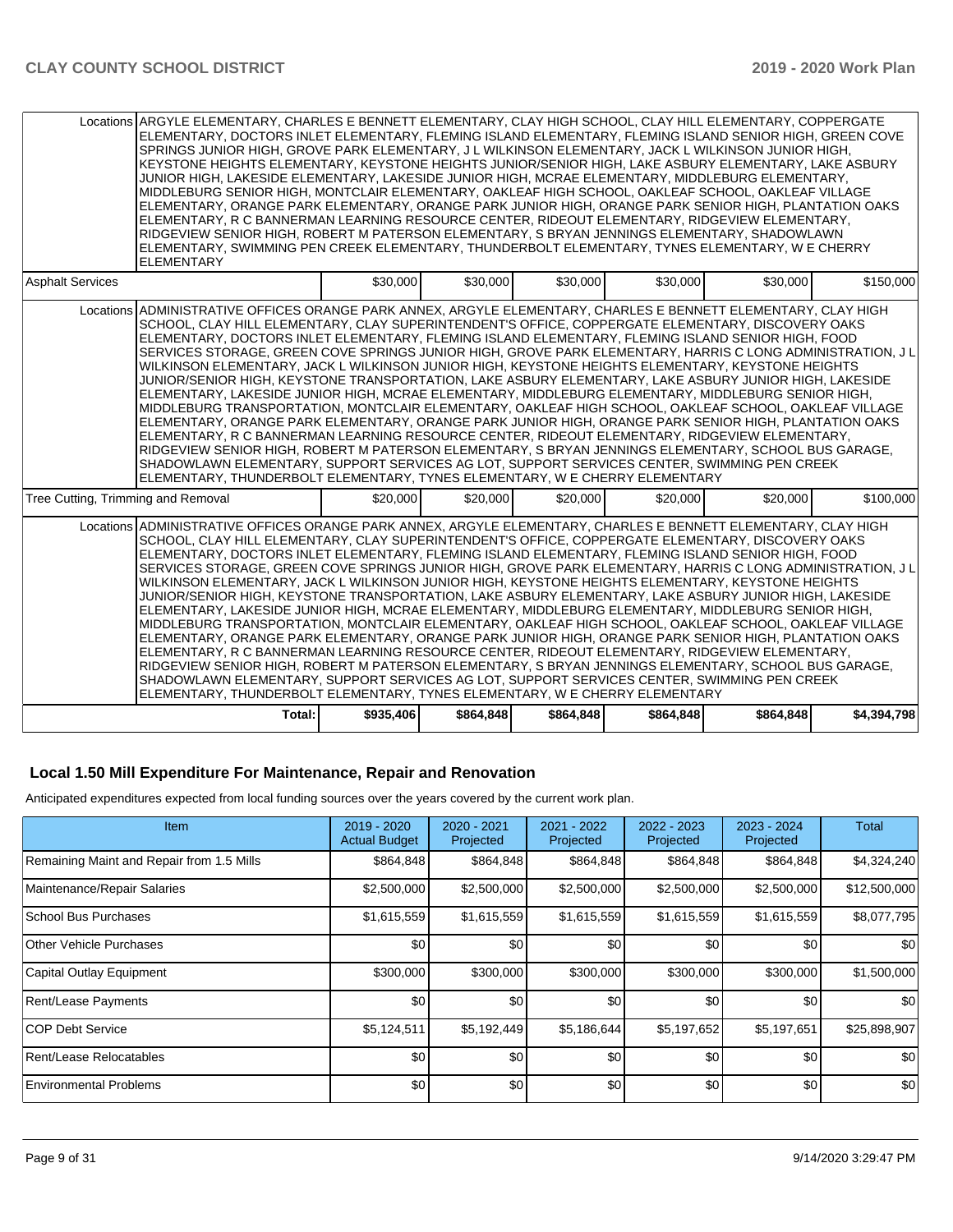| | | | | | | |
|---|---|---|---|---|---|---|
| Locations | ARGYLE ELEMENTARY, CHARLES E BENNETT ELEMENTARY, CLAY HIGH SCHOOL, CLAY HILL ELEMENTARY, COPPERGATE ELEMENTARY, DOCTORS INLET ELEMENTARY, FLEMING ISLAND ELEMENTARY, FLEMING ISLAND SENIOR HIGH, GREEN COVE SPRINGS JUNIOR HIGH, GROVE PARK ELEMENTARY, J L WILKINSON ELEMENTARY, JACK L WILKINSON JUNIOR HIGH, KEYSTONE HEIGHTS ELEMENTARY, KEYSTONE HEIGHTS JUNIOR/SENIOR HIGH, LAKE ASBURY ELEMENTARY, LAKE ASBURY JUNIOR HIGH, LAKESIDE ELEMENTARY, LAKESIDE JUNIOR HIGH, MCRAE ELEMENTARY, MIDDLEBURG ELEMENTARY, MIDDLEBURG SENIOR HIGH, MONTCLAIR ELEMENTARY, OAKLEAF HIGH SCHOOL, OAKLEAF SCHOOL, OAKLEAF VILLAGE ELEMENTARY, ORANGE PARK ELEMENTARY, ORANGE PARK JUNIOR HIGH, ORANGE PARK SENIOR HIGH, PLANTATION OAKS ELEMENTARY, R C BANNERMAN LEARNING RESOURCE CENTER, RIDEOUT ELEMENTARY, RIDGEVIEW ELEMENTARY, RIDGEVIEW SENIOR HIGH, ROBERT M PATERSON ELEMENTARY, S BRYAN JENNINGS ELEMENTARY, SHADOWLAWN ELEMENTARY, SWIMMING PEN CREEK ELEMENTARY, THUNDERBOLT ELEMENTARY, TYNES ELEMENTARY, W E CHERRY ELEMENTARY | | | | | |
| Asphalt Services | | $30,000 | $30,000 | $30,000 | $30,000 | $30,000 | $150,000 |
| Locations | ADMINISTRATIVE OFFICES ORANGE PARK ANNEX, ARGYLE ELEMENTARY, CHARLES E BENNETT ELEMENTARY, CLAY HIGH SCHOOL, CLAY HILL ELEMENTARY, CLAY SUPERINTENDENT'S OFFICE, COPPERGATE ELEMENTARY, DISCOVERY OAKS ELEMENTARY, DOCTORS INLET ELEMENTARY, FLEMING ISLAND ELEMENTARY, FLEMING ISLAND SENIOR HIGH, FOOD SERVICES STORAGE, GREEN COVE SPRINGS JUNIOR HIGH, GROVE PARK ELEMENTARY, HARRIS C LONG ADMINISTRATION, J L WILKINSON ELEMENTARY, JACK L WILKINSON JUNIOR HIGH, KEYSTONE HEIGHTS ELEMENTARY, KEYSTONE HEIGHTS JUNIOR/SENIOR HIGH, KEYSTONE TRANSPORTATION, LAKE ASBURY ELEMENTARY, LAKE ASBURY JUNIOR HIGH, LAKESIDE ELEMENTARY, LAKESIDE JUNIOR HIGH, MCRAE ELEMENTARY, MIDDLEBURG ELEMENTARY, MIDDLEBURG SENIOR HIGH, MIDDLEBURG TRANSPORTATION, MONTCLAIR ELEMENTARY, OAKLEAF HIGH SCHOOL, OAKLEAF SCHOOL, OAKLEAF VILLAGE ELEMENTARY, ORANGE PARK ELEMENTARY, ORANGE PARK JUNIOR HIGH, ORANGE PARK SENIOR HIGH, PLANTATION OAKS ELEMENTARY, R C BANNERMAN LEARNING RESOURCE CENTER, RIDEOUT ELEMENTARY, RIDGEVIEW ELEMENTARY, RIDGEVIEW SENIOR HIGH, ROBERT M PATERSON ELEMENTARY, S BRYAN JENNINGS ELEMENTARY, SCHOOL BUS GARAGE, SHADOWLAWN ELEMENTARY, SUPPORT SERVICES AG LOT, SUPPORT SERVICES CENTER, SWIMMING PEN CREEK ELEMENTARY, THUNDERBOLT ELEMENTARY, TYNES ELEMENTARY, W E CHERRY ELEMENTARY | | | | | |
| Tree Cutting, Trimming and Removal | | $20,000 | $20,000 | $20,000 | $20,000 | $20,000 | $100,000 |
| Locations | ADMINISTRATIVE OFFICES ORANGE PARK ANNEX, ARGYLE ELEMENTARY, CHARLES E BENNETT ELEMENTARY, CLAY HIGH SCHOOL, CLAY HILL ELEMENTARY, CLAY SUPERINTENDENT'S OFFICE, COPPERGATE ELEMENTARY, DISCOVERY OAKS ELEMENTARY, DOCTORS INLET ELEMENTARY, FLEMING ISLAND ELEMENTARY, FLEMING ISLAND SENIOR HIGH, FOOD SERVICES STORAGE, GREEN COVE SPRINGS JUNIOR HIGH, GROVE PARK ELEMENTARY, HARRIS C LONG ADMINISTRATION, J L WILKINSON ELEMENTARY, JACK L WILKINSON JUNIOR HIGH, KEYSTONE HEIGHTS ELEMENTARY, KEYSTONE HEIGHTS JUNIOR/SENIOR HIGH, KEYSTONE TRANSPORTATION, LAKE ASBURY ELEMENTARY, LAKE ASBURY JUNIOR HIGH, LAKESIDE ELEMENTARY, LAKESIDE JUNIOR HIGH, MCRAE ELEMENTARY, MIDDLEBURG ELEMENTARY, MIDDLEBURG SENIOR HIGH, MIDDLEBURG TRANSPORTATION, MONTCLAIR ELEMENTARY, OAKLEAF HIGH SCHOOL, OAKLEAF SCHOOL, OAKLEAF VILLAGE ELEMENTARY, ORANGE PARK ELEMENTARY, ORANGE PARK JUNIOR HIGH, ORANGE PARK SENIOR HIGH, PLANTATION OAKS ELEMENTARY, R C BANNERMAN LEARNING RESOURCE CENTER, RIDEOUT ELEMENTARY, RIDGEVIEW ELEMENTARY, RIDGEVIEW SENIOR HIGH, ROBERT M PATERSON ELEMENTARY, S BRYAN JENNINGS ELEMENTARY, SCHOOL BUS GARAGE, SHADOWLAWN ELEMENTARY, SUPPORT SERVICES AG LOT, SUPPORT SERVICES CENTER, SWIMMING PEN CREEK ELEMENTARY, THUNDERBOLT ELEMENTARY, TYNES ELEMENTARY, W E CHERRY ELEMENTARY | | | | | |
| | Total: | $935,406 | $864,848 | $864,848 | $864,848 | $864,848 | $4,394,798 |

## Local 1.50 Mill Expenditure For Maintenance, Repair and Renovation

Anticipated expenditures expected from local funding sources over the years covered by the current work plan.

| Item | 2019 - 2020 Actual Budget | 2020 - 2021 Projected | 2021 - 2022 Projected | 2022 - 2023 Projected | 2023 - 2024 Projected | Total |
|---|---|---|---|---|---|---|
| Remaining Maint and Repair from 1.5 Mills | $864,848 | $864,848 | $864,848 | $864,848 | $864,848 | $4,324,240 |
| Maintenance/Repair Salaries | $2,500,000 | $2,500,000 | $2,500,000 | $2,500,000 | $2,500,000 | $12,500,000 |
| School Bus Purchases | $1,615,559 | $1,615,559 | $1,615,559 | $1,615,559 | $1,615,559 | $8,077,795 |
| Other Vehicle Purchases | $0 | $0 | $0 | $0 | $0 | $0 |
| Capital Outlay Equipment | $300,000 | $300,000 | $300,000 | $300,000 | $300,000 | $1,500,000 |
| Rent/Lease Payments | $0 | $0 | $0 | $0 | $0 | $0 |
| COP Debt Service | $5,124,511 | $5,192,449 | $5,186,644 | $5,197,652 | $5,197,651 | $25,898,907 |
| Rent/Lease Relocatables | $0 | $0 | $0 | $0 | $0 | $0 |
| Environmental Problems | $0 | $0 | $0 | $0 | $0 | $0 |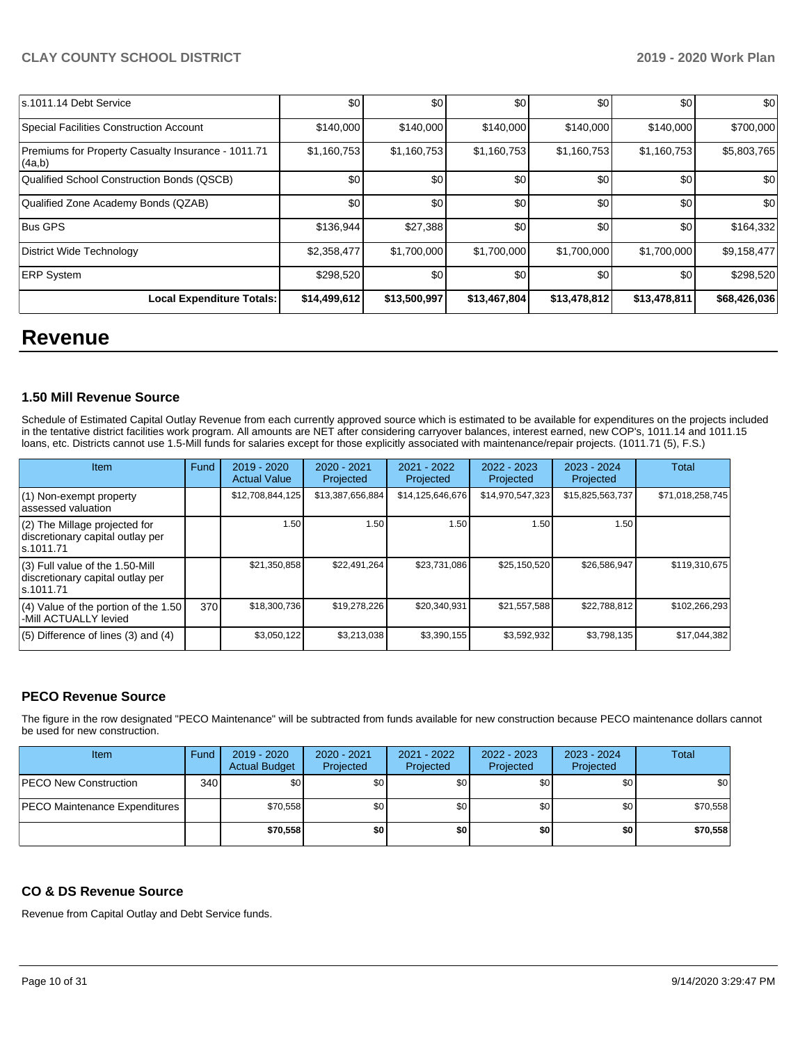| | | | | | | |
|---|---|---|---|---|---|---|
| s.1011.14 Debt Service | $0 | $0 | $0 | $0 | $0 | $0 |
| Special Facilities Construction Account | $140,000 | $140,000 | $140,000 | $140,000 | $140,000 | $700,000 |
| Premiums for Property Casualty Insurance - 1011.71 (4a,b) | $1,160,753 | $1,160,753 | $1,160,753 | $1,160,753 | $1,160,753 | $5,803,765 |
| Qualified School Construction Bonds (QSCB) | $0 | $0 | $0 | $0 | $0 | $0 |
| Qualified Zone Academy Bonds (QZAB) | $0 | $0 | $0 | $0 | $0 | $0 |
| Bus GPS | $136,944 | $27,388 | $0 | $0 | $0 | $164,332 |
| District Wide Technology | $2,358,477 | $1,700,000 | $1,700,000 | $1,700,000 | $1,700,000 | $9,158,477 |
| ERP System | $298,520 | $0 | $0 | $0 | $0 | $298,520 |
| **Local Expenditure Totals:** | **$14,499,612** | **$13,500,997** | **$13,467,804** | **$13,478,812** | **$13,478,811** | **$68,426,036** |

# Revenue

### 1.50 Mill Revenue Source

Schedule of Estimated Capital Outlay Revenue from each currently approved source which is estimated to be available for expenditures on the projects included in the tentative district facilities work program. All amounts are NET after considering carryover balances, interest earned, new COP's, 1011.14 and 1011.15 loans, etc. Districts cannot use 1.5-Mill funds for salaries except for those explicitly associated with maintenance/repair projects. (1011.71 (5), F.S.)

| Item | Fund | 2019 - 2020 Actual Value | 2020 - 2021 Projected | 2021 - 2022 Projected | 2022 - 2023 Projected | 2023 - 2024 Projected | Total |
|---|---|---|---|---|---|---|---|
| (1) Non-exempt property assessed valuation | | $12,708,844,125 | $13,387,656,884 | $14,125,646,676 | $14,970,547,323 | $15,825,563,737 | $71,018,258,745 |
| (2) The Millage projected for discretionary capital outlay per s.1011.71 | | 1.50 | 1.50 | 1.50 | 1.50 | 1.50 | |
| (3) Full value of the 1.50-Mill discretionary capital outlay per s.1011.71 | | $21,350,858 | $22,491,264 | $23,731,086 | $25,150,520 | $26,586,947 | $119,310,675 |
| (4) Value of the portion of the 1.50 -Mill ACTUALLY levied | 370 | $18,300,736 | $19,278,226 | $20,340,931 | $21,557,588 | $22,788,812 | $102,266,293 |
| (5) Difference of lines (3) and (4) | | $3,050,122 | $3,213,038 | $3,390,155 | $3,592,932 | $3,798,135 | $17,044,382 |

### PECO Revenue Source

The figure in the row designated "PECO Maintenance" will be subtracted from funds available for new construction because PECO maintenance dollars cannot be used for new construction.

| Item | Fund | 2019 - 2020 Actual Budget | 2020 - 2021 Projected | 2021 - 2022 Projected | 2022 - 2023 Projected | 2023 - 2024 Projected | Total |
|---|---|---|---|---|---|---|---|
| PECO New Construction | 340 | $0 | $0 | $0 | $0 | $0 | $0 |
| PECO Maintenance Expenditures | | $70,558 | $0 | $0 | $0 | $0 | $70,558 |
| | | **$70,558** | **$0** | **$0** | **$0** | **$0** | **$70,558** |

### CO & DS Revenue Source

Revenue from Capital Outlay and Debt Service funds.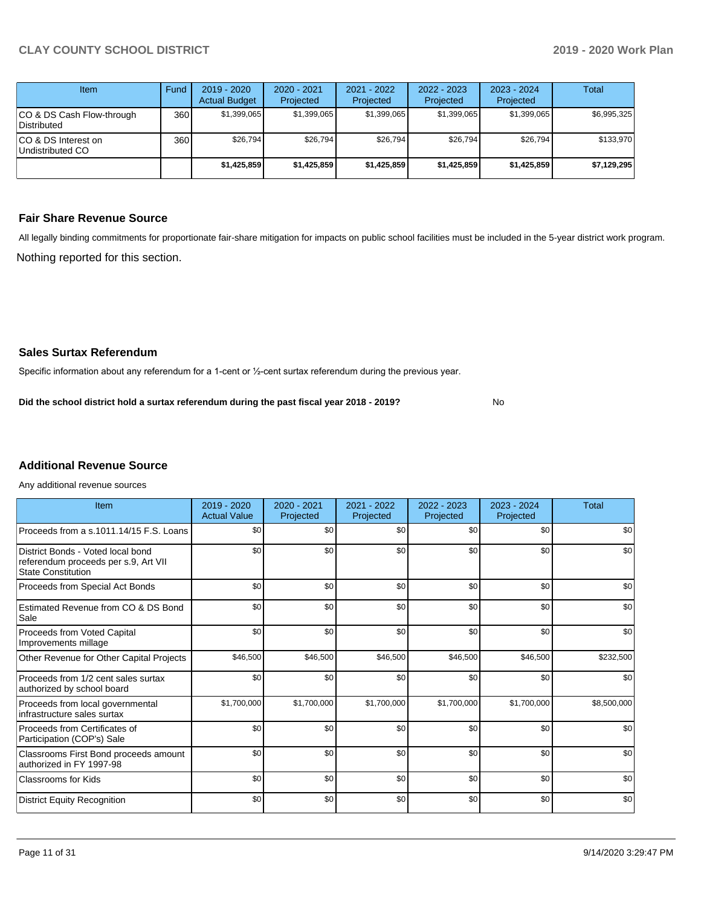| Item | Fund | 2019 - 2020 Actual Budget | 2020 - 2021 Projected | 2021 - 2022 Projected | 2022 - 2023 Projected | 2023 - 2024 Projected | Total |
|---|---|---|---|---|---|---|---|
| CO & DS Cash Flow-through Distributed | 360 | $1,399,065 | $1,399,065 | $1,399,065 | $1,399,065 | $1,399,065 | $6,995,325 |
| CO & DS Interest on Undistributed CO | 360 | $26,794 | $26,794 | $26,794 | $26,794 | $26,794 | $133,970 |
| | | **$1,425,859** | **$1,425,859** | **$1,425,859** | **$1,425,859** | **$1,425,859** | **$7,129,295** |

## Fair Share Revenue Source

All legally binding commitments for proportionate fair-share mitigation for impacts on public school facilities must be included in the 5-year district work program.

Nothing reported for this section.

## Sales Surtax Referendum

Specific information about any referendum for a 1-cent or ½-cent surtax referendum during the previous year.

**Did the school district hold a surtax referendum during the past fiscal year 2018 - 2019?** No

## Additional Revenue Source

Any additional revenue sources

| Item | 2019 - 2020 Actual Value | 2020 - 2021 Projected | 2021 - 2022 Projected | 2022 - 2023 Projected | 2023 - 2024 Projected | Total |
|---|---|---|---|---|---|---|
| Proceeds from a s.1011.14/15 F.S. Loans | $0 | $0 | $0 | $0 | $0 | $0 |
| District Bonds - Voted local bond referendum proceeds per s.9, Art VII State Constitution | $0 | $0 | $0 | $0 | $0 | $0 |
| Proceeds from Special Act Bonds | $0 | $0 | $0 | $0 | $0 | $0 |
| Estimated Revenue from CO & DS Bond Sale | $0 | $0 | $0 | $0 | $0 | $0 |
| Proceeds from Voted Capital Improvements millage | $0 | $0 | $0 | $0 | $0 | $0 |
| Other Revenue for Other Capital Projects | $46,500 | $46,500 | $46,500 | $46,500 | $46,500 | $232,500 |
| Proceeds from 1/2 cent sales surtax authorized by school board | $0 | $0 | $0 | $0 | $0 | $0 |
| Proceeds from local governmental infrastructure sales surtax | $1,700,000 | $1,700,000 | $1,700,000 | $1,700,000 | $1,700,000 | $8,500,000 |
| Proceeds from Certificates of Participation (COP's) Sale | $0 | $0 | $0 | $0 | $0 | $0 |
| Classrooms First Bond proceeds amount authorized in FY 1997-98 | $0 | $0 | $0 | $0 | $0 | $0 |
| Classrooms for Kids | $0 | $0 | $0 | $0 | $0 | $0 |
| District Equity Recognition | $0 | $0 | $0 | $0 | $0 | $0 |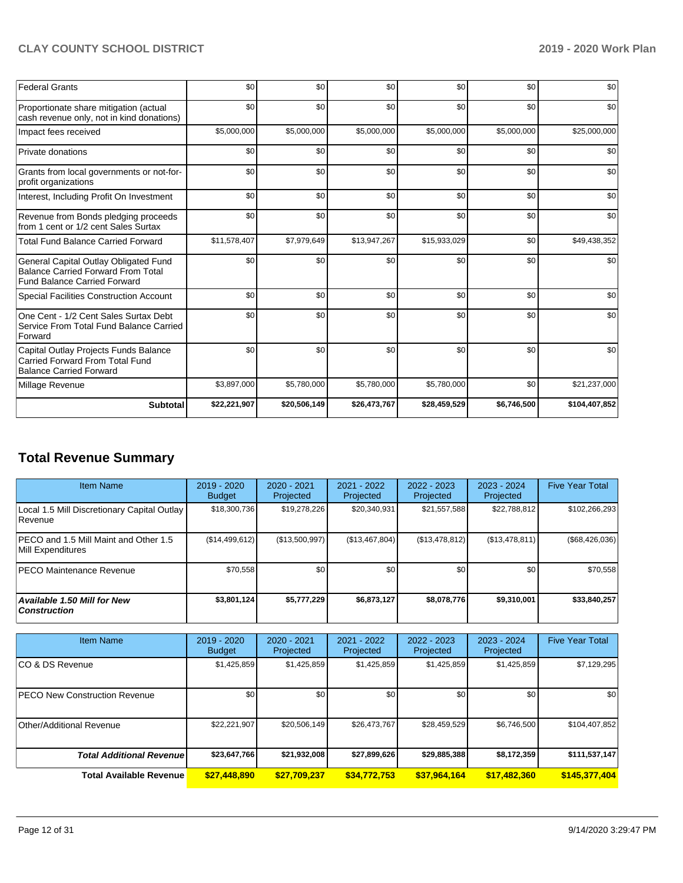| | | | | | | |
|---|---|---|---|---|---|---|
| Federal Grants | $0 | $0 | $0 | $0 | $0 | $0 |
| Proportionate share mitigation (actual cash revenue only, not in kind donations) | $0 | $0 | $0 | $0 | $0 | $0 |
| Impact fees received | $5,000,000 | $5,000,000 | $5,000,000 | $5,000,000 | $5,000,000 | $25,000,000 |
| Private donations | $0 | $0 | $0 | $0 | $0 | $0 |
| Grants from local governments or not-for-profit organizations | $0 | $0 | $0 | $0 | $0 | $0 |
| Interest, Including Profit On Investment | $0 | $0 | $0 | $0 | $0 | $0 |
| Revenue from Bonds pledging proceeds from 1 cent or 1/2 cent Sales Surtax | $0 | $0 | $0 | $0 | $0 | $0 |
| Total Fund Balance Carried Forward | $11,578,407 | $7,979,649 | $13,947,267 | $15,933,029 | $0 | $49,438,352 |
| General Capital Outlay Obligated Fund Balance Carried Forward From Total Fund Balance Carried Forward | $0 | $0 | $0 | $0 | $0 | $0 |
| Special Facilities Construction Account | $0 | $0 | $0 | $0 | $0 | $0 |
| One Cent - 1/2 Cent Sales Surtax Debt Service From Total Fund Balance Carried Forward | $0 | $0 | $0 | $0 | $0 | $0 |
| Capital Outlay Projects Funds Balance Carried Forward From Total Fund Balance Carried Forward | $0 | $0 | $0 | $0 | $0 | $0 |
| Millage Revenue | $3,897,000 | $5,780,000 | $5,780,000 | $5,780,000 | $0 | $21,237,000 |
| **Subtotal** | **$22,221,907** | **$20,506,149** | **$26,473,767** | **$28,459,529** | **$6,746,500** | **$104,407,852** |

## Total Revenue Summary

| Item Name | 2019 - 2020 Budget | 2020 - 2021 Projected | 2021 - 2022 Projected | 2022 - 2023 Projected | 2023 - 2024 Projected | Five Year Total |
|---|---|---|---|---|---|---|
| Local 1.5 Mill Discretionary Capital Outlay Revenue | $18,300,736 | $19,278,226 | $20,340,931 | $21,557,588 | $22,788,812 | $102,266,293 |
| PECO and 1.5 Mill Maint and Other 1.5 Mill Expenditures | ($14,499,612) | ($13,500,997) | ($13,467,804) | ($13,478,812) | ($13,478,811) | ($68,426,036) |
| PECO Maintenance Revenue | $70,558 | $0 | $0 | $0 | $0 | $70,558 |
| ***Available 1.50 Mill for New Construction*** | **$3,801,124** | **$5,777,229** | **$6,873,127** | **$8,078,776** | **$9,310,001** | **$33,840,257** |

| Item Name | 2019 - 2020 Budget | 2020 - 2021 Projected | 2021 - 2022 Projected | 2022 - 2023 Projected | 2023 - 2024 Projected | Five Year Total |
|---|---|---|---|---|---|---|
| CO & DS Revenue | $1,425,859 | $1,425,859 | $1,425,859 | $1,425,859 | $1,425,859 | $7,129,295 |
| PECO New Construction Revenue | $0 | $0 | $0 | $0 | $0 | $0 |
| Other/Additional Revenue | $22,221,907 | $20,506,149 | $26,473,767 | $28,459,529 | $6,746,500 | $104,407,852 |
| ***Total Additional Revenue*** | **$23,647,766** | **$21,932,008** | **$27,899,626** | **$29,885,388** | **$8,172,359** | **$111,537,147** |
| **Total Available Revenue** | **$27,448,890** | **$27,709,237** | **$34,772,753** | **$37,964,164** | **$17,482,360** | **$145,377,404** |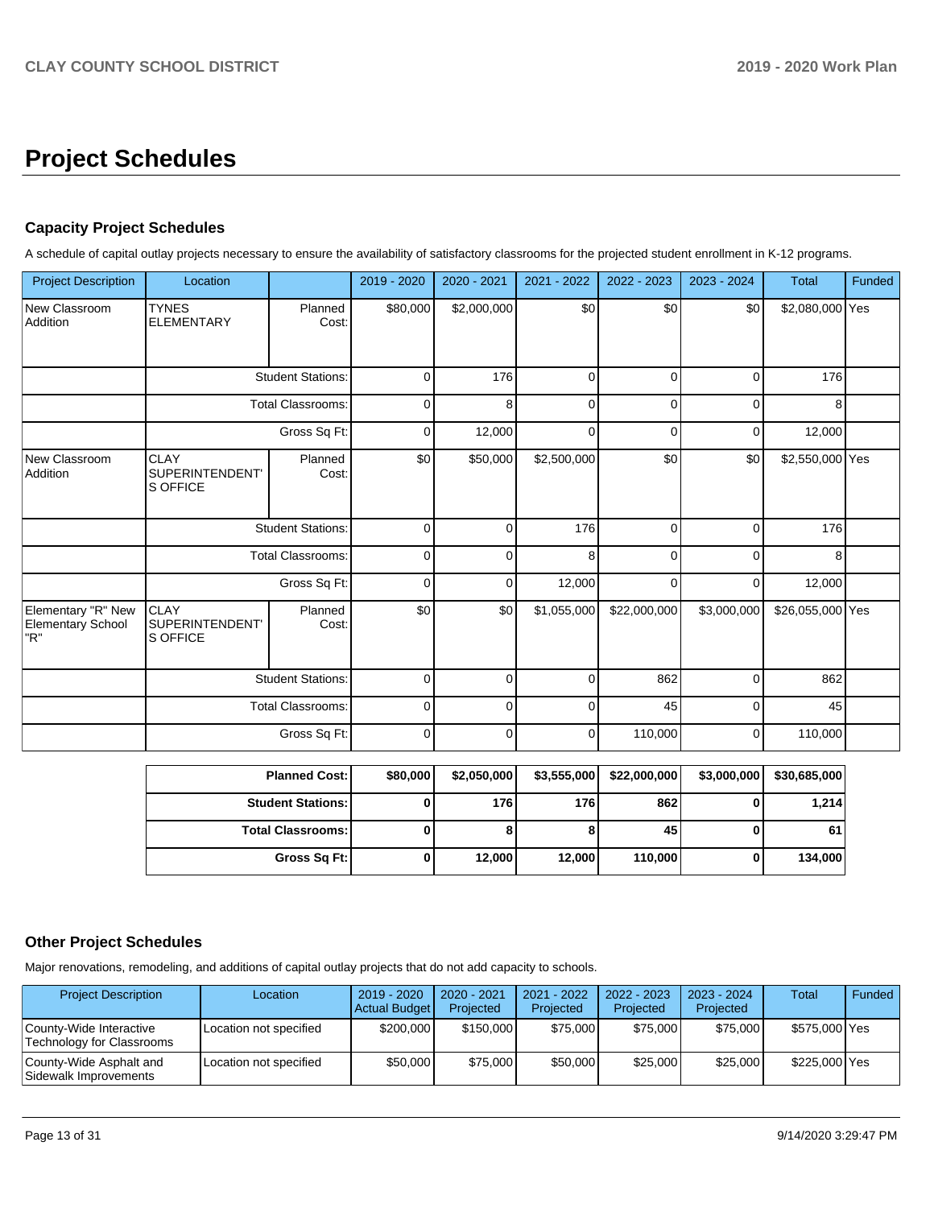# Project Schedules

## Capacity Project Schedules

A schedule of capital outlay projects necessary to ensure the availability of satisfactory classrooms for the projected student enrollment in K-12 programs.

| Project Description | Location | | 2019 - 2020 | 2020 - 2021 | 2021 - 2022 | 2022 - 2023 | 2023 - 2024 | Total | Funded |
|---|---|---|---|---|---|---|---|---|---|
| New Classroom Addition | TYNES ELEMENTARY | Planned Cost: | $80,000 | $2,000,000 | $0 | $0 | $0 | $2,080,000 | Yes |
| | | Student Stations: | 0 | 176 | 0 | 0 | 0 | 176 | |
| | | Total Classrooms: | 0 | 8 | 0 | 0 | 0 | 8 | |
| | | Gross Sq Ft: | 0 | 12,000 | 0 | 0 | 0 | 12,000 | |
| New Classroom Addition | CLAY SUPERINTENDENT'S OFFICE | Planned Cost: | $0 | $50,000 | $2,500,000 | $0 | $0 | $2,550,000 | Yes |
| | | Student Stations: | 0 | 0 | 176 | 0 | 0 | 176 | |
| | | Total Classrooms: | 0 | 0 | 8 | 0 | 0 | 8 | |
| | | Gross Sq Ft: | 0 | 0 | 12,000 | 0 | 0 | 12,000 | |
| Elementary "R" New Elementary School "R" | CLAY SUPERINTENDENT'S OFFICE | Planned Cost: | $0 | $0 | $1,055,000 | $22,000,000 | $3,000,000 | $26,055,000 | Yes |
| | | Student Stations: | 0 | 0 | 0 | 862 | 0 | 862 | |
| | | Total Classrooms: | 0 | 0 | 0 | 45 | 0 | 45 | |
| | | Gross Sq Ft: | 0 | 0 | 0 | 110,000 | 0 | 110,000 | |

| | 2019 - 2020 | 2020 - 2021 | 2021 - 2022 | 2022 - 2023 | 2023 - 2024 | Total |
|---|---|---|---|---|---|---|
| **Planned Cost:** | **$80,000** | **$2,050,000** | **$3,555,000** | **$22,000,000** | **$3,000,000** | **$30,685,000** |
| **Student Stations:** | **0** | **176** | **176** | **862** | **0** | **1,214** |
| **Total Classrooms:** | **0** | **8** | **8** | **45** | **0** | **61** |
| **Gross Sq Ft:** | **0** | **12,000** | **12,000** | **110,000** | **0** | **134,000** |

## Other Project Schedules

Major renovations, remodeling, and additions of capital outlay projects that do not add capacity to schools.

| Project Description | Location | 2019 - 2020 Actual Budget | 2020 - 2021 Projected | 2021 - 2022 Projected | 2022 - 2023 Projected | 2023 - 2024 Projected | Total | Funded |
|---|---|---|---|---|---|---|---|---|
| County-Wide Interactive Technology for Classrooms | Location not specified | $200,000 | $150,000 | $75,000 | $75,000 | $75,000 | $575,000 | Yes |
| County-Wide Asphalt and Sidewalk Improvements | Location not specified | $50,000 | $75,000 | $50,000 | $25,000 | $25,000 | $225,000 | Yes |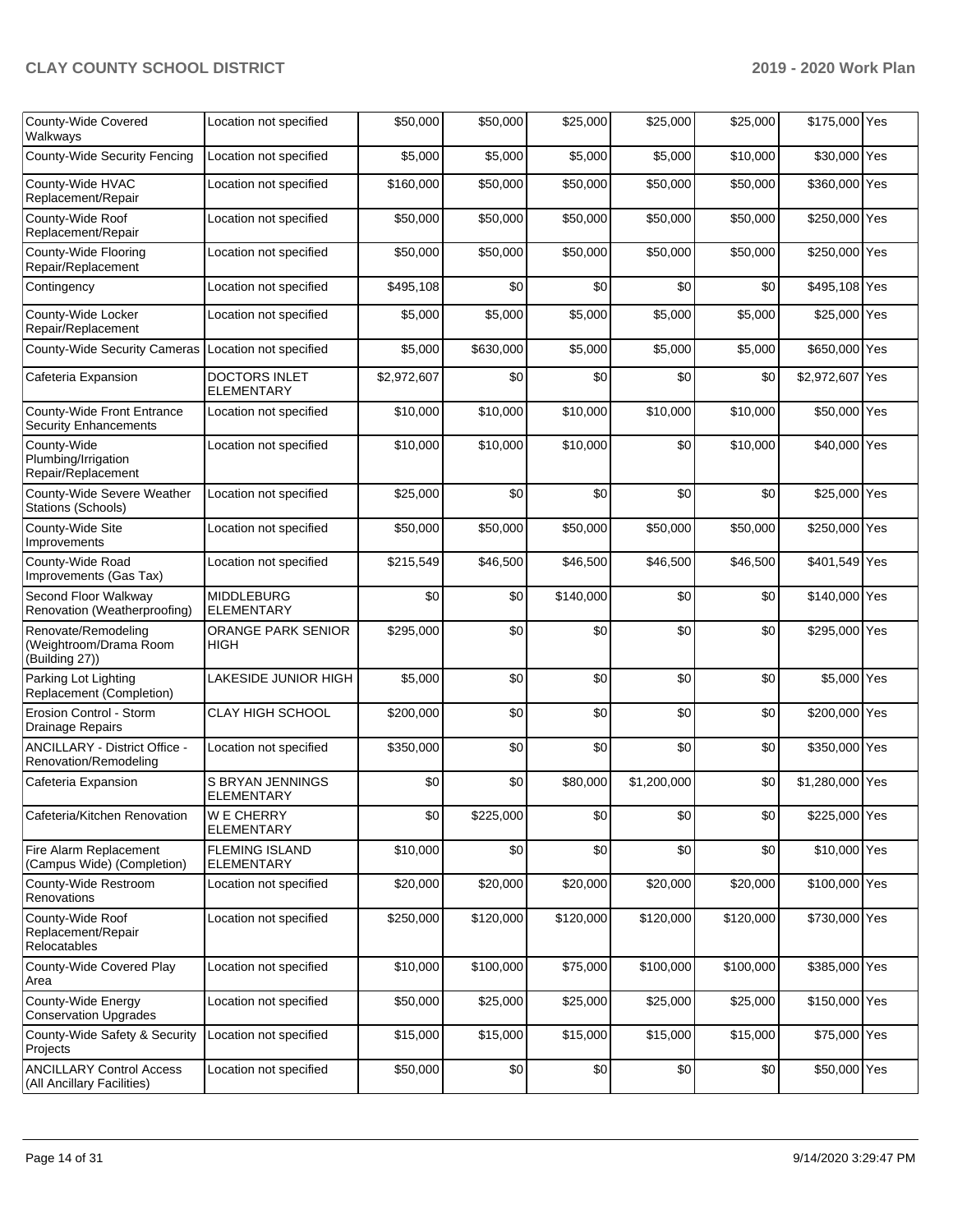| County-Wide Covered Walkways | Location not specified | $50,000 | $50,000 | $25,000 | $25,000 | $25,000 | $175,000 | Yes |
|---|---|---|---|---|---|---|---|---|
| County-Wide Security Fencing | Location not specified | $5,000 | $5,000 | $5,000 | $5,000 | $10,000 | $30,000 | Yes |
| County-Wide HVAC Replacement/Repair | Location not specified | $160,000 | $50,000 | $50,000 | $50,000 | $50,000 | $360,000 | Yes |
| County-Wide Roof Replacement/Repair | Location not specified | $50,000 | $50,000 | $50,000 | $50,000 | $50,000 | $250,000 | Yes |
| County-Wide Flooring Repair/Replacement | Location not specified | $50,000 | $50,000 | $50,000 | $50,000 | $50,000 | $250,000 | Yes |
| Contingency | Location not specified | $495,108 | $0 | $0 | $0 | $0 | $495,108 | Yes |
| County-Wide Locker Repair/Replacement | Location not specified | $5,000 | $5,000 | $5,000 | $5,000 | $5,000 | $25,000 | Yes |
| County-Wide Security Cameras | Location not specified | $5,000 | $630,000 | $5,000 | $5,000 | $5,000 | $650,000 | Yes |
| Cafeteria Expansion | DOCTORS INLET ELEMENTARY | $2,972,607 | $0 | $0 | $0 | $0 | $2,972,607 | Yes |
| County-Wide Front Entrance Security Enhancements | Location not specified | $10,000 | $10,000 | $10,000 | $10,000 | $10,000 | $50,000 | Yes |
| County-Wide Plumbing/Irrigation Repair/Replacement | Location not specified | $10,000 | $10,000 | $10,000 | $0 | $10,000 | $40,000 | Yes |
| County-Wide Severe Weather Stations (Schools) | Location not specified | $25,000 | $0 | $0 | $0 | $0 | $25,000 | Yes |
| County-Wide Site Improvements | Location not specified | $50,000 | $50,000 | $50,000 | $50,000 | $50,000 | $250,000 | Yes |
| County-Wide Road Improvements (Gas Tax) | Location not specified | $215,549 | $46,500 | $46,500 | $46,500 | $46,500 | $401,549 | Yes |
| Second Floor Walkway Renovation (Weatherproofing) | MIDDLEBURG ELEMENTARY | $0 | $0 | $140,000 | $0 | $0 | $140,000 | Yes |
| Renovate/Remodeling (Weightroom/Drama Room (Building 27)) | ORANGE PARK SENIOR HIGH | $295,000 | $0 | $0 | $0 | $0 | $295,000 | Yes |
| Parking Lot Lighting Replacement (Completion) | LAKESIDE JUNIOR HIGH | $5,000 | $0 | $0 | $0 | $0 | $5,000 | Yes |
| Erosion Control - Storm Drainage Repairs | CLAY HIGH SCHOOL | $200,000 | $0 | $0 | $0 | $0 | $200,000 | Yes |
| ANCILLARY - District Office - Renovation/Remodeling | Location not specified | $350,000 | $0 | $0 | $0 | $0 | $350,000 | Yes |
| Cafeteria Expansion | S BRYAN JENNINGS ELEMENTARY | $0 | $0 | $80,000 | $1,200,000 | $0 | $1,280,000 | Yes |
| Cafeteria/Kitchen Renovation | W E CHERRY ELEMENTARY | $0 | $225,000 | $0 | $0 | $0 | $225,000 | Yes |
| Fire Alarm Replacement (Campus Wide) (Completion) | FLEMING ISLAND ELEMENTARY | $10,000 | $0 | $0 | $0 | $0 | $10,000 | Yes |
| County-Wide Restroom Renovations | Location not specified | $20,000 | $20,000 | $20,000 | $20,000 | $20,000 | $100,000 | Yes |
| County-Wide Roof Replacement/Repair Relocatables | Location not specified | $250,000 | $120,000 | $120,000 | $120,000 | $120,000 | $730,000 | Yes |
| County-Wide Covered Play Area | Location not specified | $10,000 | $100,000 | $75,000 | $100,000 | $100,000 | $385,000 | Yes |
| County-Wide Energy Conservation Upgrades | Location not specified | $50,000 | $25,000 | $25,000 | $25,000 | $25,000 | $150,000 | Yes |
| County-Wide Safety & Security Projects | Location not specified | $15,000 | $15,000 | $15,000 | $15,000 | $15,000 | $75,000 | Yes |
| ANCILLARY Control Access (All Ancillary Facilities) | Location not specified | $50,000 | $0 | $0 | $0 | $0 | $50,000 | Yes |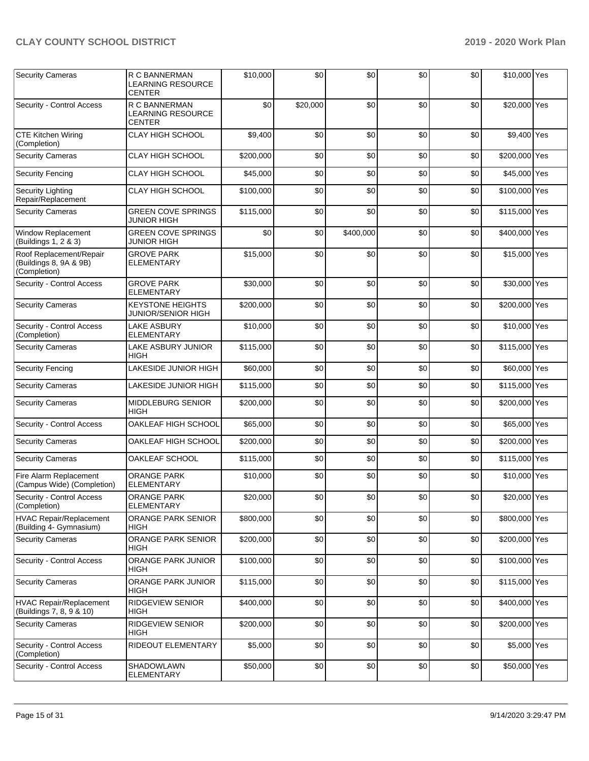| Security Cameras | R C BANNERMAN LEARNING RESOURCE CENTER | $10,000 | $0 | $0 | $0 | $0 | $10,000 | Yes |
|---|---|---|---|---|---|---|---|---|
| Security - Control Access | R C BANNERMAN LEARNING RESOURCE CENTER | $0 | $20,000 | $0 | $0 | $0 | $20,000 | Yes |
| CTE Kitchen Wiring (Completion) | CLAY HIGH SCHOOL | $9,400 | $0 | $0 | $0 | $0 | $9,400 | Yes |
| Security Cameras | CLAY HIGH SCHOOL | $200,000 | $0 | $0 | $0 | $0 | $200,000 | Yes |
| Security Fencing | CLAY HIGH SCHOOL | $45,000 | $0 | $0 | $0 | $0 | $45,000 | Yes |
| Security Lighting Repair/Replacement | CLAY HIGH SCHOOL | $100,000 | $0 | $0 | $0 | $0 | $100,000 | Yes |
| Security Cameras | GREEN COVE SPRINGS JUNIOR HIGH | $115,000 | $0 | $0 | $0 | $0 | $115,000 | Yes |
| Window Replacement (Buildings 1, 2 & 3) | GREEN COVE SPRINGS JUNIOR HIGH | $0 | $0 | $400,000 | $0 | $0 | $400,000 | Yes |
| Roof Replacement/Repair (Buildings 8, 9A & 9B) (Completion) | GROVE PARK ELEMENTARY | $15,000 | $0 | $0 | $0 | $0 | $15,000 | Yes |
| Security - Control Access | GROVE PARK ELEMENTARY | $30,000 | $0 | $0 | $0 | $0 | $30,000 | Yes |
| Security Cameras | KEYSTONE HEIGHTS JUNIOR/SENIOR HIGH | $200,000 | $0 | $0 | $0 | $0 | $200,000 | Yes |
| Security - Control Access (Completion) | LAKE ASBURY ELEMENTARY | $10,000 | $0 | $0 | $0 | $0 | $10,000 | Yes |
| Security Cameras | LAKE ASBURY JUNIOR HIGH | $115,000 | $0 | $0 | $0 | $0 | $115,000 | Yes |
| Security Fencing | LAKESIDE JUNIOR HIGH | $60,000 | $0 | $0 | $0 | $0 | $60,000 | Yes |
| Security Cameras | LAKESIDE JUNIOR HIGH | $115,000 | $0 | $0 | $0 | $0 | $115,000 | Yes |
| Security Cameras | MIDDLEBURG SENIOR HIGH | $200,000 | $0 | $0 | $0 | $0 | $200,000 | Yes |
| Security - Control Access | OAKLEAF HIGH SCHOOL | $65,000 | $0 | $0 | $0 | $0 | $65,000 | Yes |
| Security Cameras | OAKLEAF HIGH SCHOOL | $200,000 | $0 | $0 | $0 | $0 | $200,000 | Yes |
| Security Cameras | OAKLEAF SCHOOL | $115,000 | $0 | $0 | $0 | $0 | $115,000 | Yes |
| Fire Alarm Replacement (Campus Wide) (Completion) | ORANGE PARK ELEMENTARY | $10,000 | $0 | $0 | $0 | $0 | $10,000 | Yes |
| Security - Control Access (Completion) | ORANGE PARK ELEMENTARY | $20,000 | $0 | $0 | $0 | $0 | $20,000 | Yes |
| HVAC Repair/Replacement (Building 4- Gymnasium) | ORANGE PARK SENIOR HIGH | $800,000 | $0 | $0 | $0 | $0 | $800,000 | Yes |
| Security Cameras | ORANGE PARK SENIOR HIGH | $200,000 | $0 | $0 | $0 | $0 | $200,000 | Yes |
| Security - Control Access | ORANGE PARK JUNIOR HIGH | $100,000 | $0 | $0 | $0 | $0 | $100,000 | Yes |
| Security Cameras | ORANGE PARK JUNIOR HIGH | $115,000 | $0 | $0 | $0 | $0 | $115,000 | Yes |
| HVAC Repair/Replacement (Buildings 7, 8, 9 & 10) | RIDGEVIEW SENIOR HIGH | $400,000 | $0 | $0 | $0 | $0 | $400,000 | Yes |
| Security Cameras | RIDGEVIEW SENIOR HIGH | $200,000 | $0 | $0 | $0 | $0 | $200,000 | Yes |
| Security - Control Access (Completion) | RIDEOUT ELEMENTARY | $5,000 | $0 | $0 | $0 | $0 | $5,000 | Yes |
| Security - Control Access | SHADOWLAWN ELEMENTARY | $50,000 | $0 | $0 | $0 | $0 | $50,000 | Yes |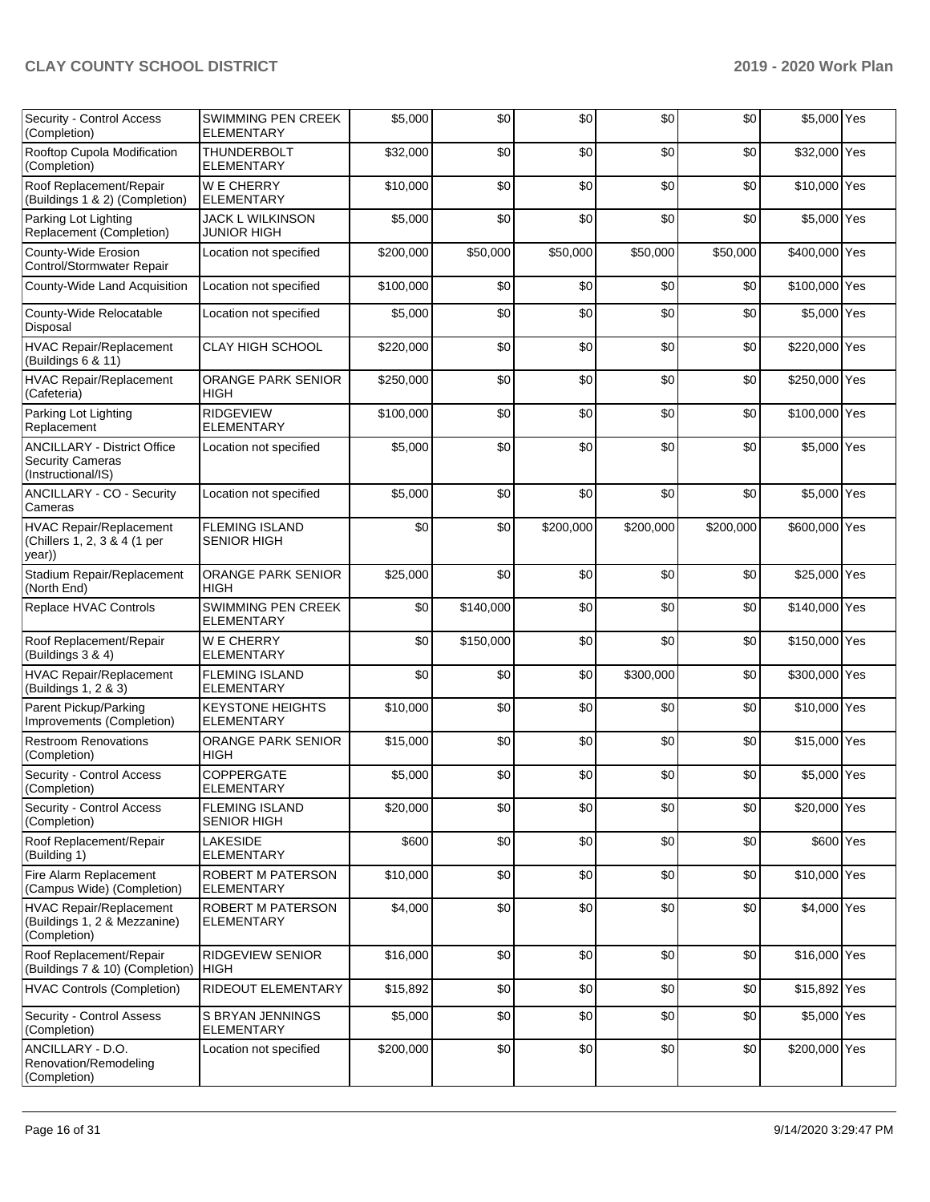| Security - Control Access (Completion) | SWIMMING PEN CREEK ELEMENTARY | $5,000 | $0 | $0 | $0 | $0 | $5,000 | Yes |
|---|---|---|---|---|---|---|---|---|
| Rooftop Cupola Modification (Completion) | THUNDERBOLT ELEMENTARY | $32,000 | $0 | $0 | $0 | $0 | $32,000 | Yes |
| Roof Replacement/Repair (Buildings 1 & 2) (Completion) | W E CHERRY ELEMENTARY | $10,000 | $0 | $0 | $0 | $0 | $10,000 | Yes |
| Parking Lot Lighting Replacement (Completion) | JACK L WILKINSON JUNIOR HIGH | $5,000 | $0 | $0 | $0 | $0 | $5,000 | Yes |
| County-Wide Erosion Control/Stormwater Repair | Location not specified | $200,000 | $50,000 | $50,000 | $50,000 | $50,000 | $400,000 | Yes |
| County-Wide Land Acquisition | Location not specified | $100,000 | $0 | $0 | $0 | $0 | $100,000 | Yes |
| County-Wide Relocatable Disposal | Location not specified | $5,000 | $0 | $0 | $0 | $0 | $5,000 | Yes |
| HVAC Repair/Replacement (Buildings 6 & 11) | CLAY HIGH SCHOOL | $220,000 | $0 | $0 | $0 | $0 | $220,000 | Yes |
| HVAC Repair/Replacement (Cafeteria) | ORANGE PARK SENIOR HIGH | $250,000 | $0 | $0 | $0 | $0 | $250,000 | Yes |
| Parking Lot Lighting Replacement | RIDGEVIEW ELEMENTARY | $100,000 | $0 | $0 | $0 | $0 | $100,000 | Yes |
| ANCILLARY - District Office Security Cameras (Instructional/IS) | Location not specified | $5,000 | $0 | $0 | $0 | $0 | $5,000 | Yes |
| ANCILLARY - CO - Security Cameras | Location not specified | $5,000 | $0 | $0 | $0 | $0 | $5,000 | Yes |
| HVAC Repair/Replacement (Chillers 1, 2, 3 & 4 (1 per year)) | FLEMING ISLAND SENIOR HIGH | $0 | $0 | $200,000 | $200,000 | $200,000 | $600,000 | Yes |
| Stadium Repair/Replacement (North End) | ORANGE PARK SENIOR HIGH | $25,000 | $0 | $0 | $0 | $0 | $25,000 | Yes |
| Replace HVAC Controls | SWIMMING PEN CREEK ELEMENTARY | $0 | $140,000 | $0 | $0 | $0 | $140,000 | Yes |
| Roof Replacement/Repair (Buildings 3 & 4) | W E CHERRY ELEMENTARY | $0 | $150,000 | $0 | $0 | $0 | $150,000 | Yes |
| HVAC Repair/Replacement (Buildings 1, 2 & 3) | FLEMING ISLAND ELEMENTARY | $0 | $0 | $0 | $300,000 | $0 | $300,000 | Yes |
| Parent Pickup/Parking Improvements (Completion) | KEYSTONE HEIGHTS ELEMENTARY | $10,000 | $0 | $0 | $0 | $0 | $10,000 | Yes |
| Restroom Renovations (Completion) | ORANGE PARK SENIOR HIGH | $15,000 | $0 | $0 | $0 | $0 | $15,000 | Yes |
| Security - Control Access (Completion) | COPPERGATE ELEMENTARY | $5,000 | $0 | $0 | $0 | $0 | $5,000 | Yes |
| Security - Control Access (Completion) | FLEMING ISLAND SENIOR HIGH | $20,000 | $0 | $0 | $0 | $0 | $20,000 | Yes |
| Roof Replacement/Repair (Building 1) | LAKESIDE ELEMENTARY | $600 | $0 | $0 | $0 | $0 | $600 | Yes |
| Fire Alarm Replacement (Campus Wide) (Completion) | ROBERT M PATERSON ELEMENTARY | $10,000 | $0 | $0 | $0 | $0 | $10,000 | Yes |
| HVAC Repair/Replacement (Buildings 1, 2 & Mezzanine) (Completion) | ROBERT M PATERSON ELEMENTARY | $4,000 | $0 | $0 | $0 | $0 | $4,000 | Yes |
| Roof Replacement/Repair (Buildings 7 & 10) (Completion) | RIDGEVIEW SENIOR HIGH | $16,000 | $0 | $0 | $0 | $0 | $16,000 | Yes |
| HVAC Controls (Completion) | RIDEOUT ELEMENTARY | $15,892 | $0 | $0 | $0 | $0 | $15,892 | Yes |
| Security - Control Assess (Completion) | S BRYAN JENNINGS ELEMENTARY | $5,000 | $0 | $0 | $0 | $0 | $5,000 | Yes |
| ANCILLARY - D.O. Renovation/Remodeling (Completion) | Location not specified | $200,000 | $0 | $0 | $0 | $0 | $200,000 | Yes |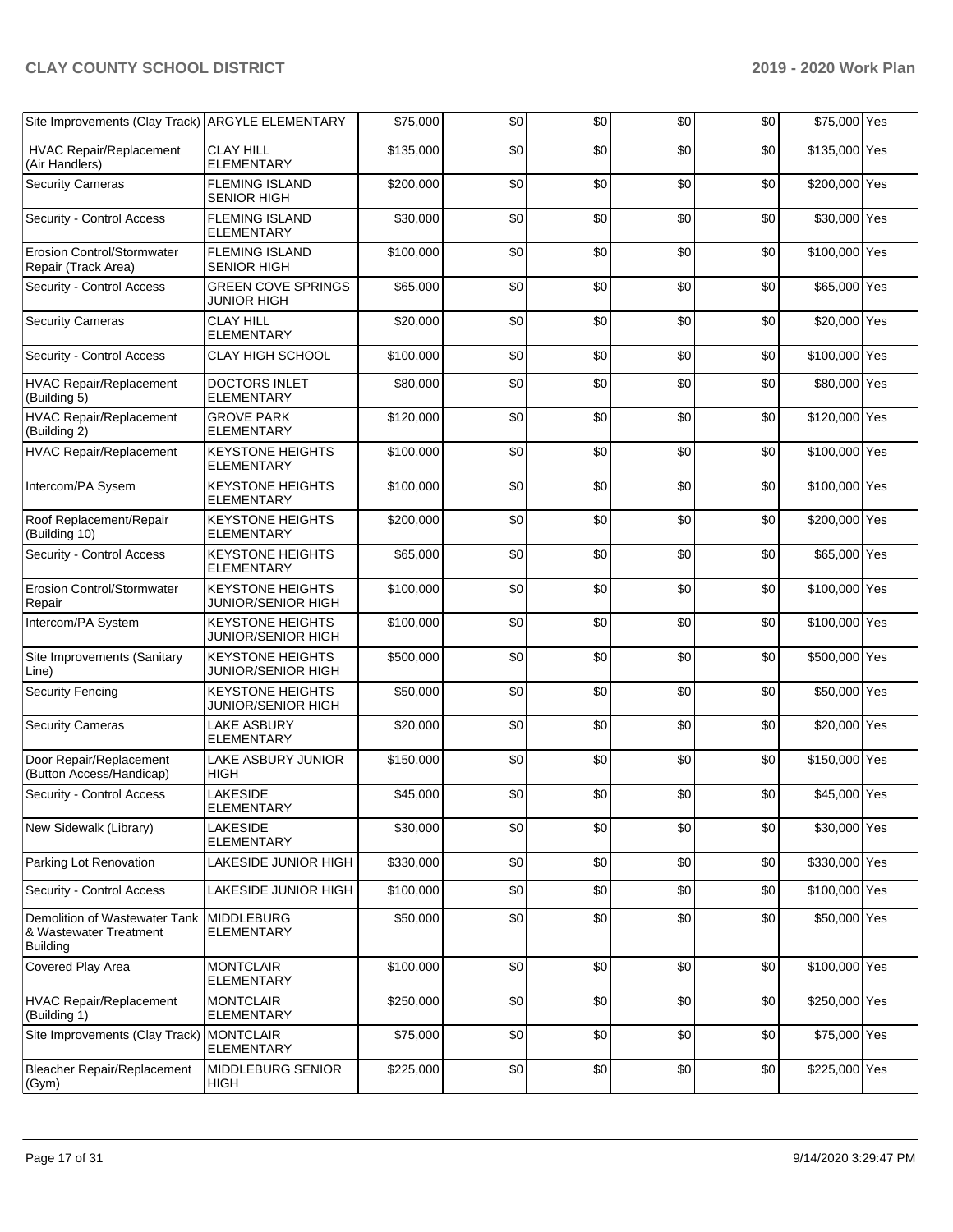| Site Improvements (Clay Track) | ARGYLE ELEMENTARY | $75,000 | $0 | $0 | $0 | $0 | $75,000 | Yes |
|---|---|---|---|---|---|---|---|---|
| HVAC Repair/Replacement (Air Handlers) | CLAY HILL ELEMENTARY | $135,000 | $0 | $0 | $0 | $0 | $135,000 | Yes |
| Security Cameras | FLEMING ISLAND SENIOR HIGH | $200,000 | $0 | $0 | $0 | $0 | $200,000 | Yes |
| Security - Control Access | FLEMING ISLAND ELEMENTARY | $30,000 | $0 | $0 | $0 | $0 | $30,000 | Yes |
| Erosion Control/Stormwater Repair (Track Area) | FLEMING ISLAND SENIOR HIGH | $100,000 | $0 | $0 | $0 | $0 | $100,000 | Yes |
| Security - Control Access | GREEN COVE SPRINGS JUNIOR HIGH | $65,000 | $0 | $0 | $0 | $0 | $65,000 | Yes |
| Security Cameras | CLAY HILL ELEMENTARY | $20,000 | $0 | $0 | $0 | $0 | $20,000 | Yes |
| Security - Control Access | CLAY HIGH SCHOOL | $100,000 | $0 | $0 | $0 | $0 | $100,000 | Yes |
| HVAC Repair/Replacement (Building 5) | DOCTORS INLET ELEMENTARY | $80,000 | $0 | $0 | $0 | $0 | $80,000 | Yes |
| HVAC Repair/Replacement (Building 2) | GROVE PARK ELEMENTARY | $120,000 | $0 | $0 | $0 | $0 | $120,000 | Yes |
| HVAC Repair/Replacement | KEYSTONE HEIGHTS ELEMENTARY | $100,000 | $0 | $0 | $0 | $0 | $100,000 | Yes |
| Intercom/PA Sysem | KEYSTONE HEIGHTS ELEMENTARY | $100,000 | $0 | $0 | $0 | $0 | $100,000 | Yes |
| Roof Replacement/Repair (Building 10) | KEYSTONE HEIGHTS ELEMENTARY | $200,000 | $0 | $0 | $0 | $0 | $200,000 | Yes |
| Security - Control Access | KEYSTONE HEIGHTS ELEMENTARY | $65,000 | $0 | $0 | $0 | $0 | $65,000 | Yes |
| Erosion Control/Stormwater Repair | KEYSTONE HEIGHTS JUNIOR/SENIOR HIGH | $100,000 | $0 | $0 | $0 | $0 | $100,000 | Yes |
| Intercom/PA System | KEYSTONE HEIGHTS JUNIOR/SENIOR HIGH | $100,000 | $0 | $0 | $0 | $0 | $100,000 | Yes |
| Site Improvements (Sanitary Line) | KEYSTONE HEIGHTS JUNIOR/SENIOR HIGH | $500,000 | $0 | $0 | $0 | $0 | $500,000 | Yes |
| Security Fencing | KEYSTONE HEIGHTS JUNIOR/SENIOR HIGH | $50,000 | $0 | $0 | $0 | $0 | $50,000 | Yes |
| Security Cameras | LAKE ASBURY ELEMENTARY | $20,000 | $0 | $0 | $0 | $0 | $20,000 | Yes |
| Door Repair/Replacement (Button Access/Handicap) | LAKE ASBURY JUNIOR HIGH | $150,000 | $0 | $0 | $0 | $0 | $150,000 | Yes |
| Security - Control Access | LAKESIDE ELEMENTARY | $45,000 | $0 | $0 | $0 | $0 | $45,000 | Yes |
| New Sidewalk (Library) | LAKESIDE ELEMENTARY | $30,000 | $0 | $0 | $0 | $0 | $30,000 | Yes |
| Parking Lot Renovation | LAKESIDE JUNIOR HIGH | $330,000 | $0 | $0 | $0 | $0 | $330,000 | Yes |
| Security - Control Access | LAKESIDE JUNIOR HIGH | $100,000 | $0 | $0 | $0 | $0 | $100,000 | Yes |
| Demolition of Wastewater Tank & Wastewater Treatment Building | MIDDLEBURG ELEMENTARY | $50,000 | $0 | $0 | $0 | $0 | $50,000 | Yes |
| Covered Play Area | MONTCLAIR ELEMENTARY | $100,000 | $0 | $0 | $0 | $0 | $100,000 | Yes |
| HVAC Repair/Replacement (Building 1) | MONTCLAIR ELEMENTARY | $250,000 | $0 | $0 | $0 | $0 | $250,000 | Yes |
| Site Improvements (Clay Track) | MONTCLAIR ELEMENTARY | $75,000 | $0 | $0 | $0 | $0 | $75,000 | Yes |
| Bleacher Repair/Replacement (Gym) | MIDDLEBURG SENIOR HIGH | $225,000 | $0 | $0 | $0 | $0 | $225,000 | Yes |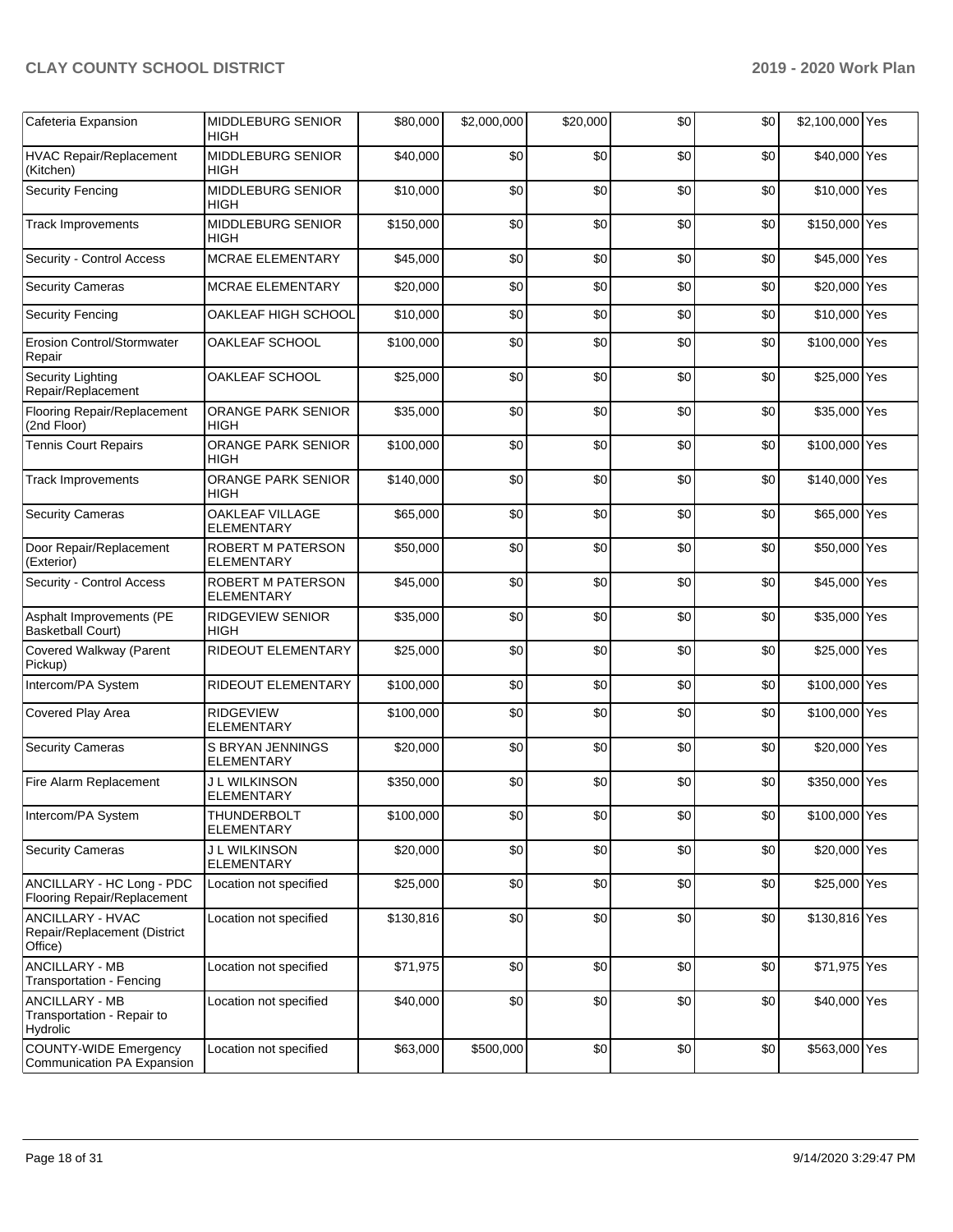| Cafeteria Expansion | MIDDLEBURG SENIOR HIGH | $80,000 | $2,000,000 | $20,000 | $0 | $0 | $2,100,000 | Yes |
|---|---|---|---|---|---|---|---|---|
| HVAC Repair/Replacement (Kitchen) | MIDDLEBURG SENIOR HIGH | $40,000 | $0 | $0 | $0 | $0 | $40,000 | Yes |
| Security Fencing | MIDDLEBURG SENIOR HIGH | $10,000 | $0 | $0 | $0 | $0 | $10,000 | Yes |
| Track Improvements | MIDDLEBURG SENIOR HIGH | $150,000 | $0 | $0 | $0 | $0 | $150,000 | Yes |
| Security - Control Access | MCRAE ELEMENTARY | $45,000 | $0 | $0 | $0 | $0 | $45,000 | Yes |
| Security Cameras | MCRAE ELEMENTARY | $20,000 | $0 | $0 | $0 | $0 | $20,000 | Yes |
| Security Fencing | OAKLEAF HIGH SCHOOL | $10,000 | $0 | $0 | $0 | $0 | $10,000 | Yes |
| Erosion Control/Stormwater Repair | OAKLEAF SCHOOL | $100,000 | $0 | $0 | $0 | $0 | $100,000 | Yes |
| Security Lighting Repair/Replacement | OAKLEAF SCHOOL | $25,000 | $0 | $0 | $0 | $0 | $25,000 | Yes |
| Flooring Repair/Replacement (2nd Floor) | ORANGE PARK SENIOR HIGH | $35,000 | $0 | $0 | $0 | $0 | $35,000 | Yes |
| Tennis Court Repairs | ORANGE PARK SENIOR HIGH | $100,000 | $0 | $0 | $0 | $0 | $100,000 | Yes |
| Track Improvements | ORANGE PARK SENIOR HIGH | $140,000 | $0 | $0 | $0 | $0 | $140,000 | Yes |
| Security Cameras | OAKLEAF VILLAGE ELEMENTARY | $65,000 | $0 | $0 | $0 | $0 | $65,000 | Yes |
| Door Repair/Replacement (Exterior) | ROBERT M PATERSON ELEMENTARY | $50,000 | $0 | $0 | $0 | $0 | $50,000 | Yes |
| Security - Control Access | ROBERT M PATERSON ELEMENTARY | $45,000 | $0 | $0 | $0 | $0 | $45,000 | Yes |
| Asphalt Improvements (PE Basketball Court) | RIDGEVIEW SENIOR HIGH | $35,000 | $0 | $0 | $0 | $0 | $35,000 | Yes |
| Covered Walkway (Parent Pickup) | RIDEOUT ELEMENTARY | $25,000 | $0 | $0 | $0 | $0 | $25,000 | Yes |
| Intercom/PA System | RIDEOUT ELEMENTARY | $100,000 | $0 | $0 | $0 | $0 | $100,000 | Yes |
| Covered Play Area | RIDGEVIEW ELEMENTARY | $100,000 | $0 | $0 | $0 | $0 | $100,000 | Yes |
| Security Cameras | S BRYAN JENNINGS ELEMENTARY | $20,000 | $0 | $0 | $0 | $0 | $20,000 | Yes |
| Fire Alarm Replacement | J L WILKINSON ELEMENTARY | $350,000 | $0 | $0 | $0 | $0 | $350,000 | Yes |
| Intercom/PA System | THUNDERBOLT ELEMENTARY | $100,000 | $0 | $0 | $0 | $0 | $100,000 | Yes |
| Security Cameras | J L WILKINSON ELEMENTARY | $20,000 | $0 | $0 | $0 | $0 | $20,000 | Yes |
| ANCILLARY - HC Long - PDC Flooring Repair/Replacement | Location not specified | $25,000 | $0 | $0 | $0 | $0 | $25,000 | Yes |
| ANCILLARY - HVAC Repair/Replacement (District Office) | Location not specified | $130,816 | $0 | $0 | $0 | $0 | $130,816 | Yes |
| ANCILLARY - MB Transportation - Fencing | Location not specified | $71,975 | $0 | $0 | $0 | $0 | $71,975 | Yes |
| ANCILLARY - MB Transportation - Repair to Hydrolic | Location not specified | $40,000 | $0 | $0 | $0 | $0 | $40,000 | Yes |
| COUNTY-WIDE Emergency Communication PA Expansion | Location not specified | $63,000 | $500,000 | $0 | $0 | $0 | $563,000 | Yes |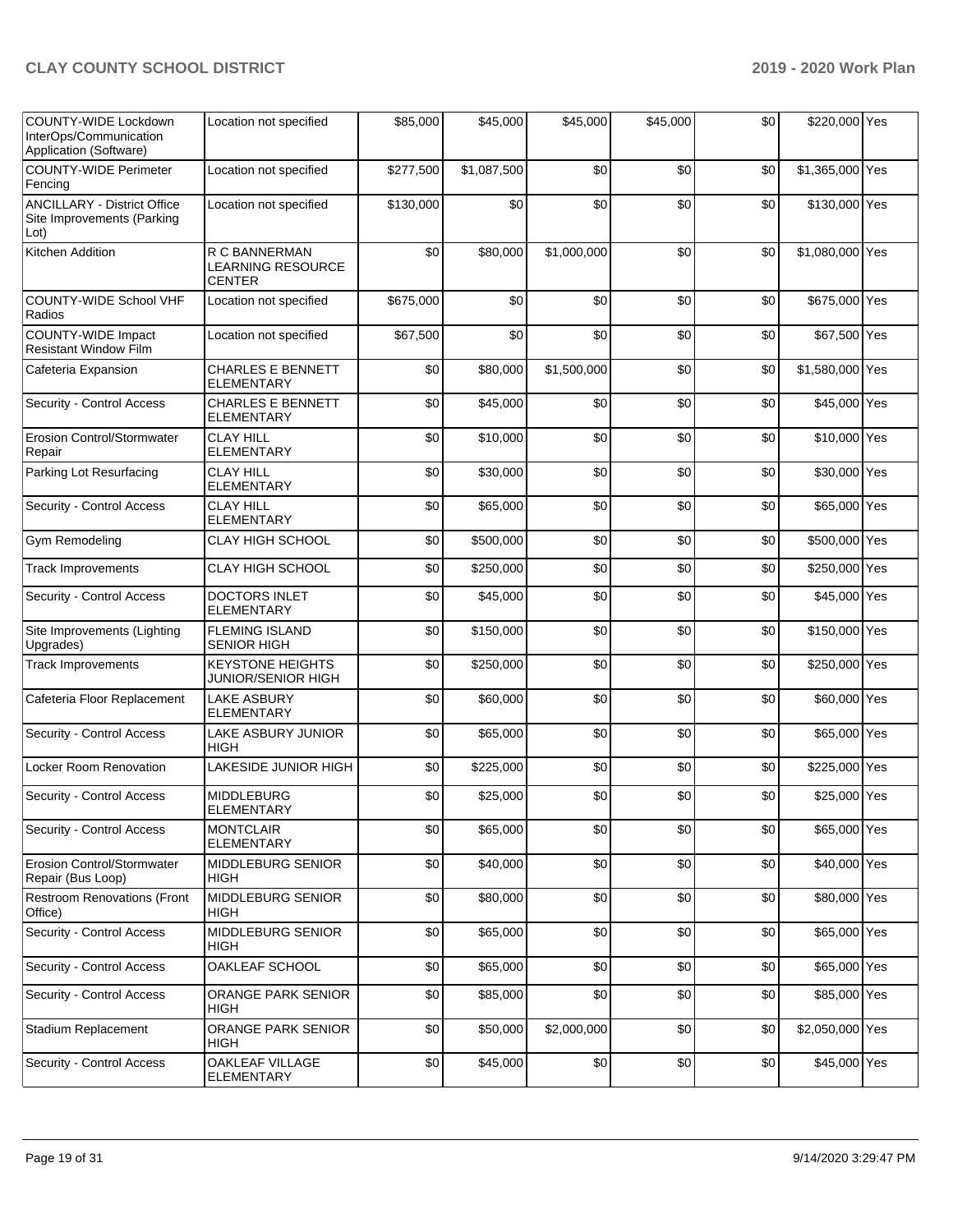| COUNTY-WIDE Lockdown InterOps/Communication Application (Software) | Location not specified | $85,000 | $45,000 | $45,000 | $45,000 | $0 | $220,000 | Yes |
|---|---|---|---|---|---|---|---|---|
| COUNTY-WIDE Perimeter Fencing | Location not specified | $277,500 | $1,087,500 | $0 | $0 | $0 | $1,365,000 | Yes |
| ANCILLARY - District Office Site Improvements (Parking Lot) | Location not specified | $130,000 | $0 | $0 | $0 | $0 | $130,000 | Yes |
| Kitchen Addition | R C BANNERMAN LEARNING RESOURCE CENTER | $0 | $80,000 | $1,000,000 | $0 | $0 | $1,080,000 | Yes |
| COUNTY-WIDE School VHF Radios | Location not specified | $675,000 | $0 | $0 | $0 | $0 | $675,000 | Yes |
| COUNTY-WIDE Impact Resistant Window Film | Location not specified | $67,500 | $0 | $0 | $0 | $0 | $67,500 | Yes |
| Cafeteria Expansion | CHARLES E BENNETT ELEMENTARY | $0 | $80,000 | $1,500,000 | $0 | $0 | $1,580,000 | Yes |
| Security - Control Access | CHARLES E BENNETT ELEMENTARY | $0 | $45,000 | $0 | $0 | $0 | $45,000 | Yes |
| Erosion Control/Stormwater Repair | CLAY HILL ELEMENTARY | $0 | $10,000 | $0 | $0 | $0 | $10,000 | Yes |
| Parking Lot Resurfacing | CLAY HILL ELEMENTARY | $0 | $30,000 | $0 | $0 | $0 | $30,000 | Yes |
| Security - Control Access | CLAY HILL ELEMENTARY | $0 | $65,000 | $0 | $0 | $0 | $65,000 | Yes |
| Gym Remodeling | CLAY HIGH SCHOOL | $0 | $500,000 | $0 | $0 | $0 | $500,000 | Yes |
| Track Improvements | CLAY HIGH SCHOOL | $0 | $250,000 | $0 | $0 | $0 | $250,000 | Yes |
| Security - Control Access | DOCTORS INLET ELEMENTARY | $0 | $45,000 | $0 | $0 | $0 | $45,000 | Yes |
| Site Improvements (Lighting Upgrades) | FLEMING ISLAND SENIOR HIGH | $0 | $150,000 | $0 | $0 | $0 | $150,000 | Yes |
| Track Improvements | KEYSTONE HEIGHTS JUNIOR/SENIOR HIGH | $0 | $250,000 | $0 | $0 | $0 | $250,000 | Yes |
| Cafeteria Floor Replacement | LAKE ASBURY ELEMENTARY | $0 | $60,000 | $0 | $0 | $0 | $60,000 | Yes |
| Security - Control Access | LAKE ASBURY JUNIOR HIGH | $0 | $65,000 | $0 | $0 | $0 | $65,000 | Yes |
| Locker Room Renovation | LAKESIDE JUNIOR HIGH | $0 | $225,000 | $0 | $0 | $0 | $225,000 | Yes |
| Security - Control Access | MIDDLEBURG ELEMENTARY | $0 | $25,000 | $0 | $0 | $0 | $25,000 | Yes |
| Security - Control Access | MONTCLAIR ELEMENTARY | $0 | $65,000 | $0 | $0 | $0 | $65,000 | Yes |
| Erosion Control/Stormwater Repair (Bus Loop) | MIDDLEBURG SENIOR HIGH | $0 | $40,000 | $0 | $0 | $0 | $40,000 | Yes |
| Restroom Renovations (Front Office) | MIDDLEBURG SENIOR HIGH | $0 | $80,000 | $0 | $0 | $0 | $80,000 | Yes |
| Security - Control Access | MIDDLEBURG SENIOR HIGH | $0 | $65,000 | $0 | $0 | $0 | $65,000 | Yes |
| Security - Control Access | OAKLEAF SCHOOL | $0 | $65,000 | $0 | $0 | $0 | $65,000 | Yes |
| Security - Control Access | ORANGE PARK SENIOR HIGH | $0 | $85,000 | $0 | $0 | $0 | $85,000 | Yes |
| Stadium Replacement | ORANGE PARK SENIOR HIGH | $0 | $50,000 | $2,000,000 | $0 | $0 | $2,050,000 | Yes |
| Security - Control Access | OAKLEAF VILLAGE ELEMENTARY | $0 | $45,000 | $0 | $0 | $0 | $45,000 | Yes |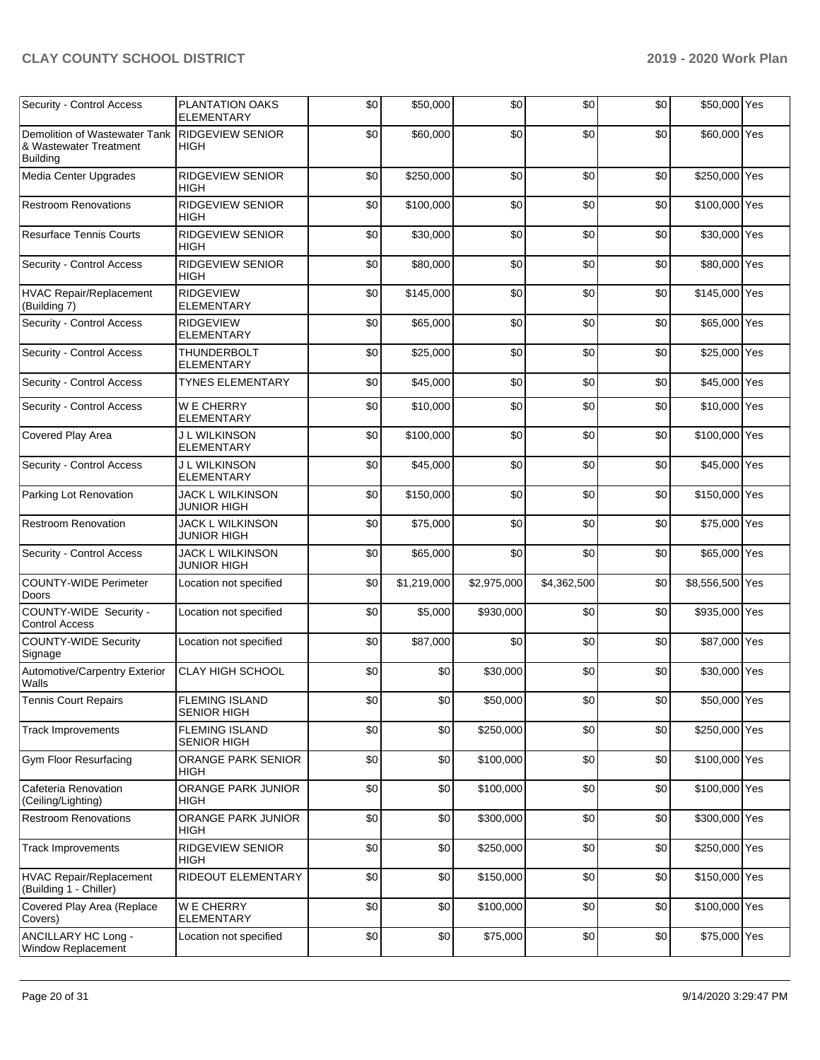| | | | | | | | | |
|---|---|---|---|---|---|---|---|---|
| Security - Control Access | PLANTATION OAKS ELEMENTARY | $0 | $50,000 | $0 | $0 | $0 | $50,000 | Yes |
| Demolition of Wastewater Tank & Wastewater Treatment Building | RIDGEVIEW SENIOR HIGH | $0 | $60,000 | $0 | $0 | $0 | $60,000 | Yes |
| Media Center Upgrades | RIDGEVIEW SENIOR HIGH | $0 | $250,000 | $0 | $0 | $0 | $250,000 | Yes |
| Restroom Renovations | RIDGEVIEW SENIOR HIGH | $0 | $100,000 | $0 | $0 | $0 | $100,000 | Yes |
| Resurface Tennis Courts | RIDGEVIEW SENIOR HIGH | $0 | $30,000 | $0 | $0 | $0 | $30,000 | Yes |
| Security - Control Access | RIDGEVIEW SENIOR HIGH | $0 | $80,000 | $0 | $0 | $0 | $80,000 | Yes |
| HVAC Repair/Replacement (Building 7) | RIDGEVIEW ELEMENTARY | $0 | $145,000 | $0 | $0 | $0 | $145,000 | Yes |
| Security - Control Access | RIDGEVIEW ELEMENTARY | $0 | $65,000 | $0 | $0 | $0 | $65,000 | Yes |
| Security - Control Access | THUNDERBOLT ELEMENTARY | $0 | $25,000 | $0 | $0 | $0 | $25,000 | Yes |
| Security - Control Access | TYNES ELEMENTARY | $0 | $45,000 | $0 | $0 | $0 | $45,000 | Yes |
| Security - Control Access | W E CHERRY ELEMENTARY | $0 | $10,000 | $0 | $0 | $0 | $10,000 | Yes |
| Covered Play Area | J L WILKINSON ELEMENTARY | $0 | $100,000 | $0 | $0 | $0 | $100,000 | Yes |
| Security - Control Access | J L WILKINSON ELEMENTARY | $0 | $45,000 | $0 | $0 | $0 | $45,000 | Yes |
| Parking Lot Renovation | JACK L WILKINSON JUNIOR HIGH | $0 | $150,000 | $0 | $0 | $0 | $150,000 | Yes |
| Restroom Renovation | JACK L WILKINSON JUNIOR HIGH | $0 | $75,000 | $0 | $0 | $0 | $75,000 | Yes |
| Security - Control Access | JACK L WILKINSON JUNIOR HIGH | $0 | $65,000 | $0 | $0 | $0 | $65,000 | Yes |
| COUNTY-WIDE Perimeter Doors | Location not specified | $0 | $1,219,000 | $2,975,000 | $4,362,500 | $0 | $8,556,500 | Yes |
| COUNTY-WIDE Security - Control Access | Location not specified | $0 | $5,000 | $930,000 | $0 | $0 | $935,000 | Yes |
| COUNTY-WIDE Security Signage | Location not specified | $0 | $87,000 | $0 | $0 | $0 | $87,000 | Yes |
| Automotive/Carpentry Exterior Walls | CLAY HIGH SCHOOL | $0 | $0 | $30,000 | $0 | $0 | $30,000 | Yes |
| Tennis Court Repairs | FLEMING ISLAND SENIOR HIGH | $0 | $0 | $50,000 | $0 | $0 | $50,000 | Yes |
| Track Improvements | FLEMING ISLAND SENIOR HIGH | $0 | $0 | $250,000 | $0 | $0 | $250,000 | Yes |
| Gym Floor Resurfacing | ORANGE PARK SENIOR HIGH | $0 | $0 | $100,000 | $0 | $0 | $100,000 | Yes |
| Cafeteria Renovation (Ceiling/Lighting) | ORANGE PARK JUNIOR HIGH | $0 | $0 | $100,000 | $0 | $0 | $100,000 | Yes |
| Restroom Renovations | ORANGE PARK JUNIOR HIGH | $0 | $0 | $300,000 | $0 | $0 | $300,000 | Yes |
| Track Improvements | RIDGEVIEW SENIOR HIGH | $0 | $0 | $250,000 | $0 | $0 | $250,000 | Yes |
| HVAC Repair/Replacement (Building 1 - Chiller) | RIDEOUT ELEMENTARY | $0 | $0 | $150,000 | $0 | $0 | $150,000 | Yes |
| Covered Play Area (Replace Covers) | W E CHERRY ELEMENTARY | $0 | $0 | $100,000 | $0 | $0 | $100,000 | Yes |
| ANCILLARY HC Long - Window Replacement | Location not specified | $0 | $0 | $75,000 | $0 | $0 | $75,000 | Yes |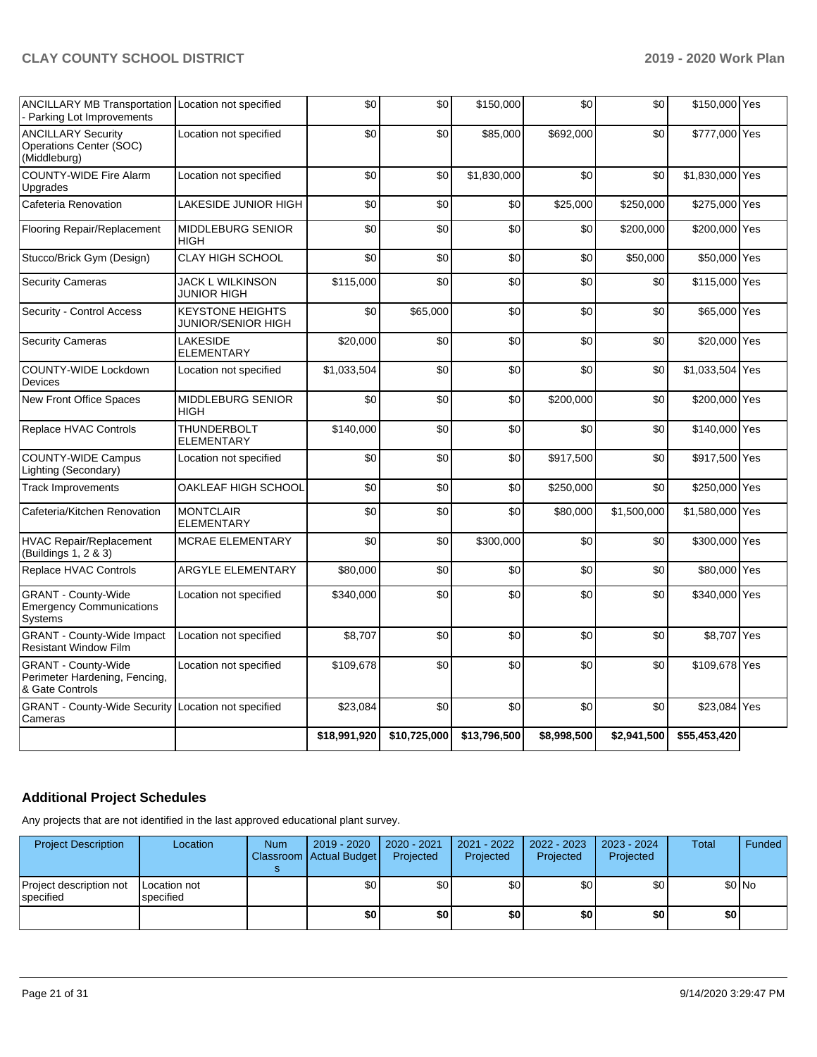| ANCILLARY MB Transportation - Parking Lot Improvements | Location not specified | $0 | $0 | $150,000 | $0 | $0 | $150,000 | Yes |
|---|---|---|---|---|---|---|---|---|
| ANCILLARY Security Operations Center (SOC) (Middleburg) | Location not specified | $0 | $0 | $85,000 | $692,000 | $0 | $777,000 | Yes |
| COUNTY-WIDE Fire Alarm Upgrades | Location not specified | $0 | $0 | $1,830,000 | $0 | $0 | $1,830,000 | Yes |
| Cafeteria Renovation | LAKESIDE JUNIOR HIGH | $0 | $0 | $0 | $25,000 | $250,000 | $275,000 | Yes |
| Flooring Repair/Replacement | MIDDLEBURG SENIOR HIGH | $0 | $0 | $0 | $0 | $200,000 | $200,000 | Yes |
| Stucco/Brick Gym (Design) | CLAY HIGH SCHOOL | $0 | $0 | $0 | $0 | $50,000 | $50,000 | Yes |
| Security Cameras | JACK L WILKINSON JUNIOR HIGH | $115,000 | $0 | $0 | $0 | $0 | $115,000 | Yes |
| Security - Control Access | KEYSTONE HEIGHTS JUNIOR/SENIOR HIGH | $0 | $65,000 | $0 | $0 | $0 | $65,000 | Yes |
| Security Cameras | LAKESIDE ELEMENTARY | $20,000 | $0 | $0 | $0 | $0 | $20,000 | Yes |
| COUNTY-WIDE Lockdown Devices | Location not specified | $1,033,504 | $0 | $0 | $0 | $0 | $1,033,504 | Yes |
| New Front Office Spaces | MIDDLEBURG SENIOR HIGH | $0 | $0 | $0 | $200,000 | $0 | $200,000 | Yes |
| Replace HVAC Controls | THUNDERBOLT ELEMENTARY | $140,000 | $0 | $0 | $0 | $0 | $140,000 | Yes |
| COUNTY-WIDE Campus Lighting (Secondary) | Location not specified | $0 | $0 | $0 | $917,500 | $0 | $917,500 | Yes |
| Track Improvements | OAKLEAF HIGH SCHOOL | $0 | $0 | $0 | $250,000 | $0 | $250,000 | Yes |
| Cafeteria/Kitchen Renovation | MONTCLAIR ELEMENTARY | $0 | $0 | $0 | $80,000 | $1,500,000 | $1,580,000 | Yes |
| HVAC Repair/Replacement (Buildings 1, 2 & 3) | MCRAE ELEMENTARY | $0 | $0 | $300,000 | $0 | $0 | $300,000 | Yes |
| Replace HVAC Controls | ARGYLE ELEMENTARY | $80,000 | $0 | $0 | $0 | $0 | $80,000 | Yes |
| GRANT - County-Wide Emergency Communications Systems | Location not specified | $340,000 | $0 | $0 | $0 | $0 | $340,000 | Yes |
| GRANT - County-Wide Impact Resistant Window Film | Location not specified | $8,707 | $0 | $0 | $0 | $0 | $8,707 | Yes |
| GRANT - County-Wide Perimeter Hardening, Fencing, & Gate Controls | Location not specified | $109,678 | $0 | $0 | $0 | $0 | $109,678 | Yes |
| GRANT - County-Wide Security Cameras | Location not specified | $23,084 | $0 | $0 | $0 | $0 | $23,084 | Yes |
| | | $18,991,920 | $10,725,000 | $13,796,500 | $8,998,500 | $2,941,500 | $55,453,420 | |

## Additional Project Schedules

Any projects that are not identified in the last approved educational plant survey.

| Project Description | Location | Num Classrooms | 2019 - 2020 Actual Budget | 2020 - 2021 Projected | 2021 - 2022 Projected | 2022 - 2023 Projected | 2023 - 2024 Projected | Total | Funded |
|---|---|---|---|---|---|---|---|---|---|
| Project description not specified | Location not specified | | $0 | $0 | $0 | $0 | $0 | $0 | No |
| | | | **$0** | **$0** | **$0** | **$0** | **$0** | **$0** | |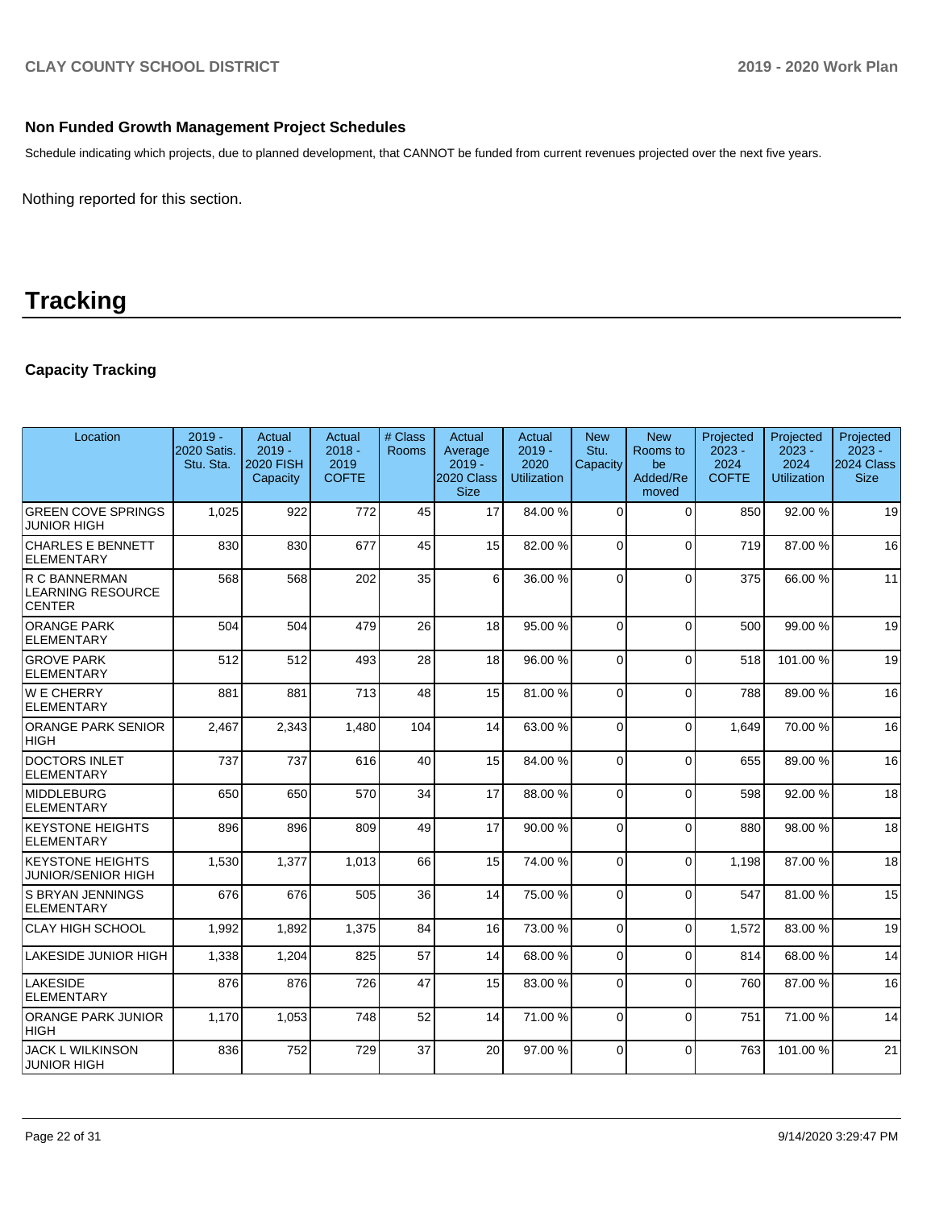### Non Funded Growth Management Project Schedules

Schedule indicating which projects, due to planned development, that CANNOT be funded from current revenues projected over the next five years.

Nothing reported for this section.

# Tracking

### Capacity Tracking

| Location | 2019 - 2020 Satis. Stu. Sta. | Actual 2019 - 2020 FISH Capacity | Actual 2018 - 2019 COFTE | # Class Rooms | Actual Average 2019 - 2020 Class Size | Actual 2019 - 2020 Utilization | New Stu. Capacity | New Rooms to be Added/Removed | Projected 2023 - 2024 COFTE | Projected 2023 - 2024 Utilization | Projected 2023 - 2024 Class Size |
|---|---|---|---|---|---|---|---|---|---|---|---|
| GREEN COVE SPRINGS JUNIOR HIGH | 1,025 | 922 | 772 | 45 | 17 | 84.00 % | 0 | 0 | 850 | 92.00 % | 19 |
| CHARLES E BENNETT ELEMENTARY | 830 | 830 | 677 | 45 | 15 | 82.00 % | 0 | 0 | 719 | 87.00 % | 16 |
| R C BANNERMAN LEARNING RESOURCE CENTER | 568 | 568 | 202 | 35 | 6 | 36.00 % | 0 | 0 | 375 | 66.00 % | 11 |
| ORANGE PARK ELEMENTARY | 504 | 504 | 479 | 26 | 18 | 95.00 % | 0 | 0 | 500 | 99.00 % | 19 |
| GROVE PARK ELEMENTARY | 512 | 512 | 493 | 28 | 18 | 96.00 % | 0 | 0 | 518 | 101.00 % | 19 |
| W E CHERRY ELEMENTARY | 881 | 881 | 713 | 48 | 15 | 81.00 % | 0 | 0 | 788 | 89.00 % | 16 |
| ORANGE PARK SENIOR HIGH | 2,467 | 2,343 | 1,480 | 104 | 14 | 63.00 % | 0 | 0 | 1,649 | 70.00 % | 16 |
| DOCTORS INLET ELEMENTARY | 737 | 737 | 616 | 40 | 15 | 84.00 % | 0 | 0 | 655 | 89.00 % | 16 |
| MIDDLEBURG ELEMENTARY | 650 | 650 | 570 | 34 | 17 | 88.00 % | 0 | 0 | 598 | 92.00 % | 18 |
| KEYSTONE HEIGHTS ELEMENTARY | 896 | 896 | 809 | 49 | 17 | 90.00 % | 0 | 0 | 880 | 98.00 % | 18 |
| KEYSTONE HEIGHTS JUNIOR/SENIOR HIGH | 1,530 | 1,377 | 1,013 | 66 | 15 | 74.00 % | 0 | 0 | 1,198 | 87.00 % | 18 |
| S BRYAN JENNINGS ELEMENTARY | 676 | 676 | 505 | 36 | 14 | 75.00 % | 0 | 0 | 547 | 81.00 % | 15 |
| CLAY HIGH SCHOOL | 1,992 | 1,892 | 1,375 | 84 | 16 | 73.00 % | 0 | 0 | 1,572 | 83.00 % | 19 |
| LAKESIDE JUNIOR HIGH | 1,338 | 1,204 | 825 | 57 | 14 | 68.00 % | 0 | 0 | 814 | 68.00 % | 14 |
| LAKESIDE ELEMENTARY | 876 | 876 | 726 | 47 | 15 | 83.00 % | 0 | 0 | 760 | 87.00 % | 16 |
| ORANGE PARK JUNIOR HIGH | 1,170 | 1,053 | 748 | 52 | 14 | 71.00 % | 0 | 0 | 751 | 71.00 % | 14 |
| JACK L WILKINSON JUNIOR HIGH | 836 | 752 | 729 | 37 | 20 | 97.00 % | 0 | 0 | 763 | 101.00 % | 21 |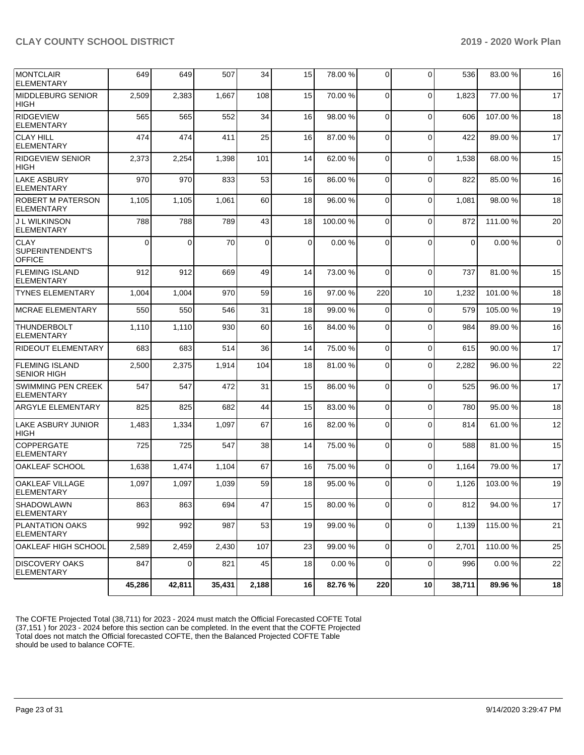| MONTCLAIR ELEMENTARY | 649 | 649 | 507 | 34 | 15 | 78.00 % | 0 | 0 | 536 | 83.00 % | 16 |
|---|---|---|---|---|---|---|---|---|---|---|---|
| MIDDLEBURG SENIOR HIGH | 2,509 | 2,383 | 1,667 | 108 | 15 | 70.00 % | 0 | 0 | 1,823 | 77.00 % | 17 |
| RIDGEVIEW ELEMENTARY | 565 | 565 | 552 | 34 | 16 | 98.00 % | 0 | 0 | 606 | 107.00 % | 18 |
| CLAY HILL ELEMENTARY | 474 | 474 | 411 | 25 | 16 | 87.00 % | 0 | 0 | 422 | 89.00 % | 17 |
| RIDGEVIEW SENIOR HIGH | 2,373 | 2,254 | 1,398 | 101 | 14 | 62.00 % | 0 | 0 | 1,538 | 68.00 % | 15 |
| LAKE ASBURY ELEMENTARY | 970 | 970 | 833 | 53 | 16 | 86.00 % | 0 | 0 | 822 | 85.00 % | 16 |
| ROBERT M PATERSON ELEMENTARY | 1,105 | 1,105 | 1,061 | 60 | 18 | 96.00 % | 0 | 0 | 1,081 | 98.00 % | 18 |
| J L WILKINSON ELEMENTARY | 788 | 788 | 789 | 43 | 18 | 100.00 % | 0 | 0 | 872 | 111.00 % | 20 |
| CLAY SUPERINTENDENT'S OFFICE | 0 | 0 | 70 | 0 | 0 | 0.00 % | 0 | 0 | 0 | 0.00 % | 0 |
| FLEMING ISLAND ELEMENTARY | 912 | 912 | 669 | 49 | 14 | 73.00 % | 0 | 0 | 737 | 81.00 % | 15 |
| TYNES ELEMENTARY | 1,004 | 1,004 | 970 | 59 | 16 | 97.00 % | 220 | 10 | 1,232 | 101.00 % | 18 |
| MCRAE ELEMENTARY | 550 | 550 | 546 | 31 | 18 | 99.00 % | 0 | 0 | 579 | 105.00 % | 19 |
| THUNDERBOLT ELEMENTARY | 1,110 | 1,110 | 930 | 60 | 16 | 84.00 % | 0 | 0 | 984 | 89.00 % | 16 |
| RIDEOUT ELEMENTARY | 683 | 683 | 514 | 36 | 14 | 75.00 % | 0 | 0 | 615 | 90.00 % | 17 |
| FLEMING ISLAND SENIOR HIGH | 2,500 | 2,375 | 1,914 | 104 | 18 | 81.00 % | 0 | 0 | 2,282 | 96.00 % | 22 |
| SWIMMING PEN CREEK ELEMENTARY | 547 | 547 | 472 | 31 | 15 | 86.00 % | 0 | 0 | 525 | 96.00 % | 17 |
| ARGYLE ELEMENTARY | 825 | 825 | 682 | 44 | 15 | 83.00 % | 0 | 0 | 780 | 95.00 % | 18 |
| LAKE ASBURY JUNIOR HIGH | 1,483 | 1,334 | 1,097 | 67 | 16 | 82.00 % | 0 | 0 | 814 | 61.00 % | 12 |
| COPPERGATE ELEMENTARY | 725 | 725 | 547 | 38 | 14 | 75.00 % | 0 | 0 | 588 | 81.00 % | 15 |
| OAKLEAF SCHOOL | 1,638 | 1,474 | 1,104 | 67 | 16 | 75.00 % | 0 | 0 | 1,164 | 79.00 % | 17 |
| OAKLEAF VILLAGE ELEMENTARY | 1,097 | 1,097 | 1,039 | 59 | 18 | 95.00 % | 0 | 0 | 1,126 | 103.00 % | 19 |
| SHADOWLAWN ELEMENTARY | 863 | 863 | 694 | 47 | 15 | 80.00 % | 0 | 0 | 812 | 94.00 % | 17 |
| PLANTATION OAKS ELEMENTARY | 992 | 992 | 987 | 53 | 19 | 99.00 % | 0 | 0 | 1,139 | 115.00 % | 21 |
| OAKLEAF HIGH SCHOOL | 2,589 | 2,459 | 2,430 | 107 | 23 | 99.00 % | 0 | 0 | 2,701 | 110.00 % | 25 |
| DISCOVERY OAKS ELEMENTARY | 847 | 0 | 821 | 45 | 18 | 0.00 % | 0 | 0 | 996 | 0.00 % | 22 |
| | **45,286** | **42,811** | **35,431** | **2,188** | **16** | **82.76 %** | **220** | **10** | **38,711** | **89.96 %** | **18** |

The COFTE Projected Total (38,711) for 2023 - 2024 must match the Official Forecasted COFTE Total (37,151 ) for 2023 - 2024 before this section can be completed. In the event that the COFTE Projected Total does not match the Official forecasted COFTE, then the Balanced Projected COFTE Table should be used to balance COFTE.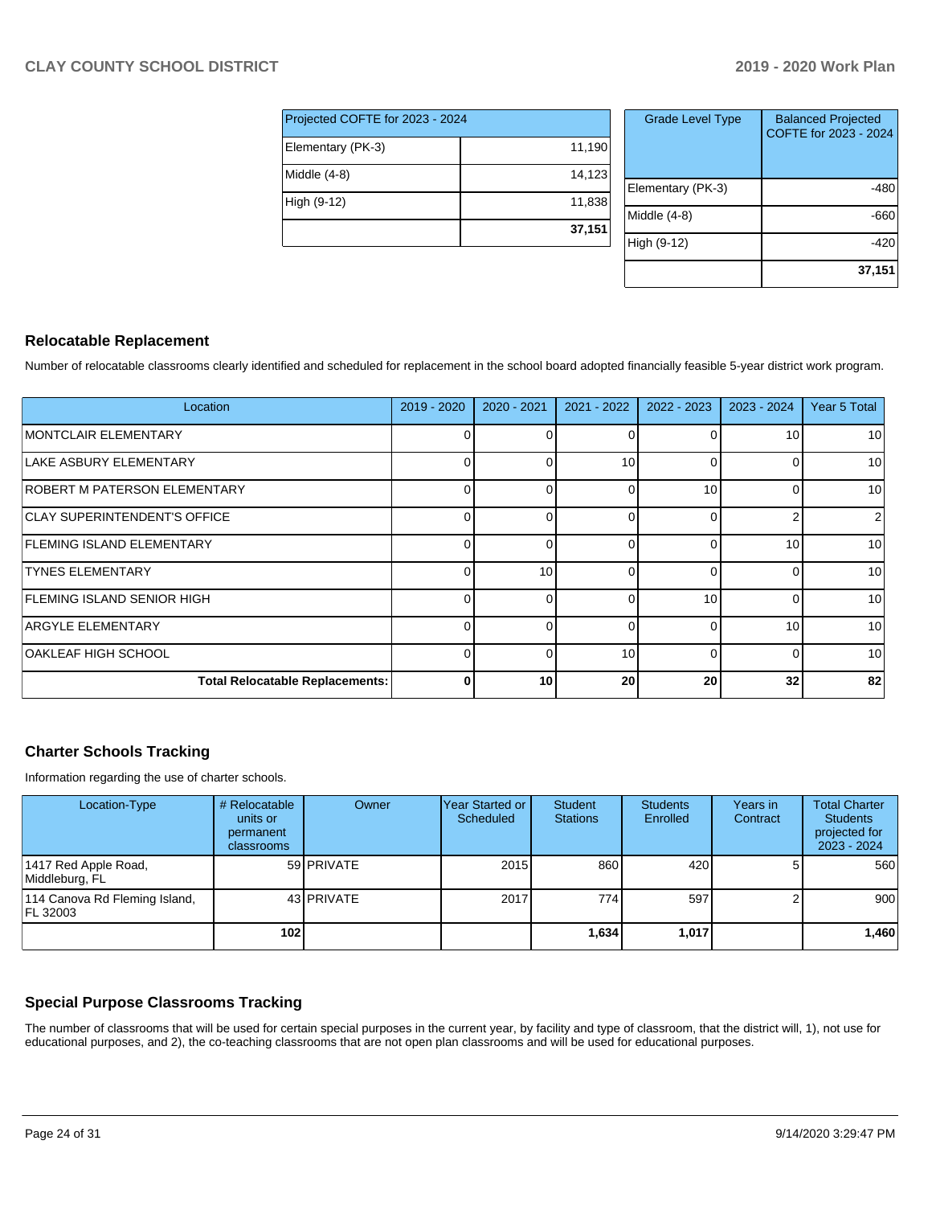| Projected COFTE for 2023 - 2024 | |
|---|---|
| Elementary (PK-3) | 11,190 |
| Middle (4-8) | 14,123 |
| High (9-12) | 11,838 |
| | 37,151 |

| Grade Level Type | Balanced Projected COFTE for 2023 - 2024 |
|---|---|
| Elementary (PK-3) | -480 |
| Middle (4-8) | -660 |
| High (9-12) | -420 |
| | 37,151 |

## Relocatable Replacement

Number of relocatable classrooms clearly identified and scheduled for replacement in the school board adopted financially feasible 5-year district work program.

| Location | 2019 - 2020 | 2020 - 2021 | 2021 - 2022 | 2022 - 2023 | 2023 - 2024 | Year 5 Total |
|---|---|---|---|---|---|---|
| MONTCLAIR ELEMENTARY | 0 | 0 | 0 | 0 | 10 | 10 |
| LAKE ASBURY ELEMENTARY | 0 | 0 | 10 | 0 | 0 | 10 |
| ROBERT M PATERSON ELEMENTARY | 0 | 0 | 0 | 10 | 0 | 10 |
| CLAY SUPERINTENDENT'S OFFICE | 0 | 0 | 0 | 0 | 2 | 2 |
| FLEMING ISLAND ELEMENTARY | 0 | 0 | 0 | 0 | 10 | 10 |
| TYNES ELEMENTARY | 0 | 10 | 0 | 0 | 0 | 10 |
| FLEMING ISLAND SENIOR HIGH | 0 | 0 | 0 | 10 | 0 | 10 |
| ARGYLE ELEMENTARY | 0 | 0 | 0 | 0 | 10 | 10 |
| OAKLEAF HIGH SCHOOL | 0 | 0 | 10 | 0 | 0 | 10 |
| **Total Relocatable Replacements:** | **0** | **10** | **20** | **20** | **32** | **82** |

## Charter Schools Tracking

Information regarding the use of charter schools.

| Location-Type | # Relocatable units or permanent classrooms | Owner | Year Started or Scheduled | Student Stations | Students Enrolled | Years in Contract | Total Charter Students projected for 2023 - 2024 |
|---|---|---|---|---|---|---|---|
| 1417 Red Apple Road, Middleburg, FL | 59 | PRIVATE | 2015 | 860 | 420 | 5 | 560 |
| 114 Canova Rd Fleming Island, FL 32003 | 43 | PRIVATE | 2017 | 774 | 597 | 2 | 900 |
| | **102** | | | **1,634** | **1,017** | | **1,460** |

## Special Purpose Classrooms Tracking

The number of classrooms that will be used for certain special purposes in the current year, by facility and type of classroom, that the district will, 1), not use for educational purposes, and 2), the co-teaching classrooms that are not open plan classrooms and will be used for educational purposes.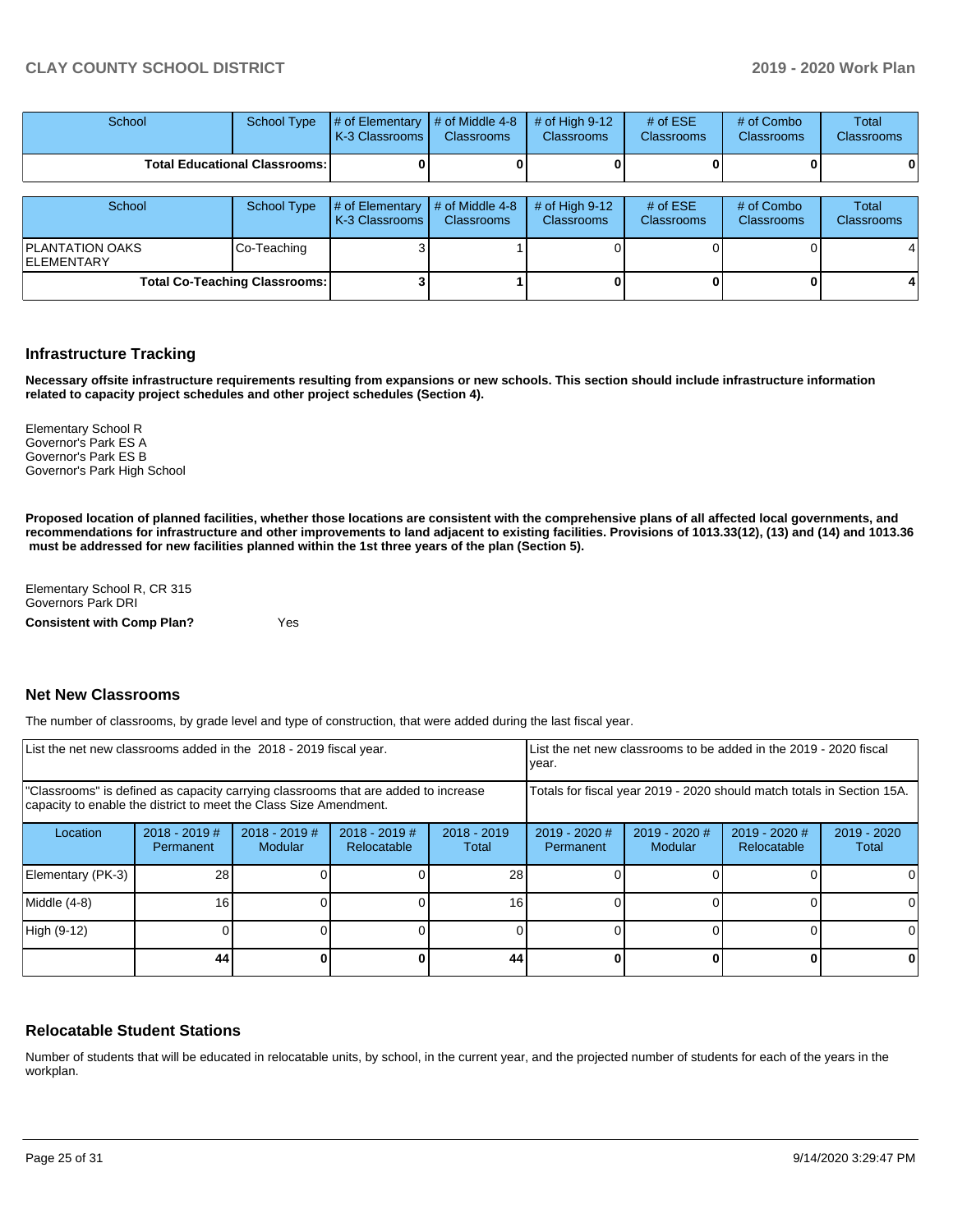| School | School Type | # of Elementary K-3 Classrooms | # of Middle 4-8 Classrooms | # of High 9-12 Classrooms | # of ESE Classrooms | # of Combo Classrooms | Total Classrooms |
|---|---|---|---|---|---|---|---|
| Total Educational Classrooms: | | 0 | 0 | 0 | 0 | 0 | 0 |

| School | School Type | # of Elementary K-3 Classrooms | # of Middle 4-8 Classrooms | # of High 9-12 Classrooms | # of ESE Classrooms | # of Combo Classrooms | Total Classrooms |
|---|---|---|---|---|---|---|---|
| PLANTATION OAKS ELEMENTARY | Co-Teaching | 3 | 1 | 0 | 0 | 0 | 4 |
| Total Co-Teaching Classrooms: | | 3 | 1 | 0 | 0 | 0 | 4 |

## Infrastructure Tracking

**Necessary offsite infrastructure requirements resulting from expansions or new schools. This section should include infrastructure information related to capacity project schedules and other project schedules (Section 4).**

Elementary School R
Governor's Park ES A
Governor's Park ES B
Governor's Park High School

**Proposed location of planned facilities, whether those locations are consistent with the comprehensive plans of all affected local governments, and recommendations for infrastructure and other improvements to land adjacent to existing facilities. Provisions of 1013.33(12), (13) and (14) and 1013.36 must be addressed for new facilities planned within the 1st three years of the plan (Section 5).**

Elementary School R, CR 315
Governors Park DRI

**Consistent with Comp Plan?** Yes

## Net New Classrooms

The number of classrooms, by grade level and type of construction, that were added during the last fiscal year.

| List the net new classrooms added in the 2018 - 2019 fiscal year. | | | | | List the net new classrooms to be added in the 2019 - 2020 fiscal year. | | | |
|---|---|---|---|---|---|---|---|---|
| "Classrooms" is defined as capacity carrying classrooms that are added to increase capacity to enable the district to meet the Class Size Amendment. | | | | | Totals for fiscal year 2019 - 2020 should match totals in Section 15A. | | | |
| Location | 2018 - 2019 # Permanent | 2018 - 2019 # Modular | 2018 - 2019 # Relocatable | 2018 - 2019 Total | 2019 - 2020 # Permanent | 2019 - 2020 # Modular | 2019 - 2020 # Relocatable | 2019 - 2020 Total |
| Elementary (PK-3) | 28 | 0 | 0 | 28 | 0 | 0 | 0 | 0 |
| Middle (4-8) | 16 | 0 | 0 | 16 | 0 | 0 | 0 | 0 |
| High (9-12) | 0 | 0 | 0 | 0 | 0 | 0 | 0 | 0 |
| | 44 | 0 | 0 | 44 | 0 | 0 | 0 | 0 |

## Relocatable Student Stations

Number of students that will be educated in relocatable units, by school, in the current year, and the projected number of students for each of the years in the workplan.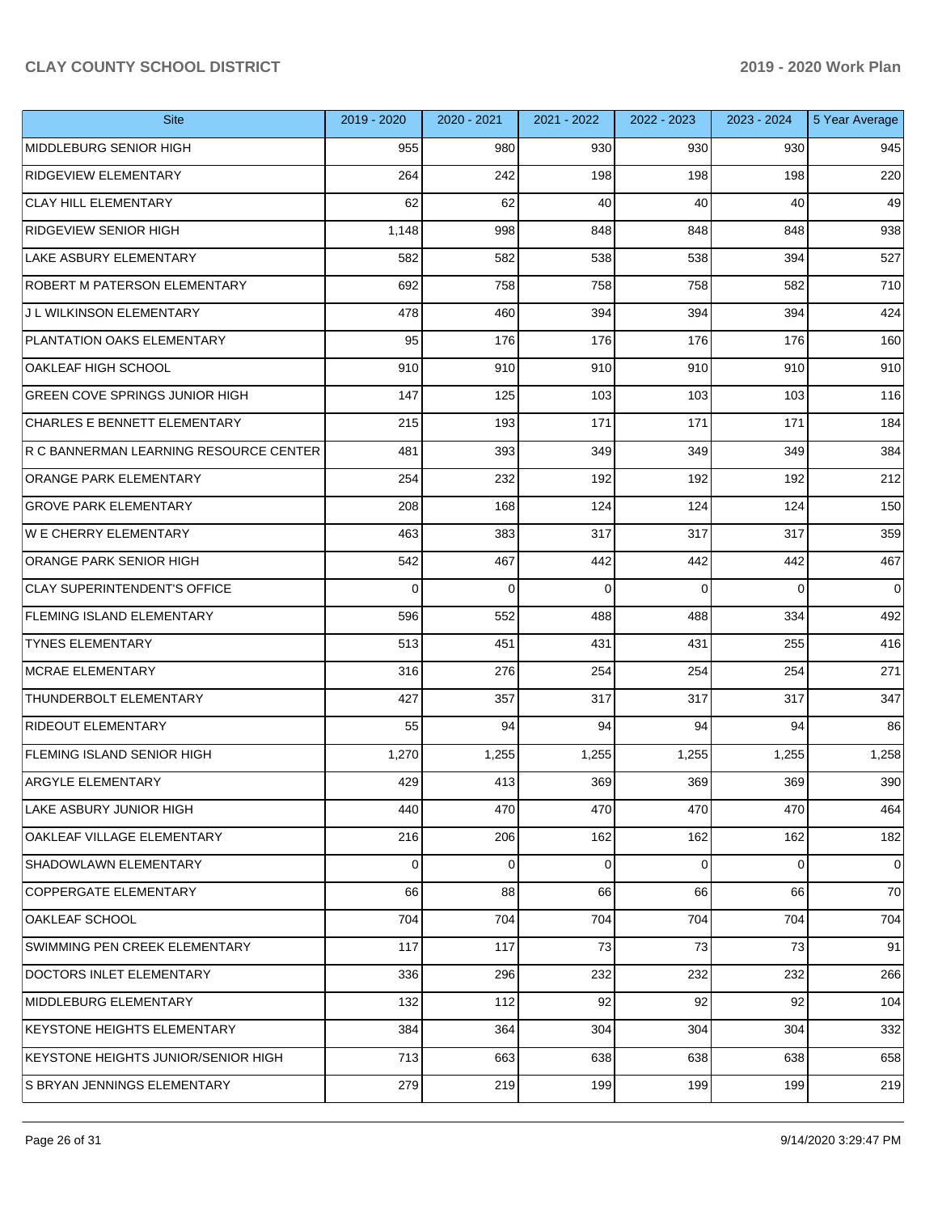| Site | 2019 - 2020 | 2020 - 2021 | 2021 - 2022 | 2022 - 2023 | 2023 - 2024 | 5 Year Average |
|---|---|---|---|---|---|---|
| MIDDLEBURG SENIOR HIGH | 955 | 980 | 930 | 930 | 930 | 945 |
| RIDGEVIEW ELEMENTARY | 264 | 242 | 198 | 198 | 198 | 220 |
| CLAY HILL ELEMENTARY | 62 | 62 | 40 | 40 | 40 | 49 |
| RIDGEVIEW SENIOR HIGH | 1,148 | 998 | 848 | 848 | 848 | 938 |
| LAKE ASBURY ELEMENTARY | 582 | 582 | 538 | 538 | 394 | 527 |
| ROBERT M PATERSON ELEMENTARY | 692 | 758 | 758 | 758 | 582 | 710 |
| J L WILKINSON ELEMENTARY | 478 | 460 | 394 | 394 | 394 | 424 |
| PLANTATION OAKS ELEMENTARY | 95 | 176 | 176 | 176 | 176 | 160 |
| OAKLEAF HIGH SCHOOL | 910 | 910 | 910 | 910 | 910 | 910 |
| GREEN COVE SPRINGS JUNIOR HIGH | 147 | 125 | 103 | 103 | 103 | 116 |
| CHARLES E BENNETT ELEMENTARY | 215 | 193 | 171 | 171 | 171 | 184 |
| R C BANNERMAN LEARNING RESOURCE CENTER | 481 | 393 | 349 | 349 | 349 | 384 |
| ORANGE PARK ELEMENTARY | 254 | 232 | 192 | 192 | 192 | 212 |
| GROVE PARK ELEMENTARY | 208 | 168 | 124 | 124 | 124 | 150 |
| W E CHERRY ELEMENTARY | 463 | 383 | 317 | 317 | 317 | 359 |
| ORANGE PARK SENIOR HIGH | 542 | 467 | 442 | 442 | 442 | 467 |
| CLAY SUPERINTENDENT'S OFFICE | 0 | 0 | 0 | 0 | 0 | 0 |
| FLEMING ISLAND ELEMENTARY | 596 | 552 | 488 | 488 | 334 | 492 |
| TYNES ELEMENTARY | 513 | 451 | 431 | 431 | 255 | 416 |
| MCRAE ELEMENTARY | 316 | 276 | 254 | 254 | 254 | 271 |
| THUNDERBOLT ELEMENTARY | 427 | 357 | 317 | 317 | 317 | 347 |
| RIDEOUT ELEMENTARY | 55 | 94 | 94 | 94 | 94 | 86 |
| FLEMING ISLAND SENIOR HIGH | 1,270 | 1,255 | 1,255 | 1,255 | 1,255 | 1,258 |
| ARGYLE ELEMENTARY | 429 | 413 | 369 | 369 | 369 | 390 |
| LAKE ASBURY JUNIOR HIGH | 440 | 470 | 470 | 470 | 470 | 464 |
| OAKLEAF VILLAGE ELEMENTARY | 216 | 206 | 162 | 162 | 162 | 182 |
| SHADOWLAWN ELEMENTARY | 0 | 0 | 0 | 0 | 0 | 0 |
| COPPERGATE ELEMENTARY | 66 | 88 | 66 | 66 | 66 | 70 |
| OAKLEAF SCHOOL | 704 | 704 | 704 | 704 | 704 | 704 |
| SWIMMING PEN CREEK ELEMENTARY | 117 | 117 | 73 | 73 | 73 | 91 |
| DOCTORS INLET ELEMENTARY | 336 | 296 | 232 | 232 | 232 | 266 |
| MIDDLEBURG ELEMENTARY | 132 | 112 | 92 | 92 | 92 | 104 |
| KEYSTONE HEIGHTS ELEMENTARY | 384 | 364 | 304 | 304 | 304 | 332 |
| KEYSTONE HEIGHTS JUNIOR/SENIOR HIGH | 713 | 663 | 638 | 638 | 638 | 658 |
| S BRYAN JENNINGS ELEMENTARY | 279 | 219 | 199 | 199 | 199 | 219 |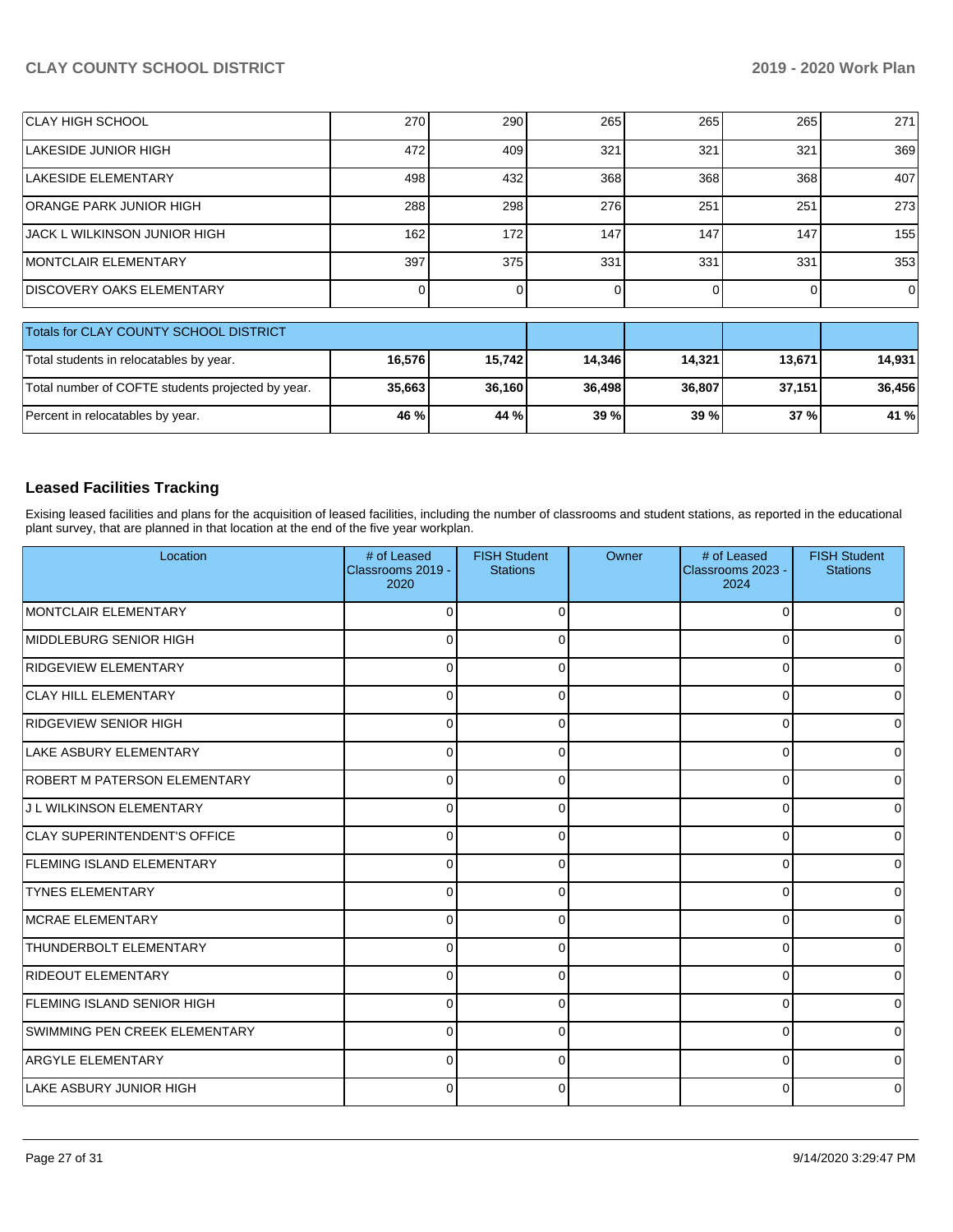| | | | | | | |
|---|---|---|---|---|---|---|
| CLAY HIGH SCHOOL | 270 | 290 | 265 | 265 | 265 | 271 |
| LAKESIDE JUNIOR HIGH | 472 | 409 | 321 | 321 | 321 | 369 |
| LAKESIDE ELEMENTARY | 498 | 432 | 368 | 368 | 368 | 407 |
| ORANGE PARK JUNIOR HIGH | 288 | 298 | 276 | 251 | 251 | 273 |
| JACK L WILKINSON JUNIOR HIGH | 162 | 172 | 147 | 147 | 147 | 155 |
| MONTCLAIR ELEMENTARY | 397 | 375 | 331 | 331 | 331 | 353 |
| DISCOVERY OAKS ELEMENTARY | 0 | 0 | 0 | 0 | 0 | 0 |

| Totals for CLAY COUNTY SCHOOL DISTRICT | | | | | | |
|---|---|---|---|---|---|---|
| Total students in relocatables by year. | **16,576** | **15,742** | **14,346** | **14,321** | **13,671** | **14,931** |
| Total number of COFTE students projected by year. | **35,663** | **36,160** | **36,498** | **36,807** | **37,151** | **36,456** |
| Percent in relocatables by year. | **46 %** | **44 %** | **39 %** | **39 %** | **37 %** | **41 %** |

## Leased Facilities Tracking

Exising leased facilities and plans for the acquisition of leased facilities, including the number of classrooms and student stations, as reported in the educational plant survey, that are planned in that location at the end of the five year workplan.

| Location | # of Leased Classrooms 2019 - 2020 | FISH Student Stations | Owner | # of Leased Classrooms 2023 - 2024 | FISH Student Stations |
|---|---|---|---|---|---|
| MONTCLAIR ELEMENTARY | 0 | 0 | | 0 | 0 |
| MIDDLEBURG SENIOR HIGH | 0 | 0 | | 0 | 0 |
| RIDGEVIEW ELEMENTARY | 0 | 0 | | 0 | 0 |
| CLAY HILL ELEMENTARY | 0 | 0 | | 0 | 0 |
| RIDGEVIEW SENIOR HIGH | 0 | 0 | | 0 | 0 |
| LAKE ASBURY ELEMENTARY | 0 | 0 | | 0 | 0 |
| ROBERT M PATERSON ELEMENTARY | 0 | 0 | | 0 | 0 |
| J L WILKINSON ELEMENTARY | 0 | 0 | | 0 | 0 |
| CLAY SUPERINTENDENT'S OFFICE | 0 | 0 | | 0 | 0 |
| FLEMING ISLAND ELEMENTARY | 0 | 0 | | 0 | 0 |
| TYNES ELEMENTARY | 0 | 0 | | 0 | 0 |
| MCRAE ELEMENTARY | 0 | 0 | | 0 | 0 |
| THUNDERBOLT ELEMENTARY | 0 | 0 | | 0 | 0 |
| RIDEOUT ELEMENTARY | 0 | 0 | | 0 | 0 |
| FLEMING ISLAND SENIOR HIGH | 0 | 0 | | 0 | 0 |
| SWIMMING PEN CREEK ELEMENTARY | 0 | 0 | | 0 | 0 |
| ARGYLE ELEMENTARY | 0 | 0 | | 0 | 0 |
| LAKE ASBURY JUNIOR HIGH | 0 | 0 | | 0 | 0 |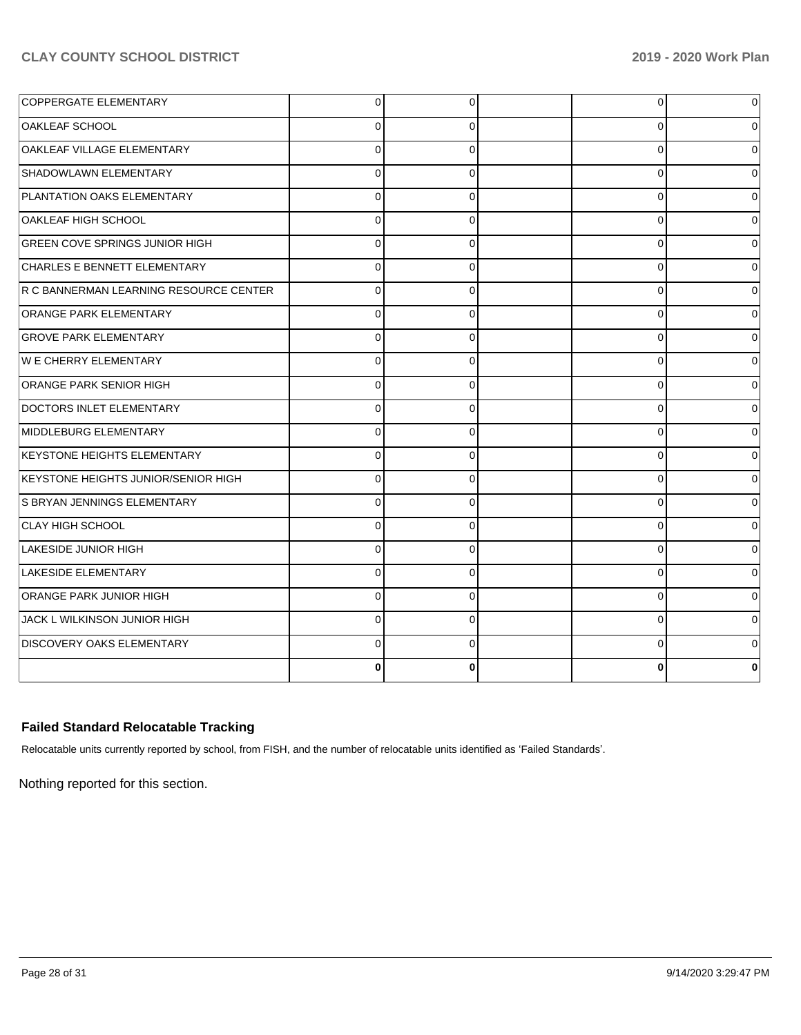| | | | | | |
|---|---|---|---|---|---|
| COPPERGATE ELEMENTARY | 0 | 0 | | 0 | 0 |
| OAKLEAF SCHOOL | 0 | 0 | | 0 | 0 |
| OAKLEAF VILLAGE ELEMENTARY | 0 | 0 | | 0 | 0 |
| SHADOWLAWN ELEMENTARY | 0 | 0 | | 0 | 0 |
| PLANTATION OAKS ELEMENTARY | 0 | 0 | | 0 | 0 |
| OAKLEAF HIGH SCHOOL | 0 | 0 | | 0 | 0 |
| GREEN COVE SPRINGS JUNIOR HIGH | 0 | 0 | | 0 | 0 |
| CHARLES E BENNETT ELEMENTARY | 0 | 0 | | 0 | 0 |
| R C BANNERMAN LEARNING RESOURCE CENTER | 0 | 0 | | 0 | 0 |
| ORANGE PARK ELEMENTARY | 0 | 0 | | 0 | 0 |
| GROVE PARK ELEMENTARY | 0 | 0 | | 0 | 0 |
| W E CHERRY ELEMENTARY | 0 | 0 | | 0 | 0 |
| ORANGE PARK SENIOR HIGH | 0 | 0 | | 0 | 0 |
| DOCTORS INLET ELEMENTARY | 0 | 0 | | 0 | 0 |
| MIDDLEBURG ELEMENTARY | 0 | 0 | | 0 | 0 |
| KEYSTONE HEIGHTS ELEMENTARY | 0 | 0 | | 0 | 0 |
| KEYSTONE HEIGHTS JUNIOR/SENIOR HIGH | 0 | 0 | | 0 | 0 |
| S BRYAN JENNINGS ELEMENTARY | 0 | 0 | | 0 | 0 |
| CLAY HIGH SCHOOL | 0 | 0 | | 0 | 0 |
| LAKESIDE JUNIOR HIGH | 0 | 0 | | 0 | 0 |
| LAKESIDE ELEMENTARY | 0 | 0 | | 0 | 0 |
| ORANGE PARK JUNIOR HIGH | 0 | 0 | | 0 | 0 |
| JACK L WILKINSON JUNIOR HIGH | 0 | 0 | | 0 | 0 |
| DISCOVERY OAKS ELEMENTARY | 0 | 0 | | 0 | 0 |
| | **0** | **0** | | **0** | **0** |

### Failed Standard Relocatable Tracking

Relocatable units currently reported by school, from FISH, and the number of relocatable units identified as 'Failed Standards'.

Nothing reported for this section.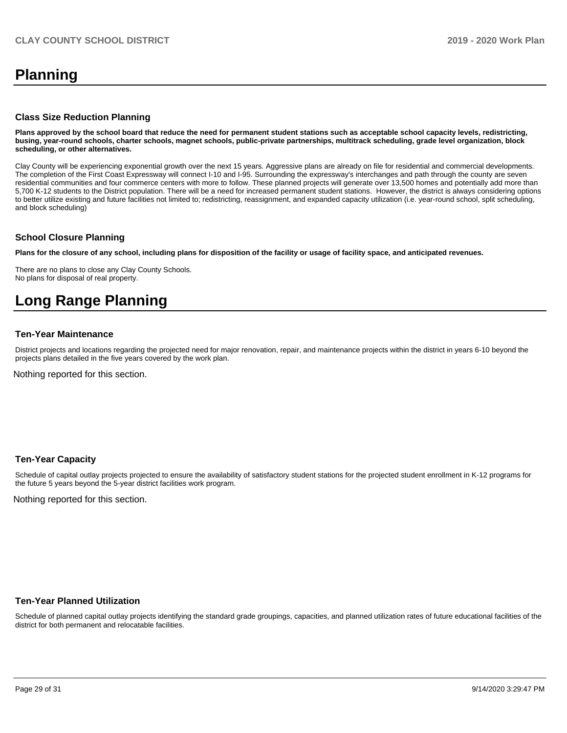# Planning

### Class Size Reduction Planning

**Plans approved by the school board that reduce the need for permanent student stations such as acceptable school capacity levels, redistricting, busing, year-round schools, charter schools, magnet schools, public-private partnerships, multitrack scheduling, grade level organization, block scheduling, or other alternatives.**

Clay County will be experiencing exponential growth over the next 15 years. Aggressive plans are already on file for residential and commercial developments. The completion of the First Coast Expressway will connect I-10 and I-95. Surrounding the expressway's interchanges and path through the county are seven residential communities and four commerce centers with more to follow. These planned projects will generate over 13,500 homes and potentially add more than 5,700 K-12 students to the District population. There will be a need for increased permanent student stations. However, the district is always considering options to better utilize existing and future facilities not limited to; redistricting, reassignment, and expanded capacity utilization (i.e. year-round school, split scheduling, and block scheduling)

### School Closure Planning

**Plans for the closure of any school, including plans for disposition of the facility or usage of facility space, and anticipated revenues.**

There are no plans to close any Clay County Schools.
No plans for disposal of real property.

# Long Range Planning

### Ten-Year Maintenance

District projects and locations regarding the projected need for major renovation, repair, and maintenance projects within the district in years 6-10 beyond the projects plans detailed in the five years covered by the work plan.

Nothing reported for this section.

### Ten-Year Capacity

Schedule of capital outlay projects projected to ensure the availability of satisfactory student stations for the projected student enrollment in K-12 programs for the future 5 years beyond the 5-year district facilities work program.

Nothing reported for this section.

### Ten-Year Planned Utilization

Schedule of planned capital outlay projects identifying the standard grade groupings, capacities, and planned utilization rates of future educational facilities of the district for both permanent and relocatable facilities.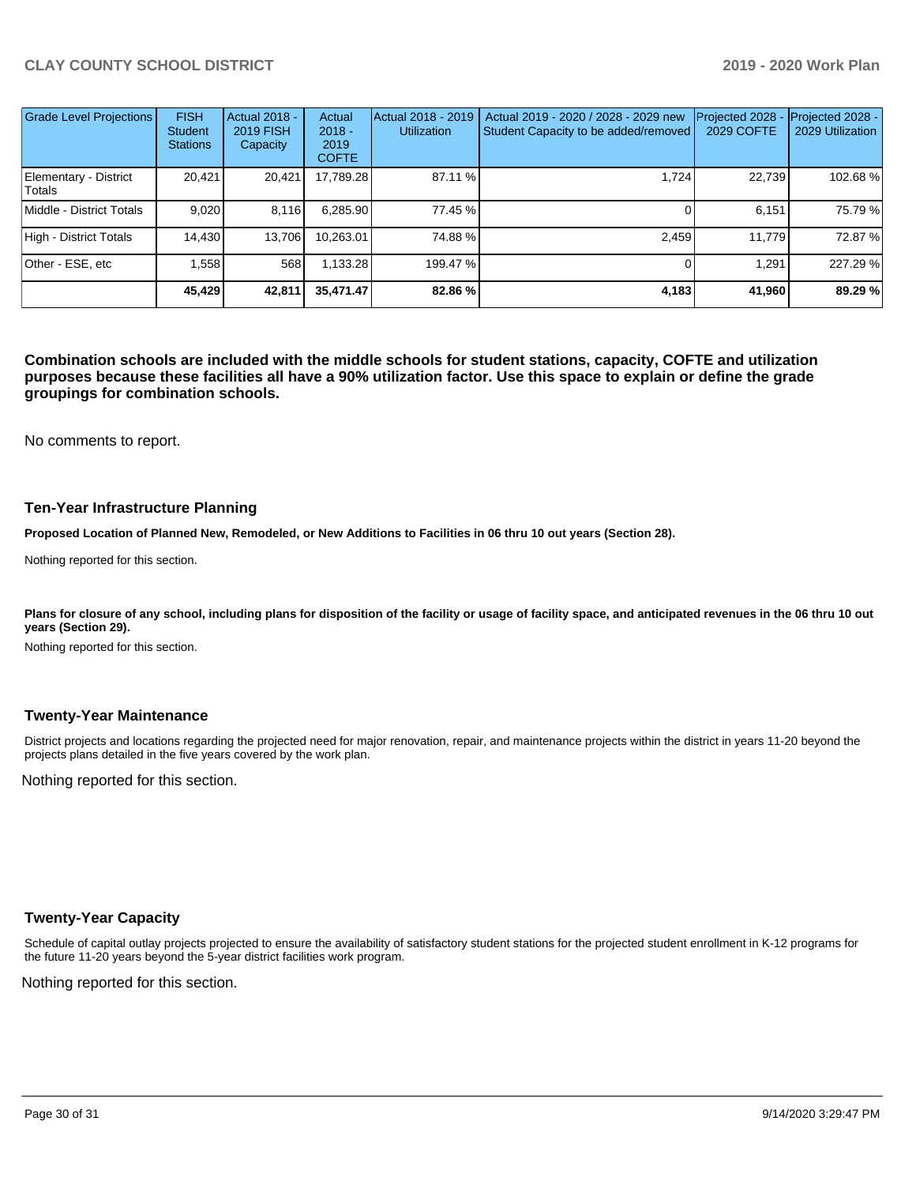| Grade Level Projections | FISH Student Stations | Actual 2018 - 2019 FISH Capacity | Actual 2018 - 2019 COFTE | Actual 2018 - 2019 Utilization | Actual 2019 - 2020 / 2028 - 2029 new Student Capacity to be added/removed | Projected 2028 - 2029 COFTE | Projected 2028 - 2029 Utilization |
|---|---|---|---|---|---|---|---|
| Elementary - District Totals | 20,421 | 20,421 | 17,789.28 | 87.11 % | 1,724 | 22,739 | 102.68 % |
| Middle - District Totals | 9,020 | 8,116 | 6,285.90 | 77.45 % | 0 | 6,151 | 75.79 % |
| High - District Totals | 14,430 | 13,706 | 10,263.01 | 74.88 % | 2,459 | 11,779 | 72.87 % |
| Other - ESE, etc | 1,558 | 568 | 1,133.28 | 199.47 % | 0 | 1,291 | 227.29 % |
| | **45,429** | **42,811** | **35,471.47** | **82.86 %** | **4,183** | **41,960** | **89.29 %** |

**Combination schools are included with the middle schools for student stations, capacity, COFTE and utilization purposes because these facilities all have a 90% utilization factor. Use this space to explain or define the grade groupings for combination schools.**

No comments to report.

### Ten-Year Infrastructure Planning

**Proposed Location of Planned New, Remodeled, or New Additions to Facilities in 06 thru 10 out years (Section 28).**

Nothing reported for this section.

**Plans for closure of any school, including plans for disposition of the facility or usage of facility space, and anticipated revenues in the 06 thru 10 out years (Section 29).**

Nothing reported for this section.

### Twenty-Year Maintenance

District projects and locations regarding the projected need for major renovation, repair, and maintenance projects within the district in years 11-20 beyond the projects plans detailed in the five years covered by the work plan.

Nothing reported for this section.

### Twenty-Year Capacity

Schedule of capital outlay projects projected to ensure the availability of satisfactory student stations for the projected student enrollment in K-12 programs for the future 11-20 years beyond the 5-year district facilities work program.

Nothing reported for this section.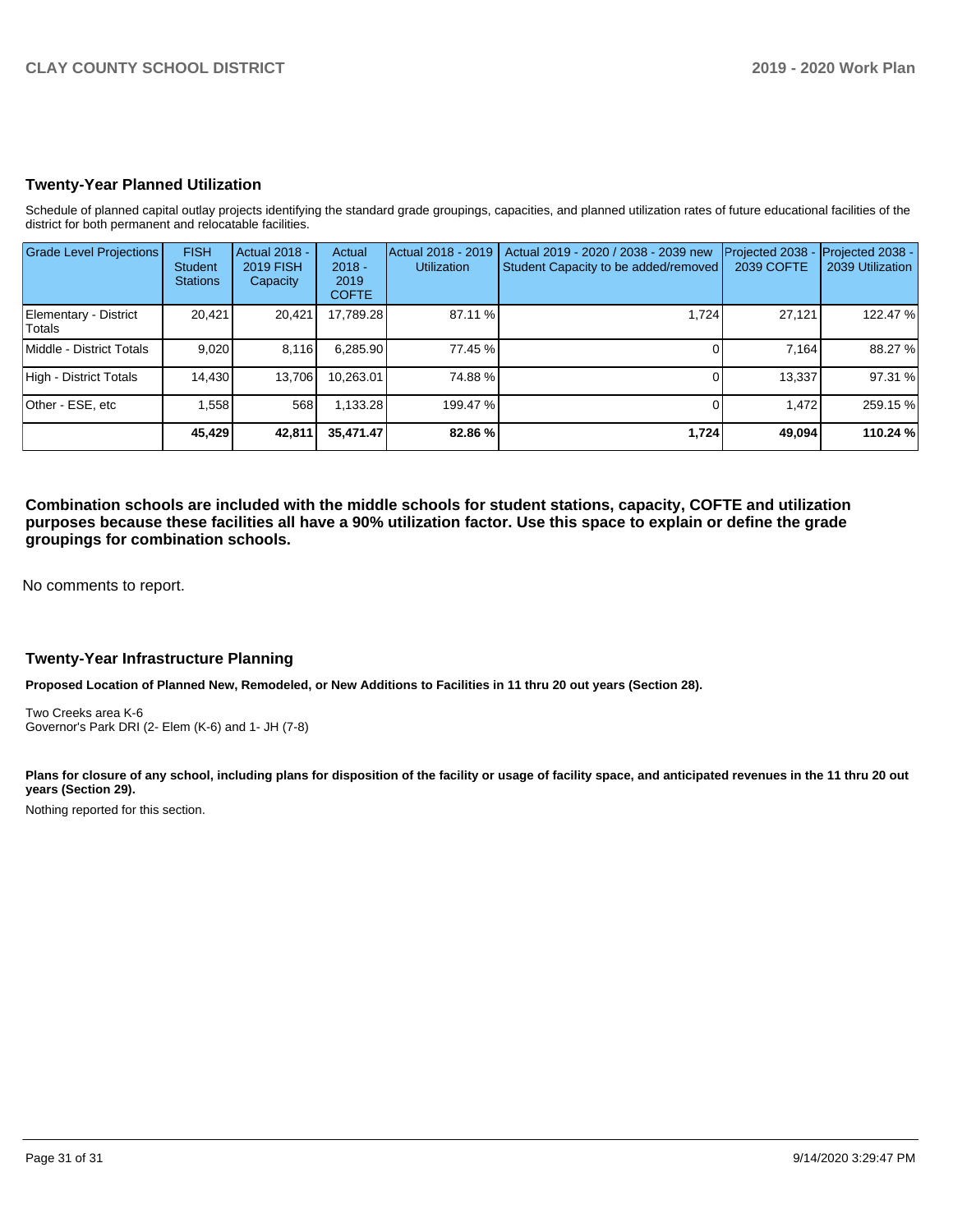## Twenty-Year Planned Utilization

Schedule of planned capital outlay projects identifying the standard grade groupings, capacities, and planned utilization rates of future educational facilities of the district for both permanent and relocatable facilities.

| Grade Level Projections | FISH Student Stations | Actual 2018 - 2019 FISH Capacity | Actual 2018 - 2019 COFTE | Actual 2018 - 2019 Utilization | Actual 2019 - 2020 / 2038 - 2039 new Student Capacity to be added/removed | Projected 2038 - 2039 COFTE | Projected 2038 - 2039 Utilization |
|---|---|---|---|---|---|---|---|
| Elementary - District Totals | 20,421 | 20,421 | 17,789.28 | 87.11 % | 1,724 | 27,121 | 122.47 % |
| Middle - District Totals | 9,020 | 8,116 | 6,285.90 | 77.45 % | 0 | 7,164 | 88.27 % |
| High - District Totals | 14,430 | 13,706 | 10,263.01 | 74.88 % | 0 | 13,337 | 97.31 % |
| Other - ESE, etc | 1,558 | 568 | 1,133.28 | 199.47 % | 0 | 1,472 | 259.15 % |
| | **45,429** | **42,811** | **35,471.47** | **82.86 %** | **1,724** | **49,094** | **110.24 %** |

**Combination schools are included with the middle schools for student stations, capacity, COFTE and utilization purposes because these facilities all have a 90% utilization factor. Use this space to explain or define the grade groupings for combination schools.**

No comments to report.

## Twenty-Year Infrastructure Planning

**Proposed Location of Planned New, Remodeled, or New Additions to Facilities in 11 thru 20 out years (Section 28).**

Two Creeks area K-6
Governor's Park DRI (2- Elem (K-6) and 1- JH (7-8)

**Plans for closure of any school, including plans for disposition of the facility or usage of facility space, and anticipated revenues in the 11 thru 20 out years (Section 29).**

Nothing reported for this section.